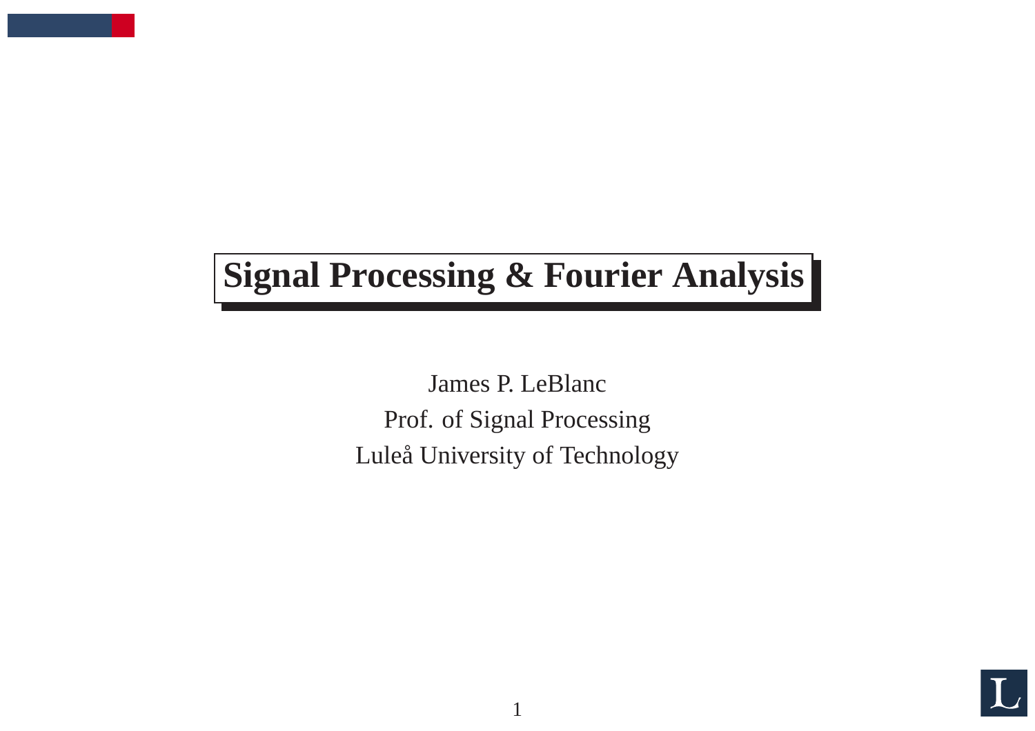# Signal Processing & Fourier Analysis

James P. LeBlanc

Prof. of Signal Processing

Luleå University of Technology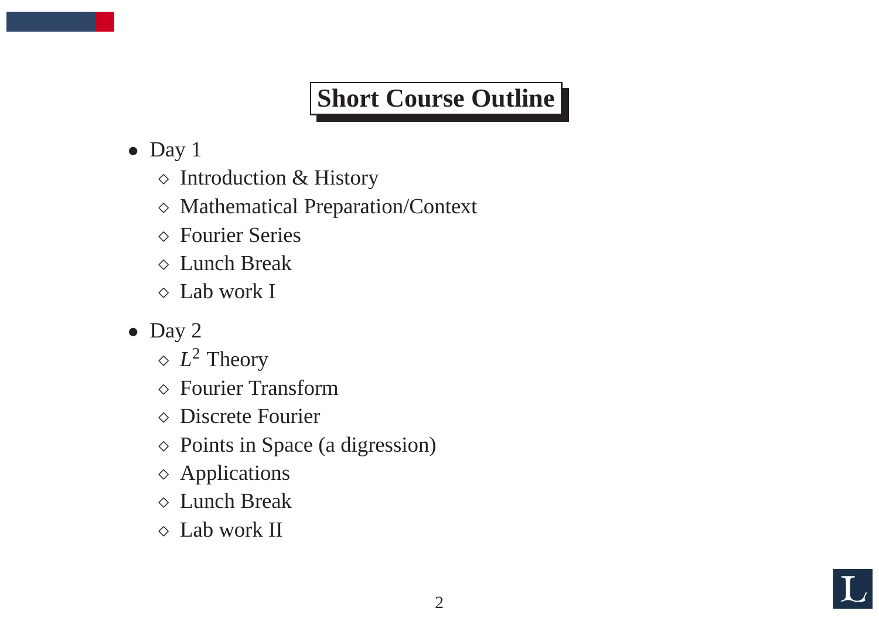# Short Course Outline

- Day 1
  - Introduction & History
  - Mathematical Preparation/Context
  - Fourier Series
  - Lunch Break
  - Lab work I
- Day 2
  - $L^2$ Theory
  - Fourier Transform
  - Discrete Fourier
  - Points in Space (a digression)
  - Applications
  - Lunch Break
  - Lab work II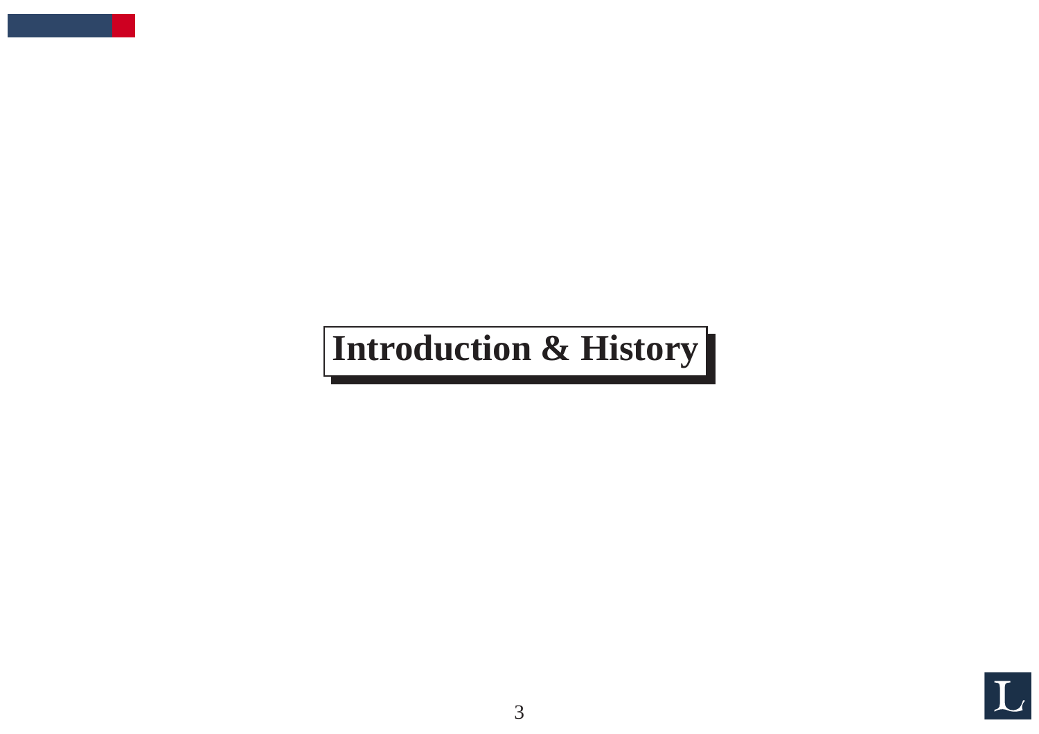# Introduction & History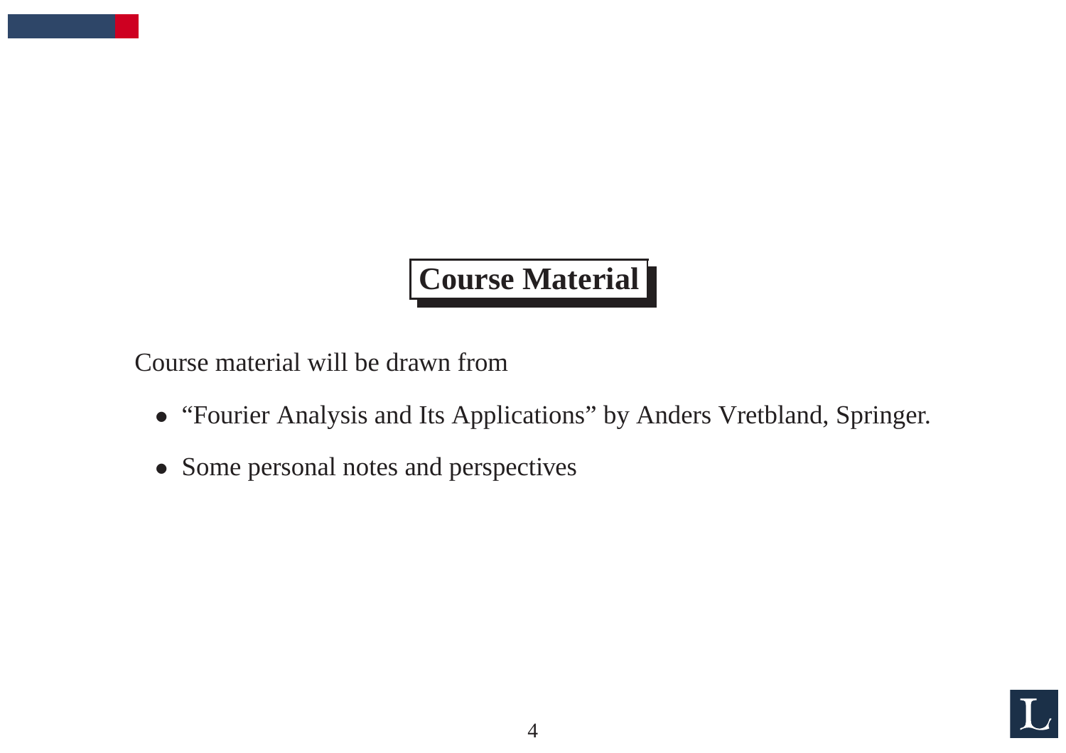## Course Material

Course material will be drawn from

- "Fourier Analysis and Its Applications" by Anders Vretbland, Springer.
- Some personal notes and perspectives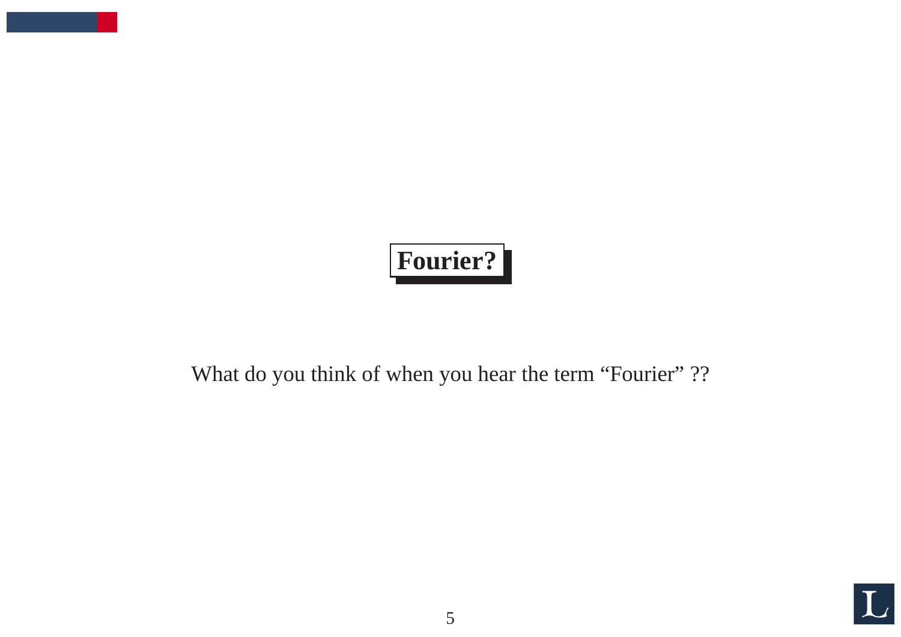# Fourier?

What do you think of when you hear the term “Fourier” ??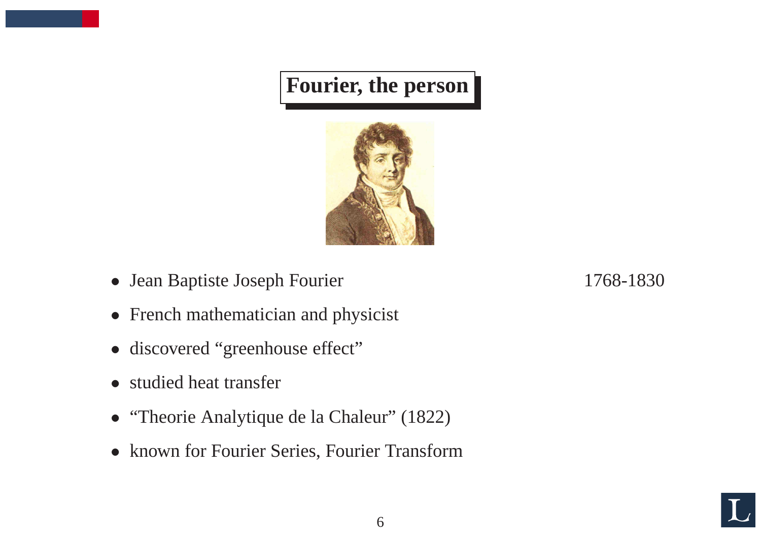# Fourier, the person

- Jean Baptiste Joseph Fourier 1768-1830
- French mathematician and physicist
- discovered “greenhouse effect”
- studied heat transfer
- “Theorie Analytique de la Chaleur” (1822)
- known for Fourier Series, Fourier Transform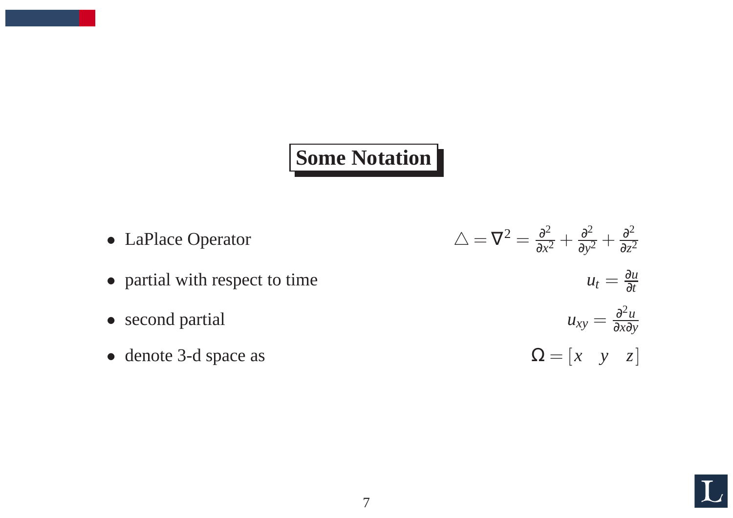# Some Notation

- LaPlace Operator $\quad \triangle = \nabla^2 = \frac{\partial^2}{\partial x^2} + \frac{\partial^2}{\partial y^2} + \frac{\partial^2}{\partial z^2}$
- partial with respect to time $\quad u_t = \frac{\partial u}{\partial t}$
- second partial $\quad u_{xy} = \frac{\partial^2 u}{\partial x \partial y}$
- denote 3-d space as $\quad \Omega = [x \quad y \quad z]$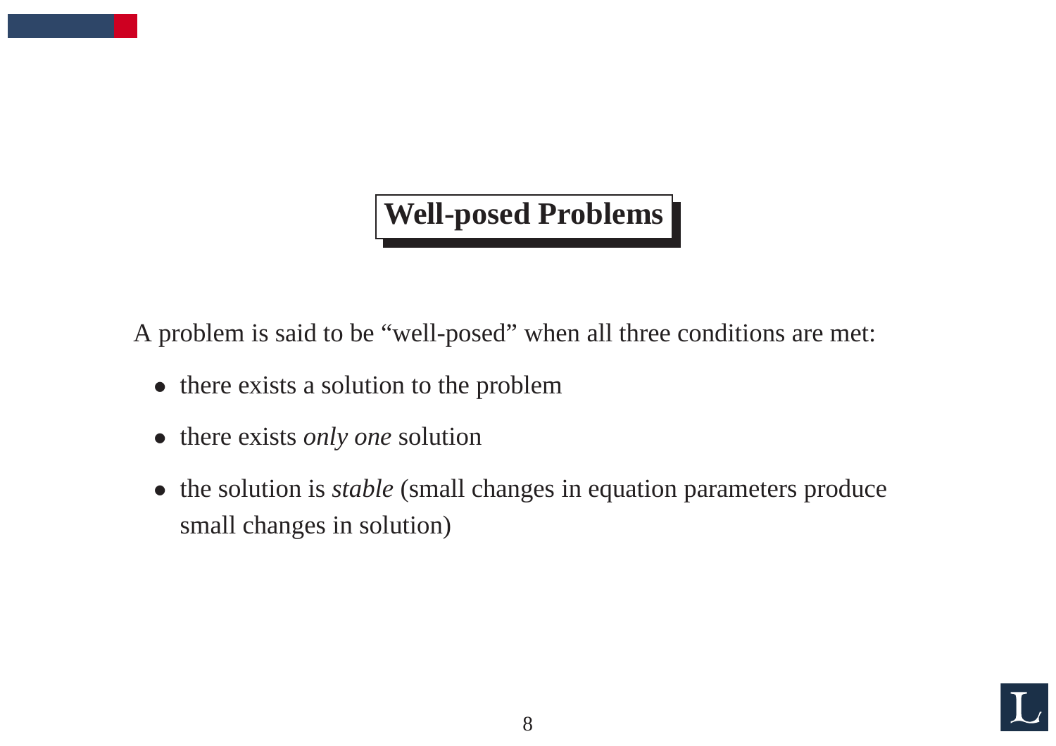## Well-posed Problems

A problem is said to be "well-posed" when all three conditions are met:

- there exists a solution to the problem
- there exists *only one* solution
- the solution is *stable* (small changes in equation parameters produce small changes in solution)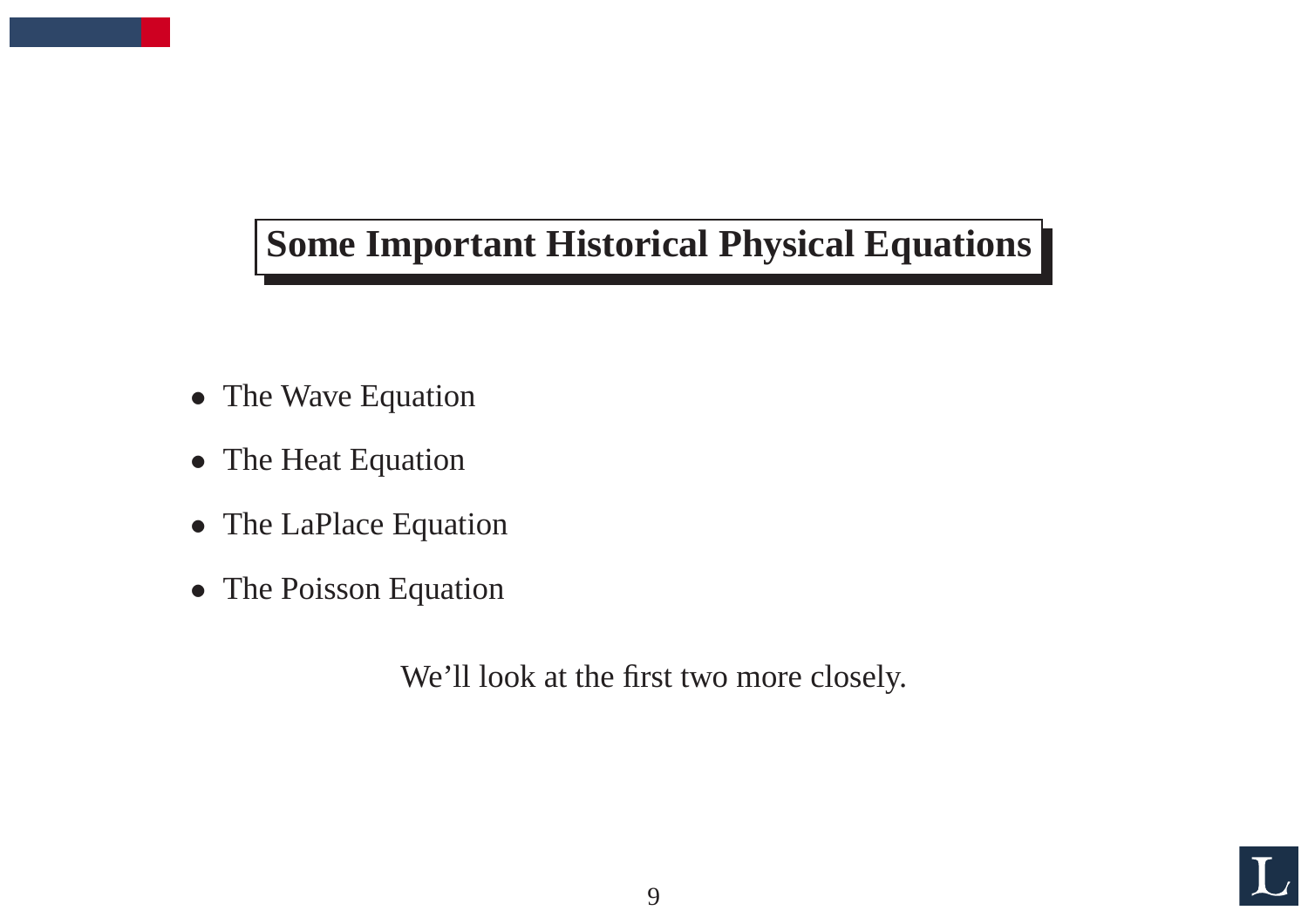# Some Important Historical Physical Equations

- The Wave Equation
- The Heat Equation
- The LaPlace Equation
- The Poisson Equation

We'll look at the first two more closely.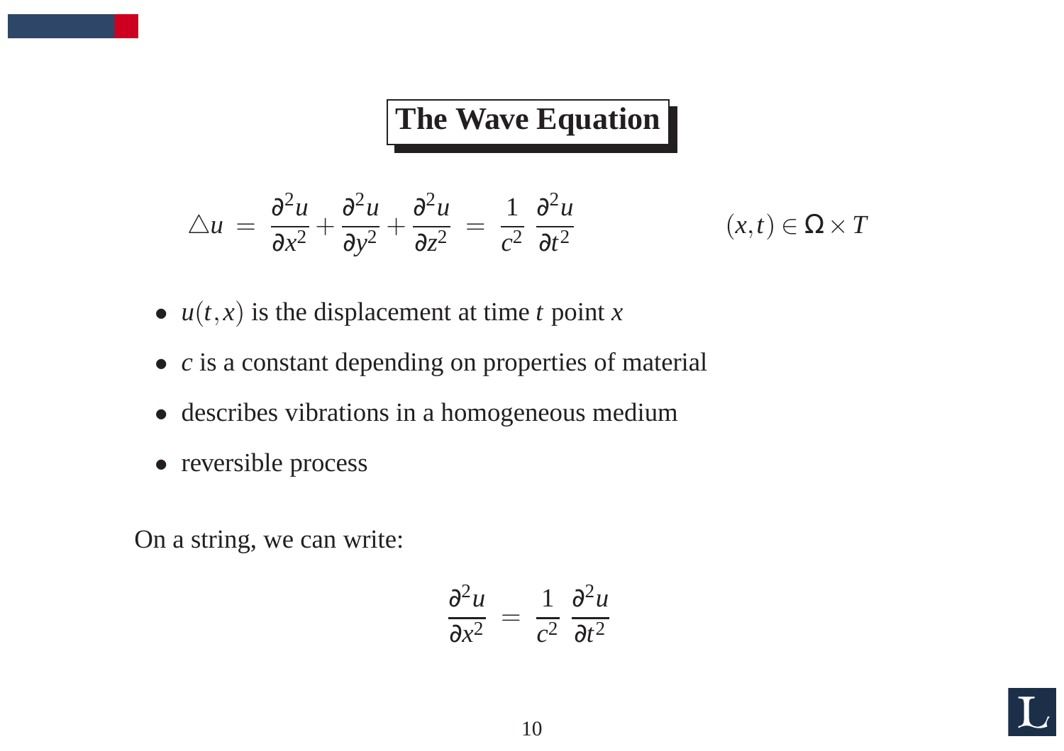# The Wave Equation

$$\triangle u = \frac{\partial^2 u}{\partial x^2} + \frac{\partial^2 u}{\partial y^2} + \frac{\partial^2 u}{\partial z^2} = \frac{1}{c^2} \frac{\partial^2 u}{\partial t^2} \qquad (x,t) \in \Omega \times T$$

- $u(t,x)$ is the displacement at time $t$ point $x$
- $c$ is a constant depending on properties of material
- describes vibrations in a homogeneous medium
- reversible process

On a string, we can write:

$$\frac{\partial^2 u}{\partial x^2} = \frac{1}{c^2} \frac{\partial^2 u}{\partial t^2}$$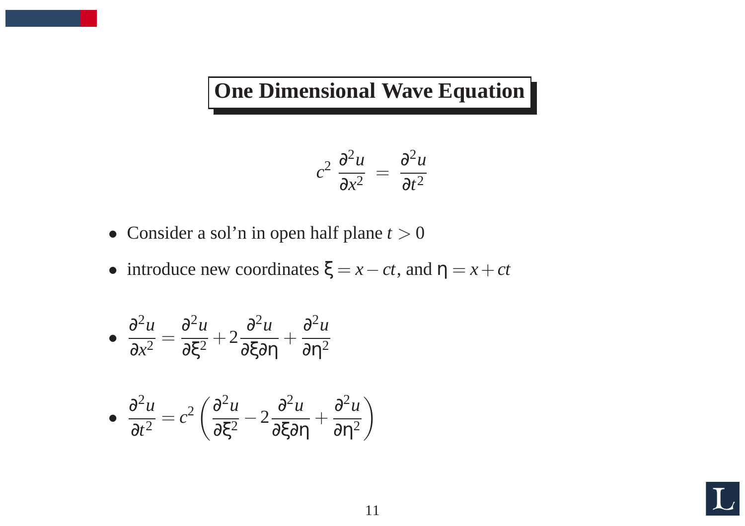# One Dimensional Wave Equation

$$c^2 \frac{\partial^2 u}{\partial x^2} = \frac{\partial^2 u}{\partial t^2}$$

- Consider a sol'n in open half plane $t > 0$
- introduce new coordinates $\xi = x - ct$, and $\eta = x + ct$
- $\dfrac{\partial^2 u}{\partial x^2} = \dfrac{\partial^2 u}{\partial \xi^2} + 2\dfrac{\partial^2 u}{\partial \xi \partial \eta} + \dfrac{\partial^2 u}{\partial \eta^2}$
- $\dfrac{\partial^2 u}{\partial t^2} = c^2 \left( \dfrac{\partial^2 u}{\partial \xi^2} - 2\dfrac{\partial^2 u}{\partial \xi \partial \eta} + \dfrac{\partial^2 u}{\partial \eta^2} \right)$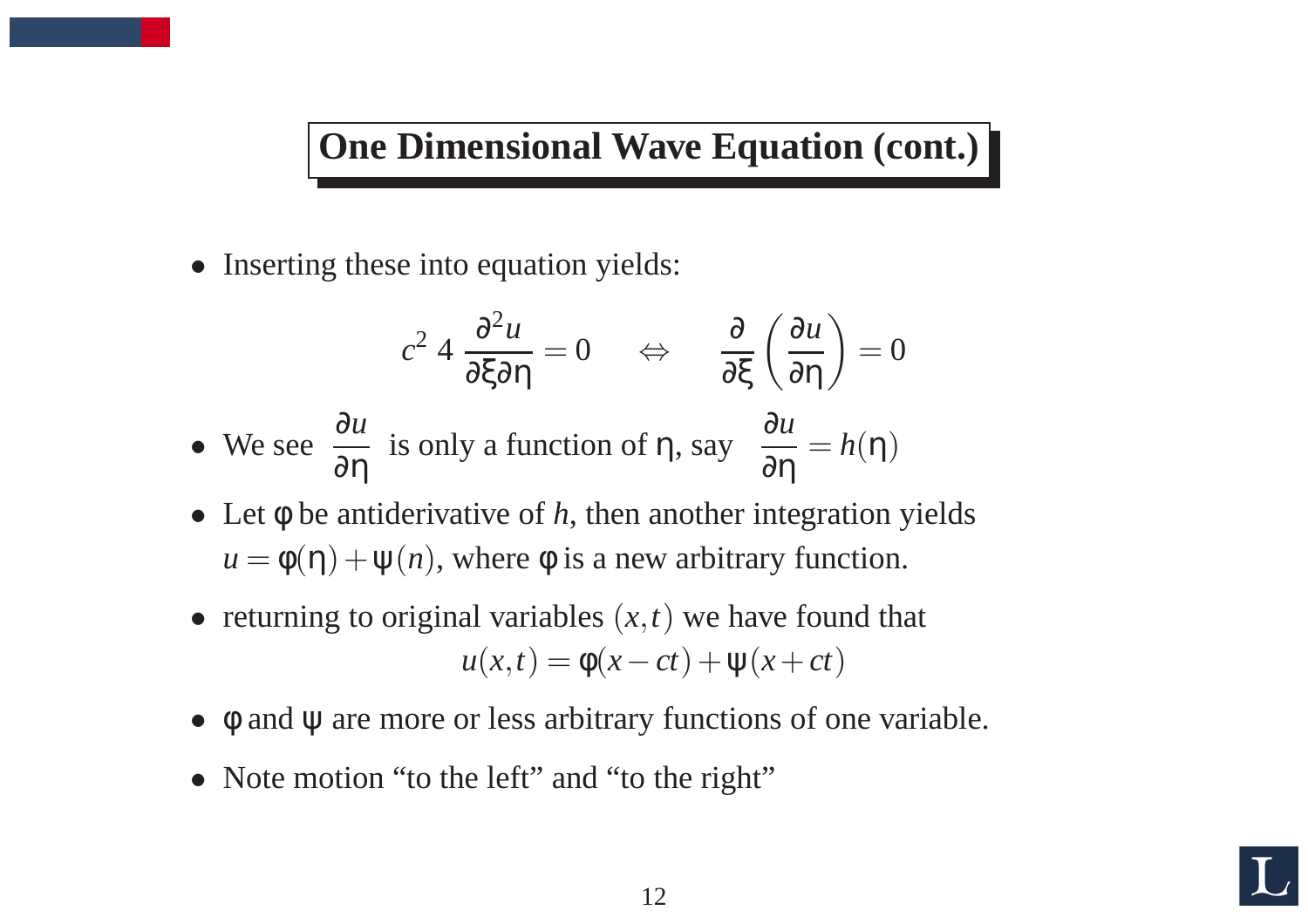# One Dimensional Wave Equation (cont.)

- Inserting these into equation yields:

$$c^2\, 4\, \frac{\partial^2 u}{\partial \xi \partial \eta} = 0 \quad \Leftrightarrow \quad \frac{\partial}{\partial \xi}\left(\frac{\partial u}{\partial \eta}\right) = 0$$

- We see $\dfrac{\partial u}{\partial \eta}$ is only a function of $\eta$, say $\dfrac{\partial u}{\partial \eta} = h(\eta)$
- Let $\varphi$ be antiderivative of $h$, then another integration yields $u = \varphi(\eta) + \psi(n)$, where $\varphi$ is a new arbitrary function.
- returning to original variables $(x,t)$ we have found that

$$u(x,t) = \varphi(x - ct) + \psi(x + ct)$$

- $\varphi$ and $\psi$ are more or less arbitrary functions of one variable.
- Note motion “to the left” and “to the right”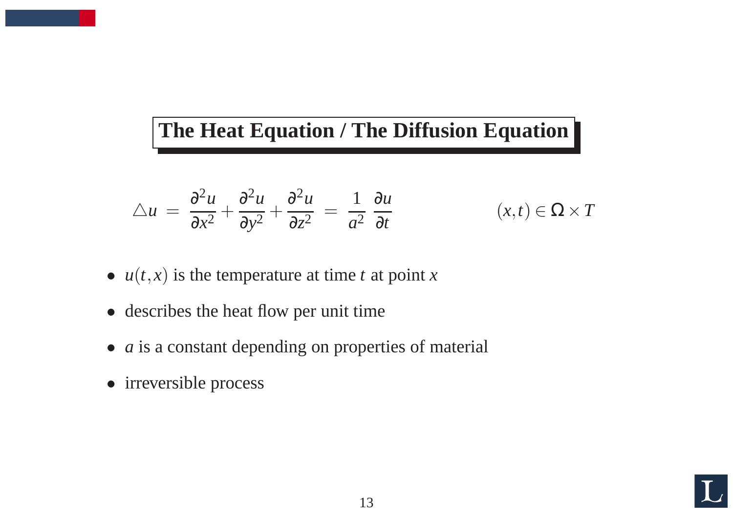# The Heat Equation / The Diffusion Equation

$$\triangle u = \frac{\partial^2 u}{\partial x^2} + \frac{\partial^2 u}{\partial y^2} + \frac{\partial^2 u}{\partial z^2} = \frac{1}{a^2}\frac{\partial u}{\partial t} \qquad (x,t) \in \Omega \times T$$

- $u(t,x)$ is the temperature at time $t$ at point $x$
- describes the heat flow per unit time
- $a$ is a constant depending on properties of material
- irreversible process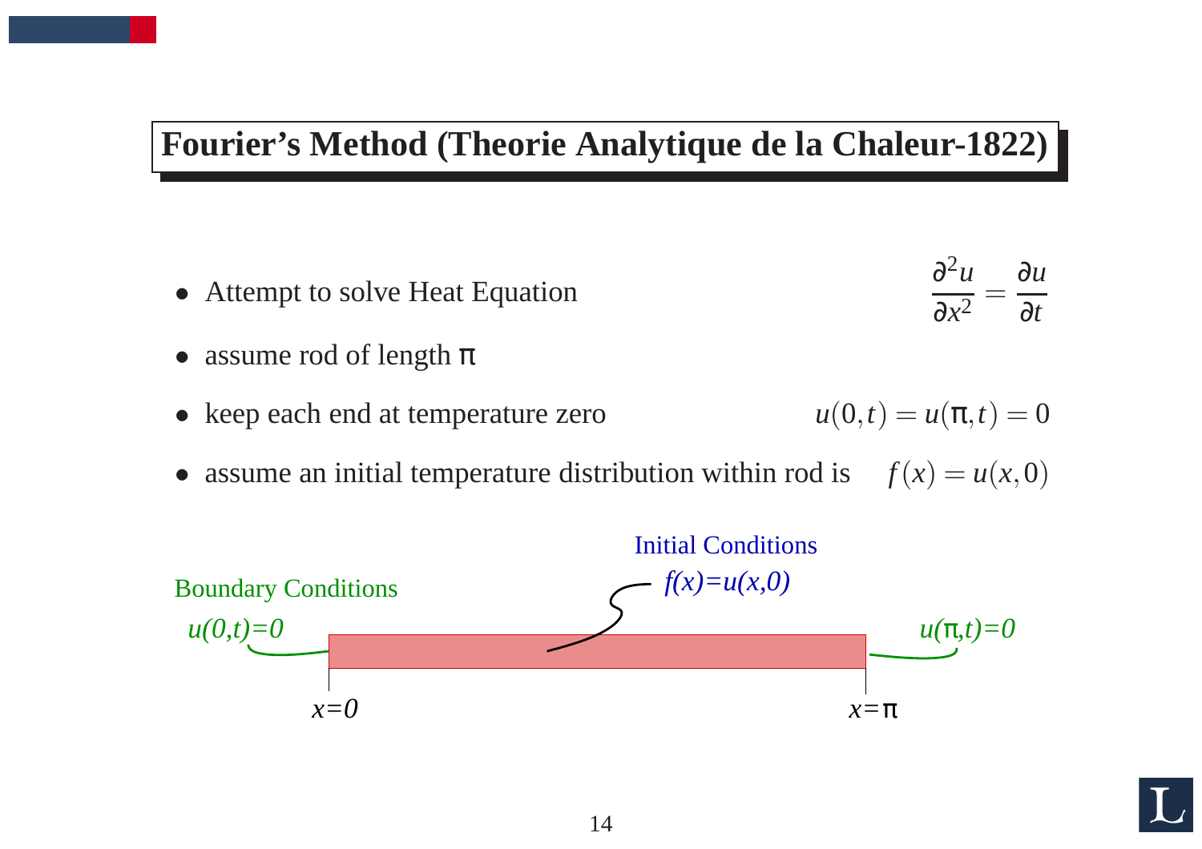# Fourier's Method (Theorie Analytique de la Chaleur-1822)

- Attempt to solve Heat Equation $\dfrac{\partial^2 u}{\partial x^2} = \dfrac{\partial u}{\partial t}$
- assume rod of length $\pi$
- keep each end at temperature zero $u(0,t) = u(\pi,t) = 0$
- assume an initial temperature distribution within rod is $f(x) = u(x,0)$

Initial Conditions

$f(x)=u(x,0)$

Boundary Conditions

$u(0,t)=0$

$u(\pi,t)=0$

$x=0$

$x=\pi$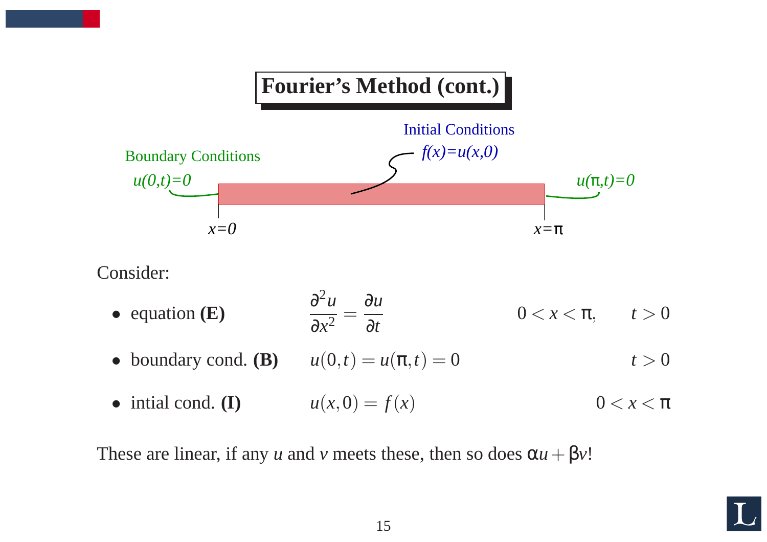# Fourier's Method (cont.)

Boundary Conditions

$u(0,t)=0$

Initial Conditions

$f(x)=u(x,0)$

$u(\pi,t)=0$

$x=0$

$x=\pi$

Consider:

- equation **(E)** $\quad \dfrac{\partial^2 u}{\partial x^2} = \dfrac{\partial u}{\partial t} \qquad 0 < x < \pi, \qquad t > 0$
- boundary cond. **(B)** $\quad u(0,t) = u(\pi,t) = 0 \qquad t > 0$
- intial cond. **(I)** $\quad u(x,0) = f(x) \qquad 0 < x < \pi$

These are linear, if any $u$ and $v$ meets these, then so does $\alpha u + \beta v$!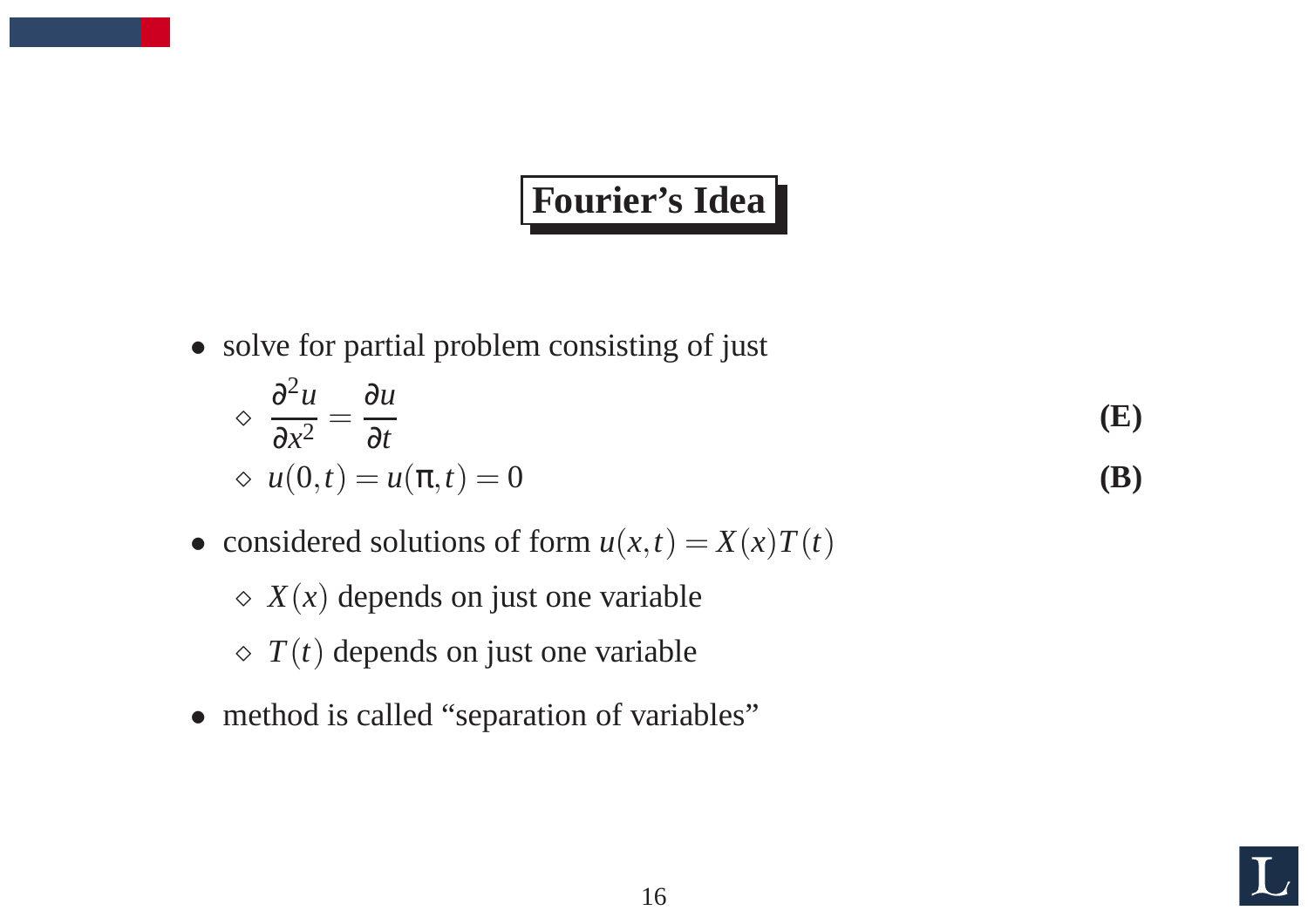# Fourier's Idea

- solve for partial problem consisting of just
  - $\dfrac{\partial^2 u}{\partial x^2} = \dfrac{\partial u}{\partial t}$ **(E)**
  - $u(0,t) = u(\pi,t) = 0$ **(B)**
- considered solutions of form $u(x,t) = X(x)T(t)$
  - $X(x)$ depends on just one variable
  - $T(t)$ depends on just one variable
- method is called "separation of variables"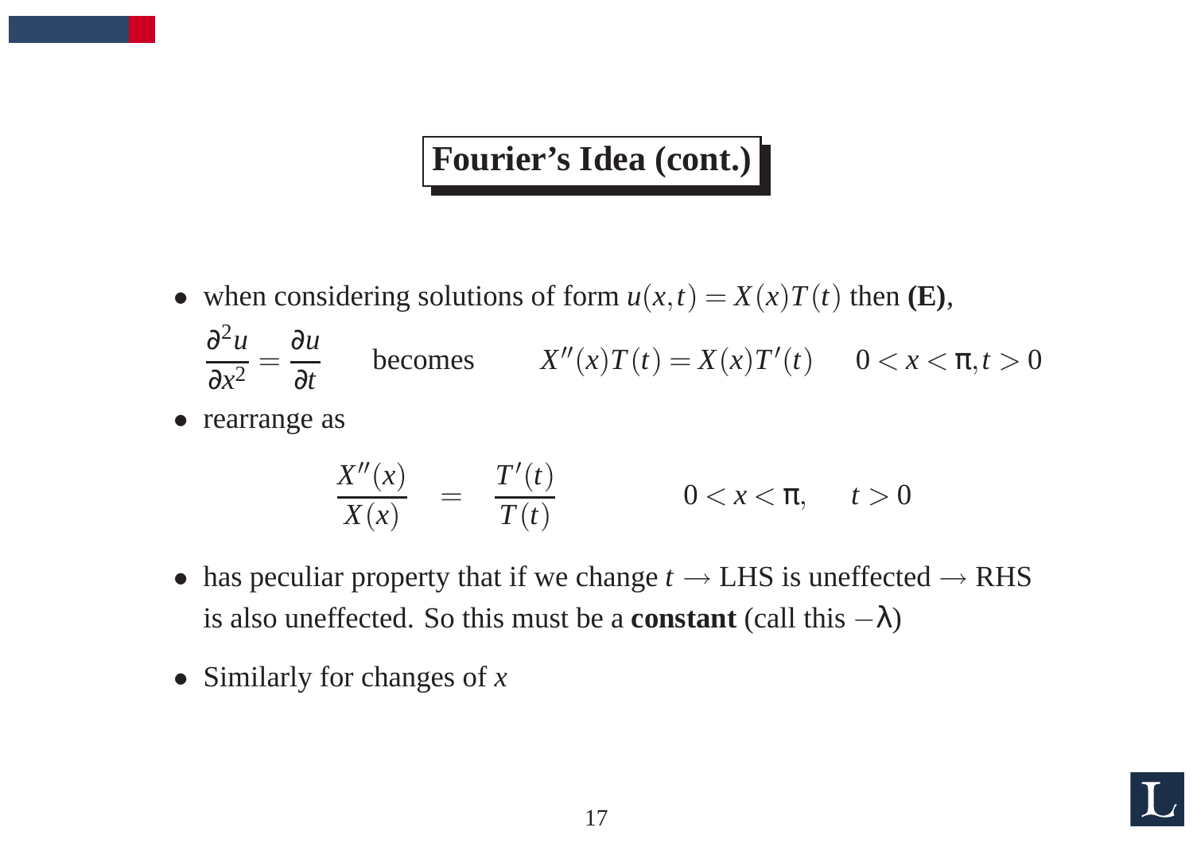# Fourier's Idea (cont.)

- when considering solutions of form $u(x,t) = X(x)T(t)$ then **(E)**,

$$\frac{\partial^2 u}{\partial x^2} = \frac{\partial u}{\partial t} \qquad \text{becomes} \qquad X''(x)T(t) = X(x)T'(t) \qquad 0 < x < \pi, t > 0$$

- rearrange as

$$\frac{X''(x)}{X(x)} = \frac{T'(t)}{T(t)} \qquad\qquad 0 < x < \pi, \quad t > 0$$

- has peculiar property that if we change $t$ $\rightarrow$ LHS is uneffected $\rightarrow$ RHS is also uneffected. So this must be a **constant** (call this $-\lambda$)

- Similarly for changes of $x$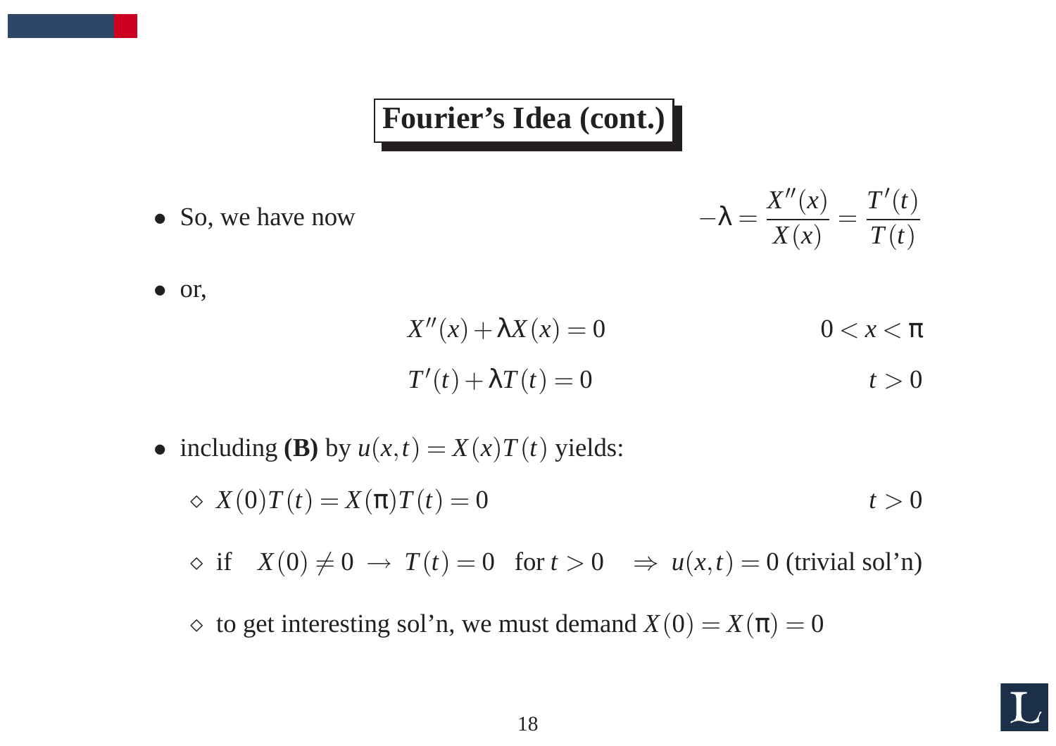## Fourier's Idea (cont.)

- So, we have now
$$-\lambda = \frac{X''(x)}{X(x)} = \frac{T'(t)}{T(t)}$$

- or,
$$X''(x) + \lambda X(x) = 0 \qquad 0 < x < \pi$$
$$T'(t) + \lambda T(t) = 0 \qquad t > 0$$

- including **(B)** by $u(x,t) = X(x)T(t)$ yields:
  - ◇ $X(0)T(t) = X(\pi)T(t) = 0 \qquad t > 0$
  - ◇ if $\quad X(0) \neq 0 \;\rightarrow\; T(t) = 0 \;$ for $t > 0 \quad \Rightarrow\; u(x,t) = 0$ (trivial sol'n)
  - ◇ to get interesting sol'n, we must demand $X(0) = X(\pi) = 0$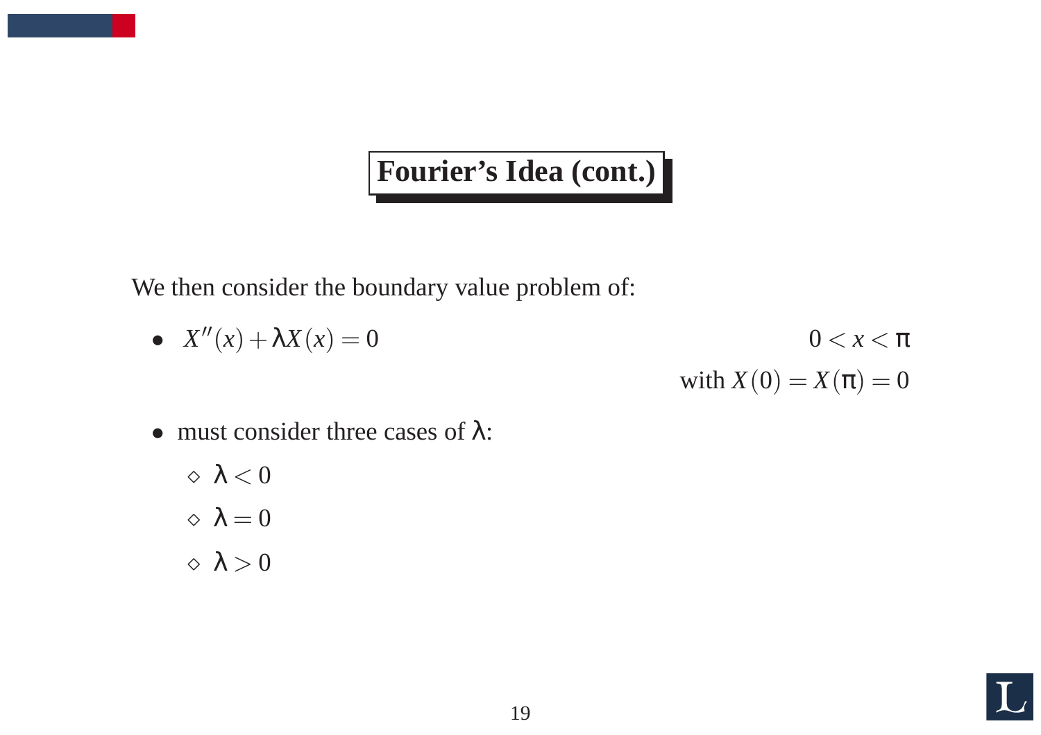# Fourier's Idea (cont.)

We then consider the boundary value problem of:

- $X''(x) + \lambda X(x) = 0 \qquad 0 < x < \pi$

  with $X(0) = X(\pi) = 0$

- must consider three cases of $\lambda$:
  - $\lambda < 0$
  - $\lambda = 0$
  - $\lambda > 0$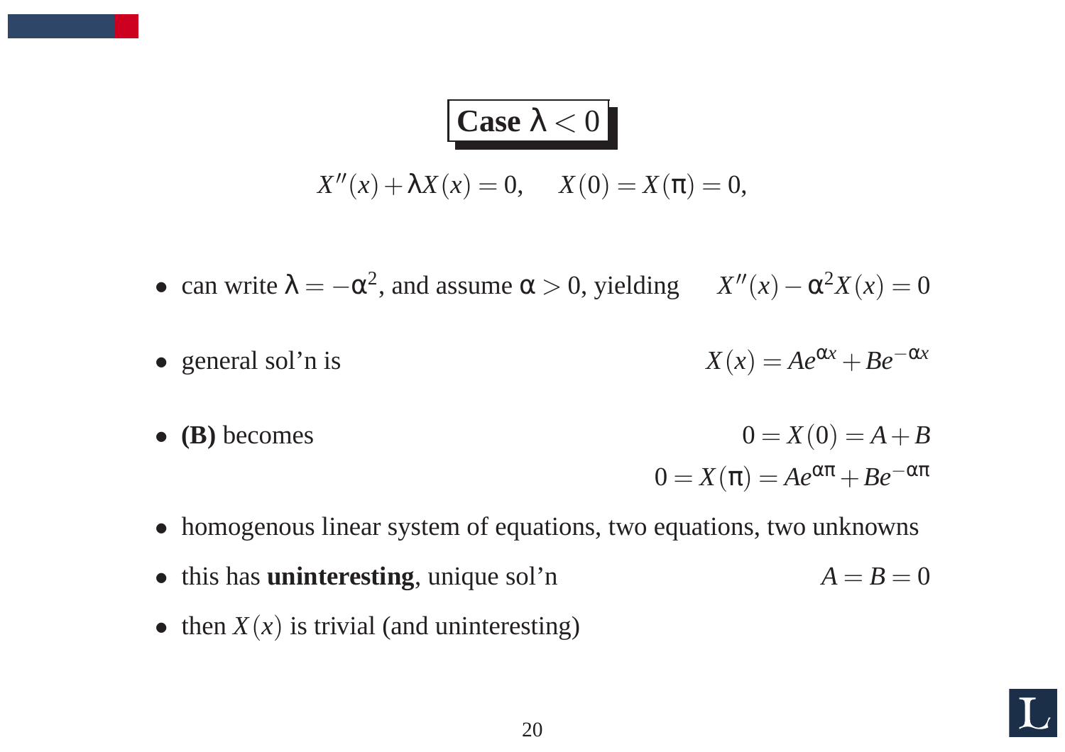## Case $\lambda < 0$

$$X''(x) + \lambda X(x) = 0, \quad X(0) = X(\pi) = 0,$$

- can write $\lambda = -\alpha^2$, and assume $\alpha > 0$, yielding $\quad X''(x) - \alpha^2 X(x) = 0$
- general sol'n is $\quad X(x) = Ae^{\alpha x} + Be^{-\alpha x}$
- **(B)** becomes
$$0 = X(0) = A + B$$
$$0 = X(\pi) = Ae^{\alpha\pi} + Be^{-\alpha\pi}$$
- homogenous linear system of equations, two equations, two unknowns
- this has **uninteresting**, unique sol'n $\quad A = B = 0$
- then $X(x)$ is trivial (and uninteresting)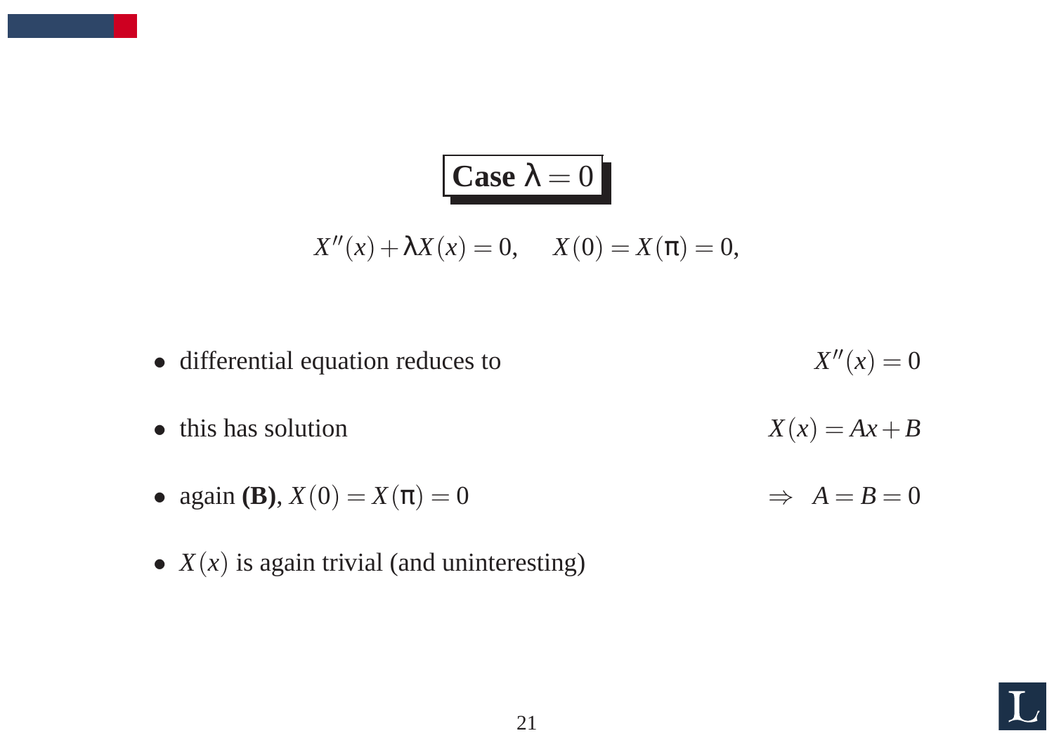## Case $\lambda = 0$

$$X''(x) + \lambda X(x) = 0, \qquad X(0) = X(\pi) = 0,$$

- differential equation reduces to $\quad X''(x) = 0$
- this has solution $\quad X(x) = Ax + B$
- again **(B)**, $X(0) = X(\pi) = 0 \quad \Rightarrow \quad A = B = 0$
- $X(x)$ is again trivial (and uninteresting)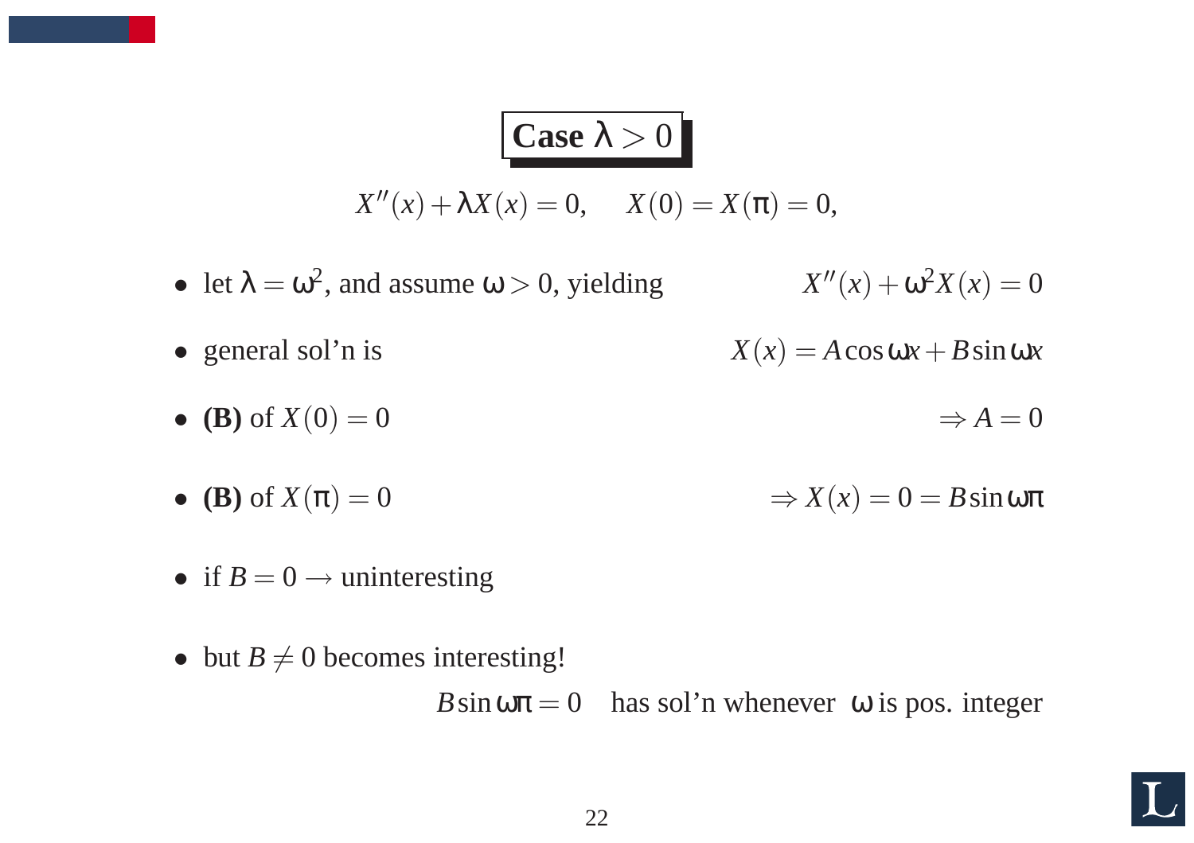## Case $\lambda > 0$

$$X''(x) + \lambda X(x) = 0, \quad X(0) = X(\pi) = 0,$$

- let $\lambda = \omega^2$, and assume $\omega > 0$, yielding $\quad X''(x) + \omega^2 X(x) = 0$
- general sol'n is $\quad X(x) = A\cos\omega x + B\sin\omega x$
- **(B)** of $X(0) = 0$ $\quad \Rightarrow A = 0$
- **(B)** of $X(\pi) = 0$ $\quad \Rightarrow X(x) = 0 = B\sin\omega\pi$
- if $B = 0 \rightarrow$ uninteresting
- but $B \neq 0$ becomes interesting!

  $B\sin\omega\pi = 0$ has sol'n whenever $\omega$ is pos. integer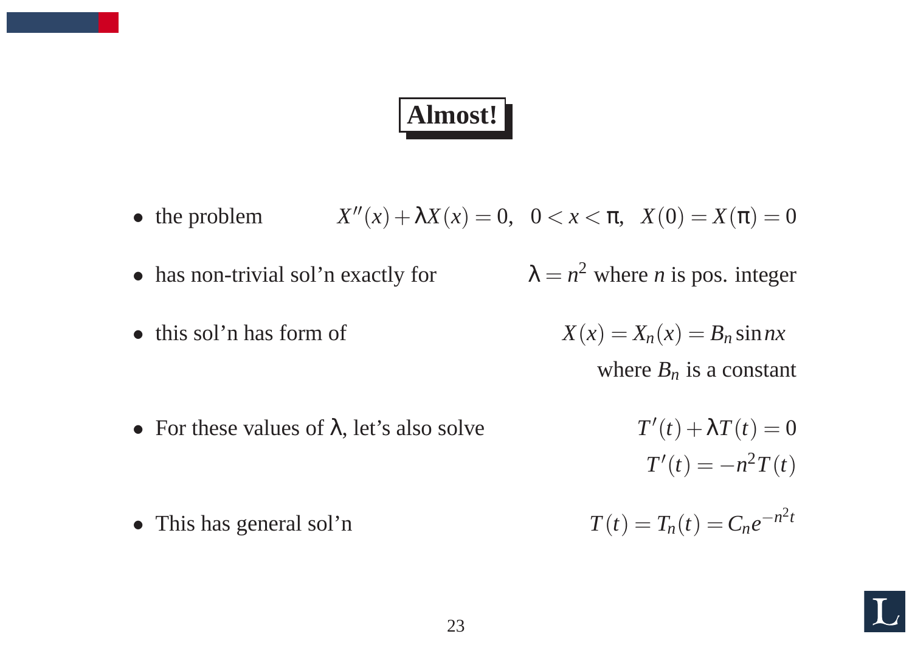## Almost!

- the problem $$X''(x) + \lambda X(x) = 0, \quad 0 < x < \pi, \quad X(0) = X(\pi) = 0$$
- has non-trivial sol'n exactly for $\lambda = n^2$ where $n$ is pos. integer
- this sol'n has form of $$X(x) = X_n(x) = B_n \sin nx$$ where $B_n$ is a constant
- For these values of $\lambda$, let's also solve $$T'(t) + \lambda T(t) = 0$$ $$T'(t) = -n^2 T(t)$$
- This has general sol'n $$T(t) = T_n(t) = C_n e^{-n^2 t}$$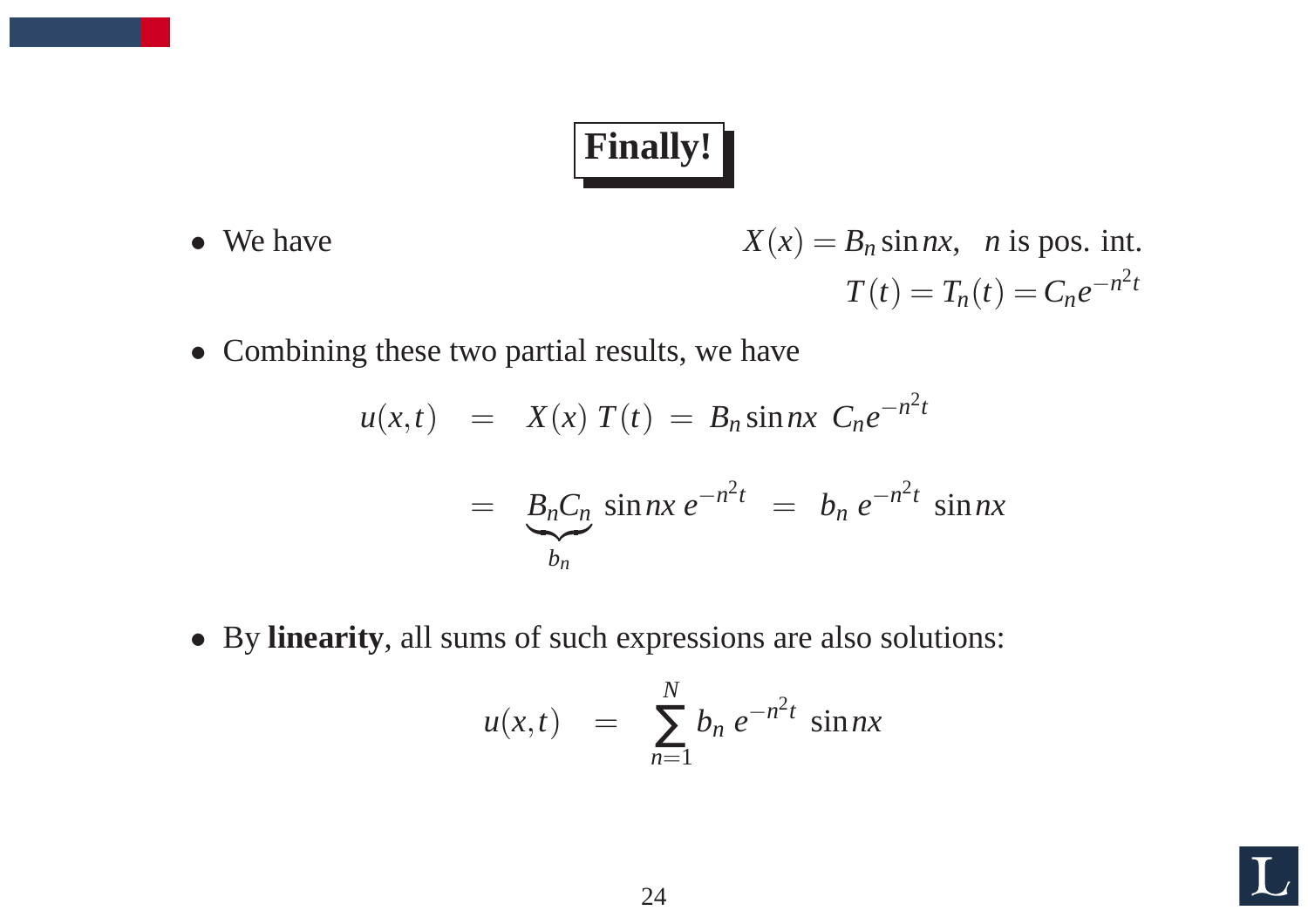# Finally!

- We have
$$X(x) = B_n \sin nx, \quad n \text{ is pos. int.}$$
$$T(t) = T_n(t) = C_n e^{-n^2 t}$$

- Combining these two partial results, we have

$$
\begin{aligned}
u(x,t) &= X(x)\,T(t) = B_n \sin nx \; C_n e^{-n^2 t} \\
&= \underbrace{B_n C_n}_{b_n} \sin nx \, e^{-n^2 t} = b_n \, e^{-n^2 t} \sin nx
\end{aligned}
$$

- By **linearity**, all sums of such expressions are also solutions:

$$u(x,t) = \sum_{n=1}^{N} b_n \, e^{-n^2 t} \sin nx$$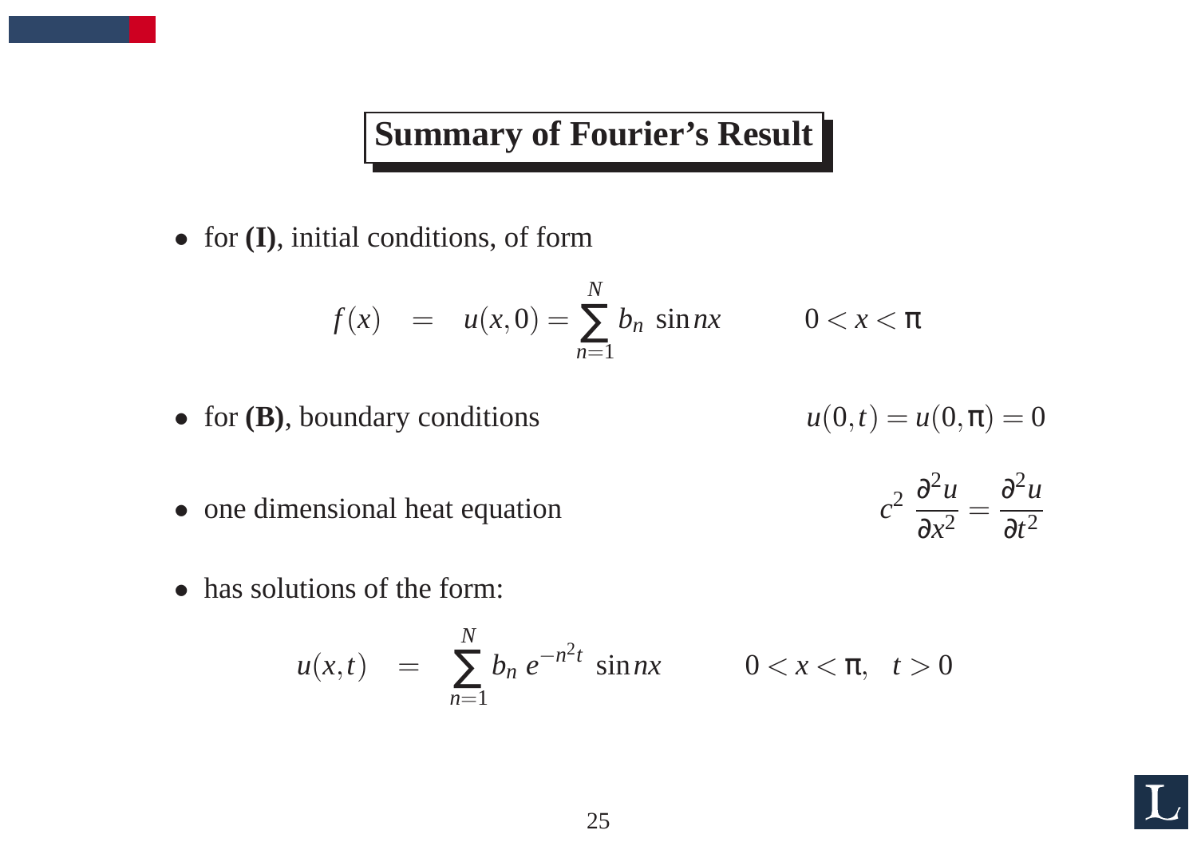# Summary of Fourier's Result

- for **(I)**, initial conditions, of form

$$f(x) \quad = \quad u(x,0) = \sum_{n=1}^{N} b_n \, \sin nx \qquad\qquad 0 < x < \pi$$

- for **(B)**, boundary conditions $\qquad u(0,t) = u(0,\pi) = 0$

- one dimensional heat equation $\qquad c^2 \, \dfrac{\partial^2 u}{\partial x^2} = \dfrac{\partial^2 u}{\partial t^2}$

- has solutions of the form:

$$u(x,t) \quad = \quad \sum_{n=1}^{N} b_n \, e^{-n^2 t} \, \sin nx \qquad\qquad 0 < x < \pi, \quad t > 0$$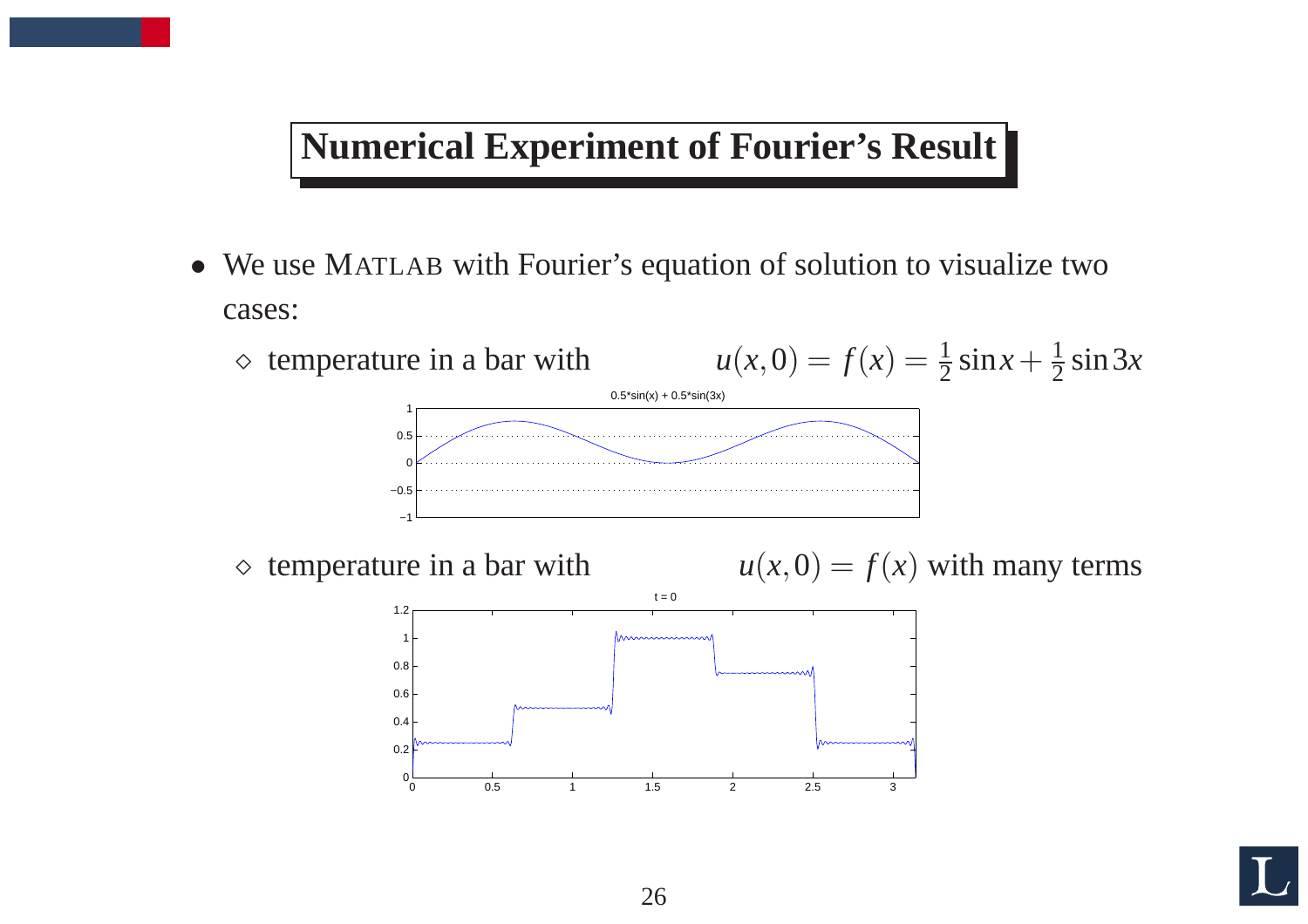# Numerical Experiment of Fourier's Result

- We use MATLAB with Fourier's equation of solution to visualize two cases:
  - ◇ temperature in a bar with $u(x,0) = f(x) = \frac{1}{2}\sin x + \frac{1}{2}\sin 3x$
  - ◇ temperature in a bar with $u(x,0) = f(x)$ with many terms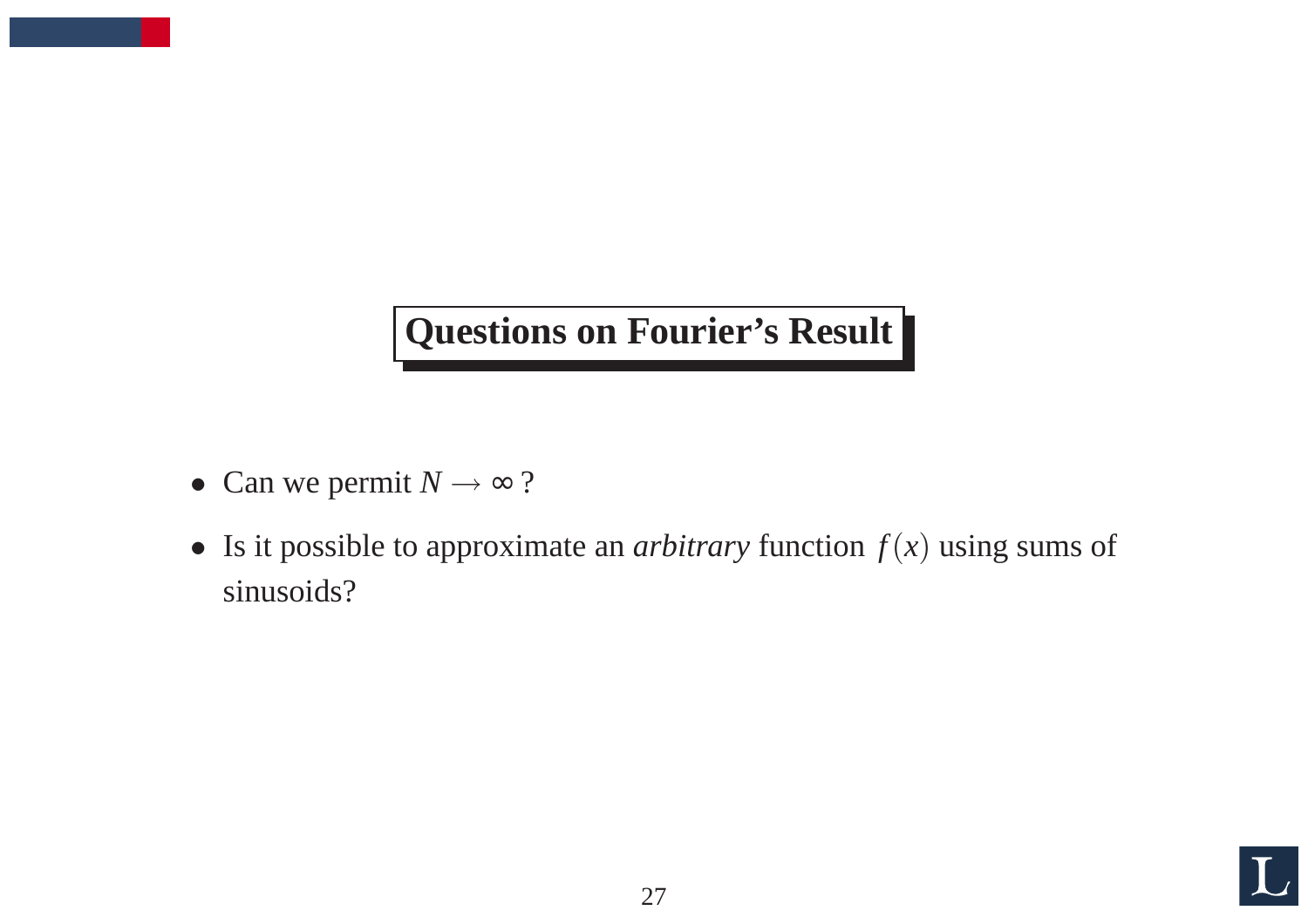## Questions on Fourier's Result

- Can we permit $N \rightarrow \infty$ ?
- Is it possible to approximate an *arbitrary* function $f(x)$ using sums of sinusoids?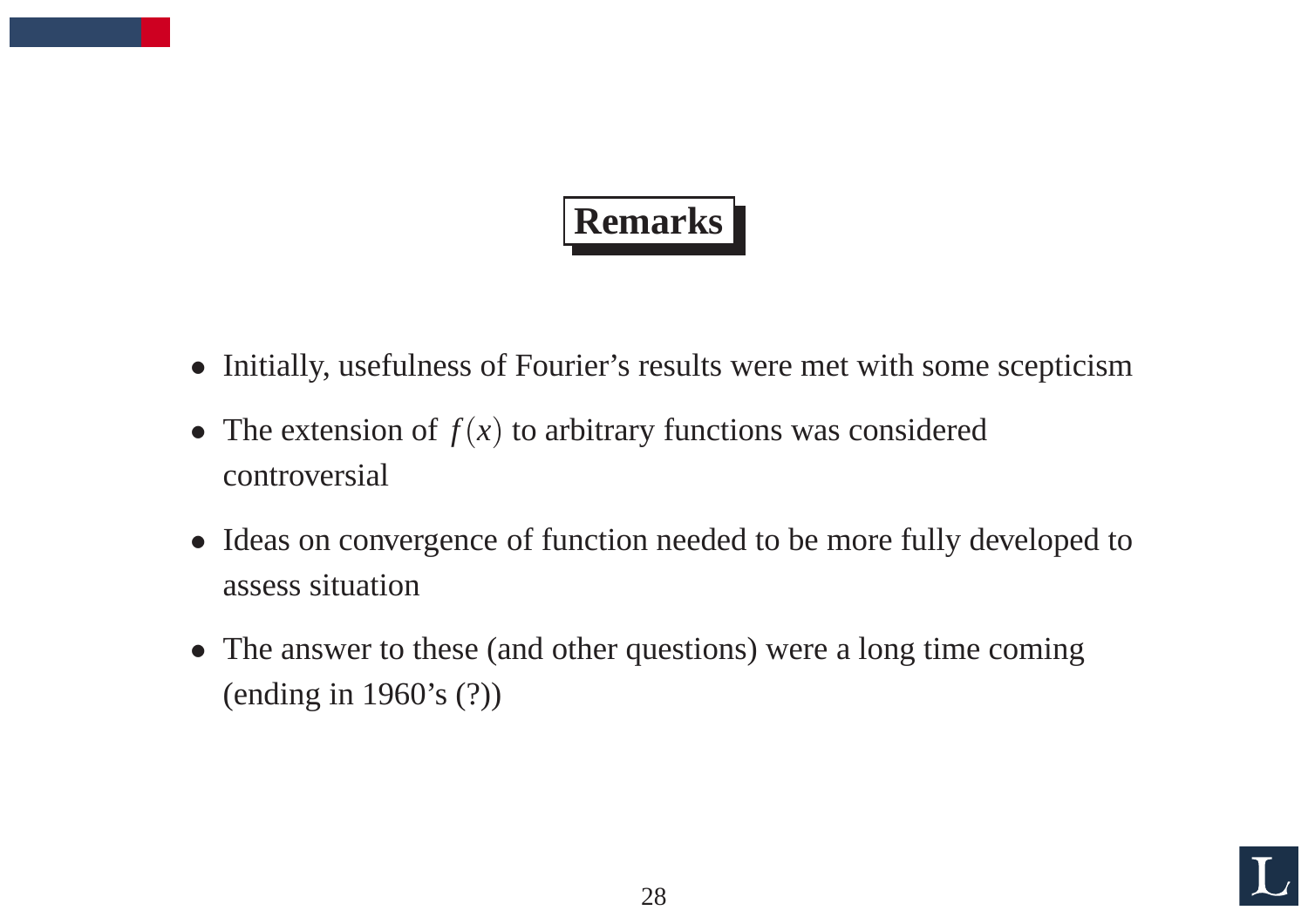## Remarks

- Initially, usefulness of Fourier's results were met with some scepticism
- The extension of $f(x)$ to arbitrary functions was considered controversial
- Ideas on convergence of function needed to be more fully developed to assess situation
- The answer to these (and other questions) were a long time coming (ending in 1960's (?))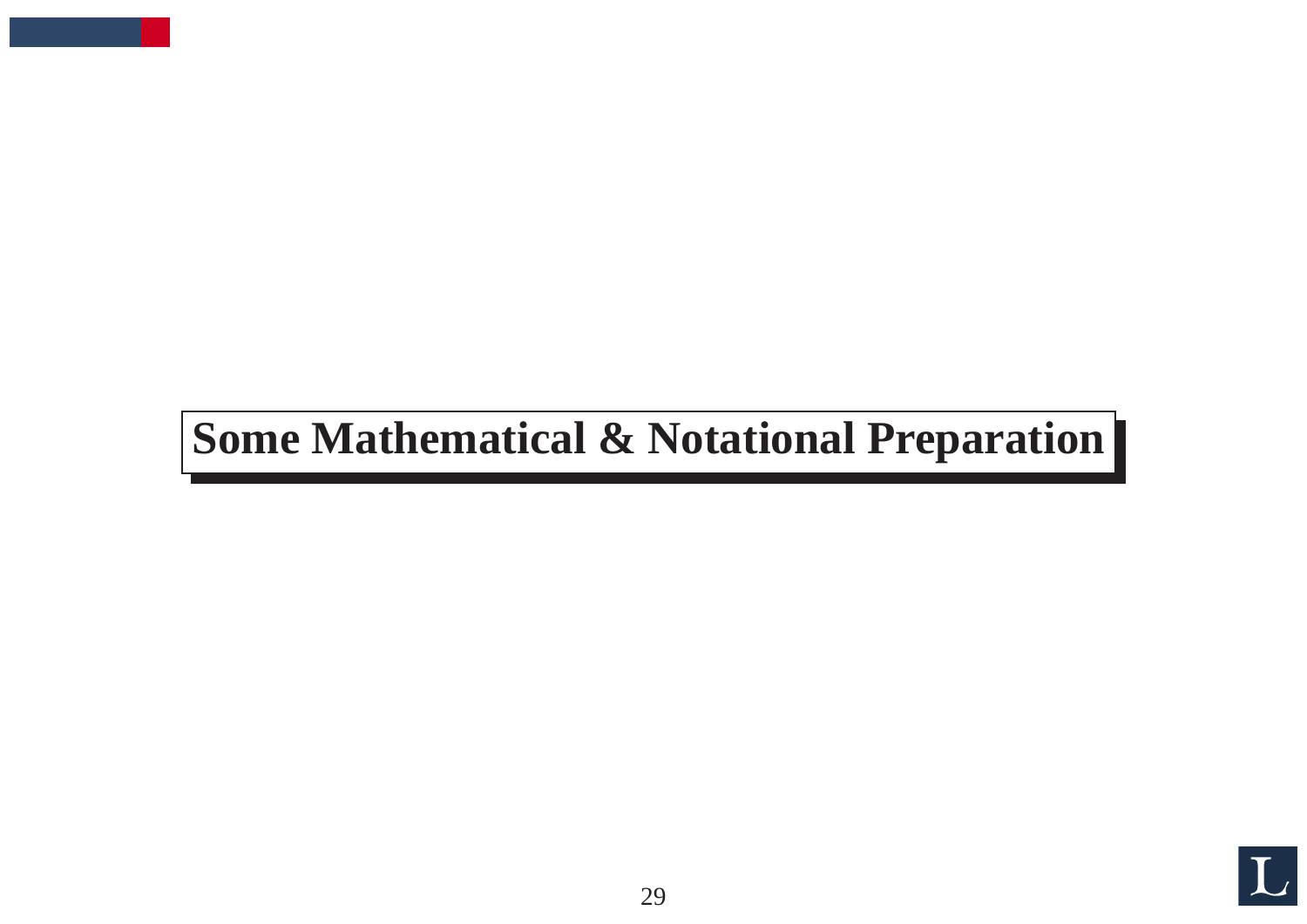# Some Mathematical & Notational Preparation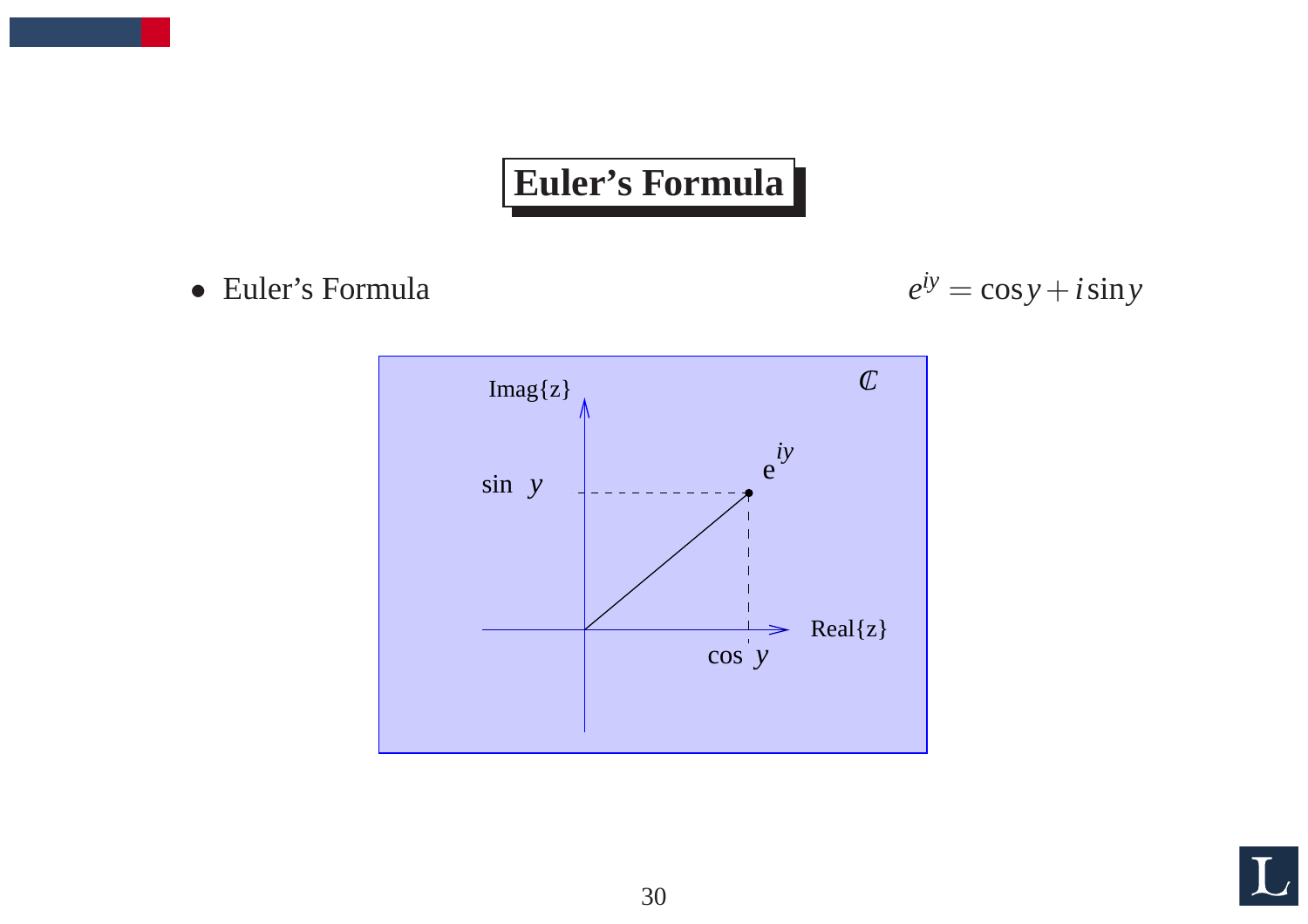# Euler's Formula

- Euler's Formula $e^{iy} = \cos y + i \sin y$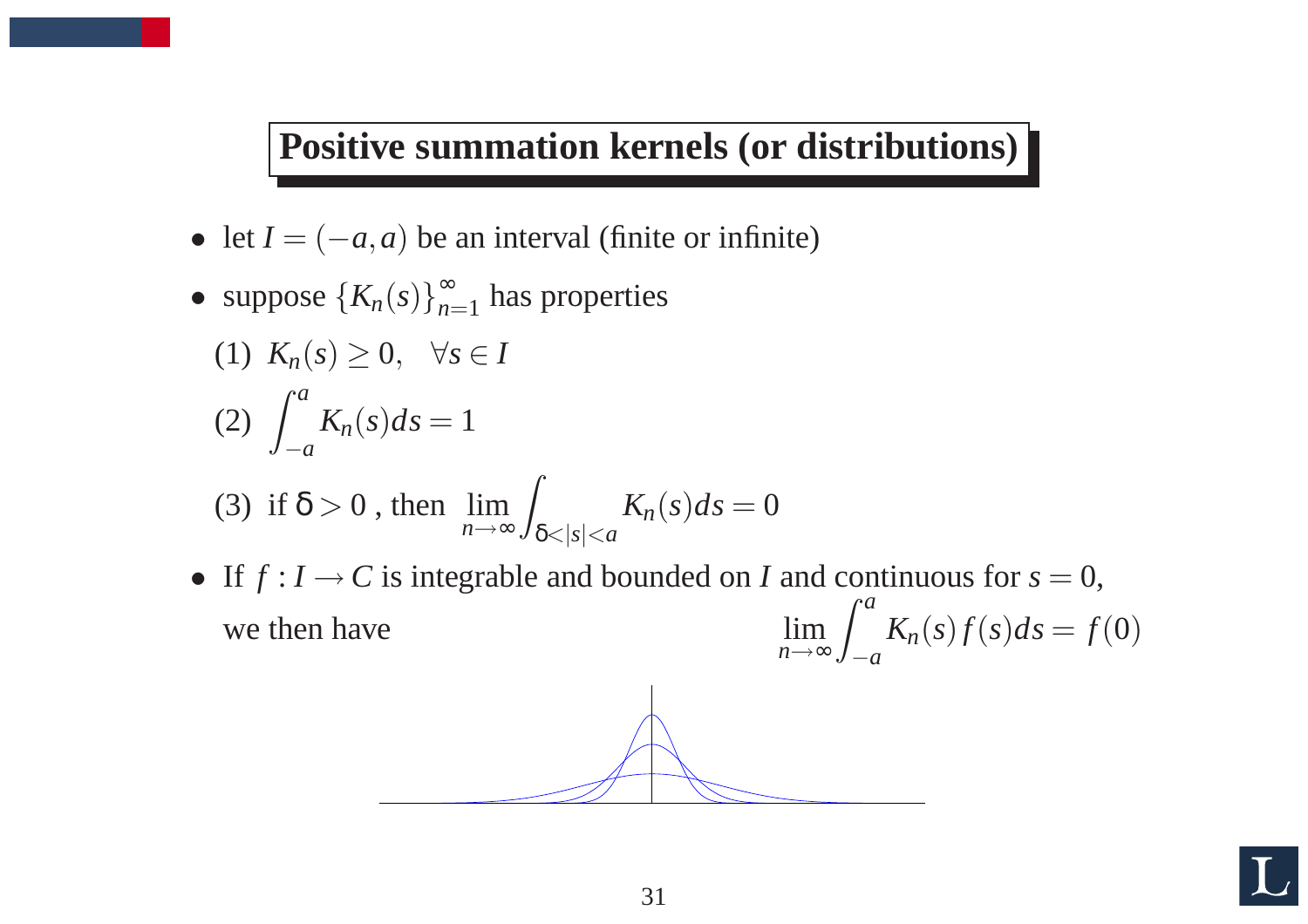## Positive summation kernels (or distributions)

- let $I = (-a, a)$ be an interval (finite or infinite)
- suppose $\{K_n(s)\}_{n=1}^{\infty}$ has properties

  (1) $K_n(s) \geq 0, \quad \forall s \in I$

  (2) $\displaystyle\int_{-a}^{a} K_n(s) ds = 1$

  (3) if $\delta > 0$ , then $\displaystyle\lim_{n\to\infty} \int_{\delta < |s| < a} K_n(s) ds = 0$

- If $f : I \to C$ is integrable and bounded on $I$ and continuous for $s = 0$, we then have
$$\lim_{n\to\infty} \int_{-a}^{a} K_n(s) f(s) ds = f(0)$$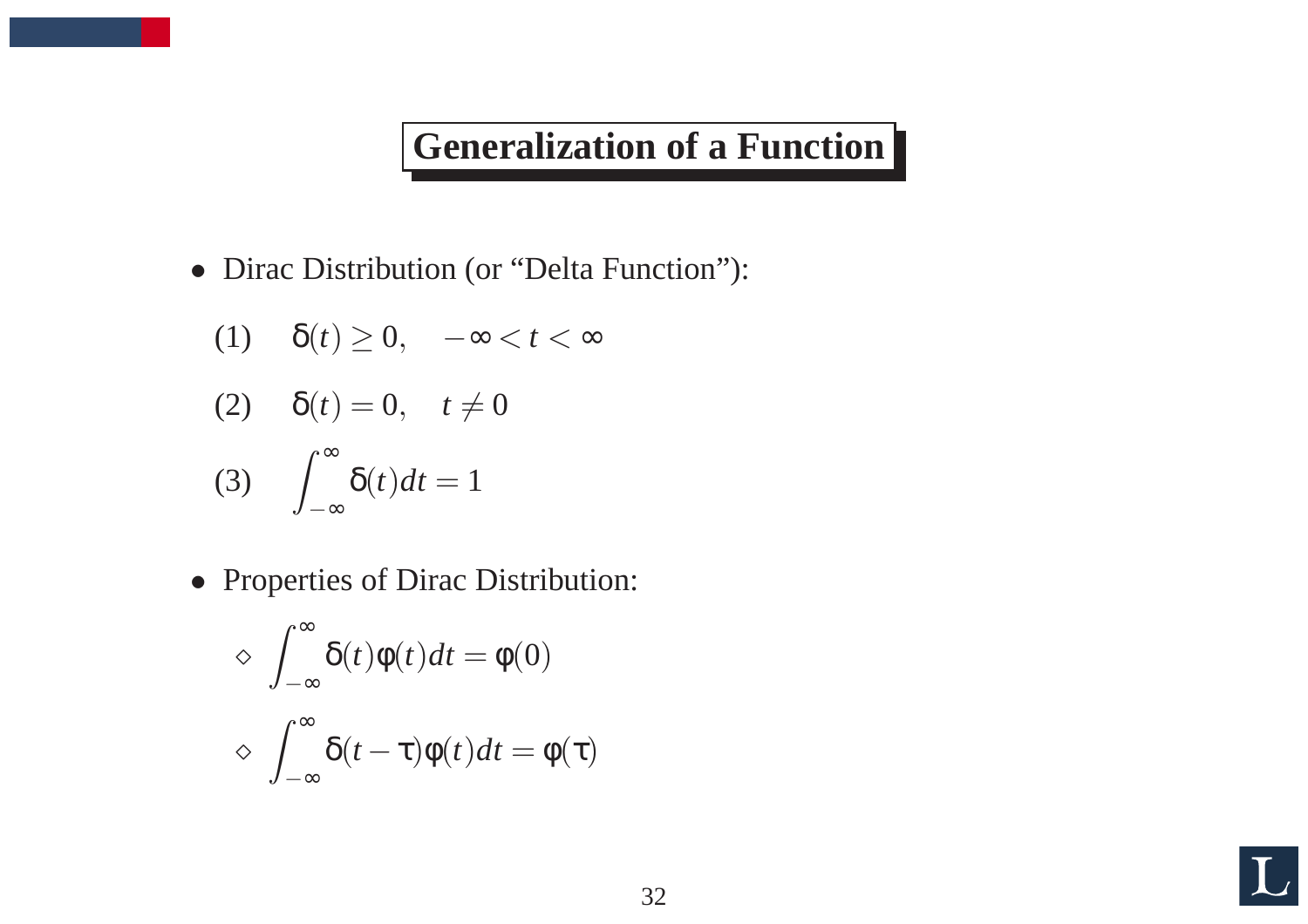# Generalization of a Function

- Dirac Distribution (or "Delta Function"):

  (1) $\delta(t) \geq 0, \quad -\infty < t < \infty$

  (2) $\delta(t) = 0, \quad t \neq 0$

  (3) $\displaystyle\int_{-\infty}^{\infty} \delta(t)dt = 1$

- Properties of Dirac Distribution:

  ◇ $\displaystyle\int_{-\infty}^{\infty} \delta(t)\varphi(t)dt = \varphi(0)$

  ◇ $\displaystyle\int_{-\infty}^{\infty} \delta(t-\tau)\varphi(t)dt = \varphi(\tau)$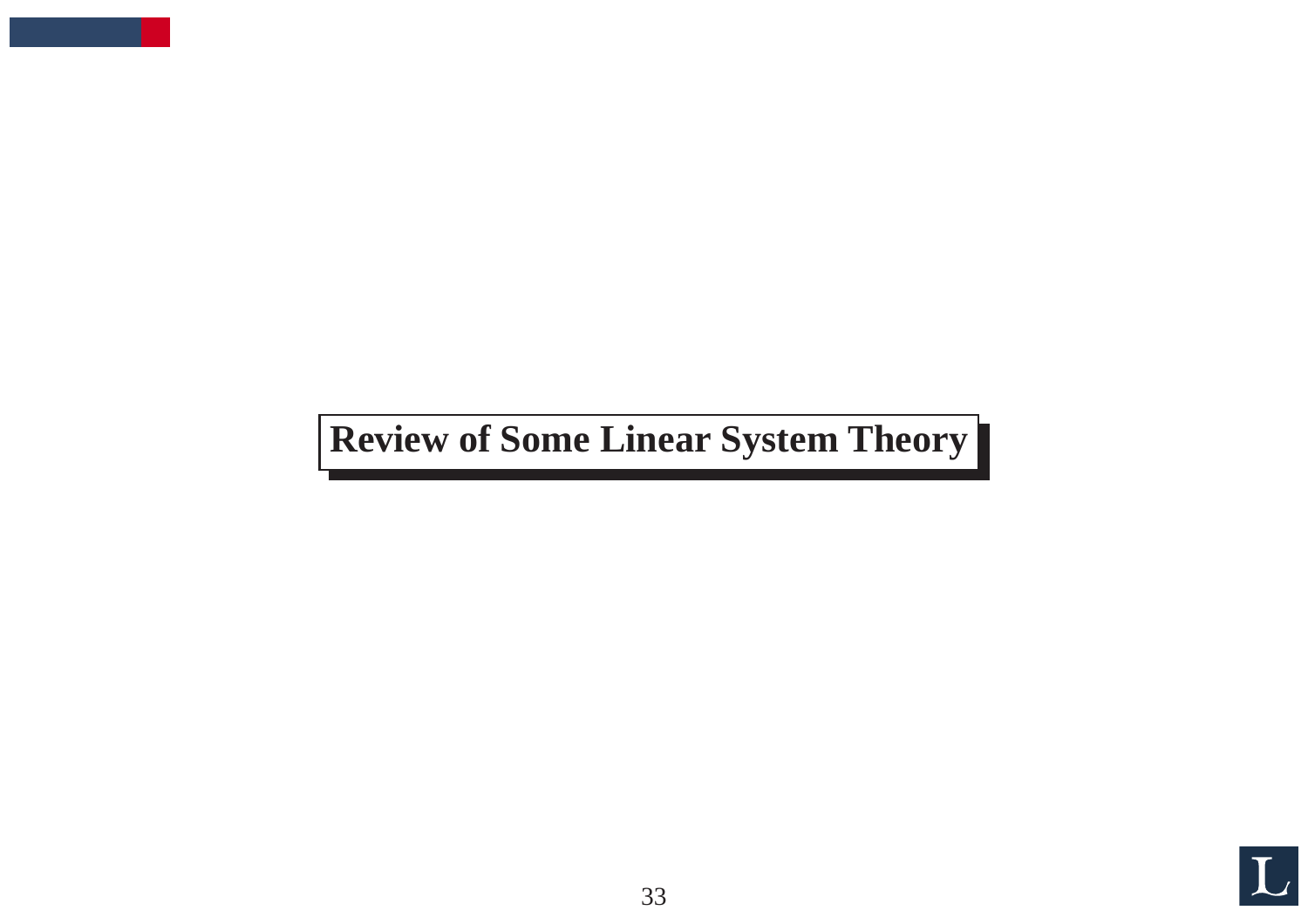# Review of Some Linear System Theory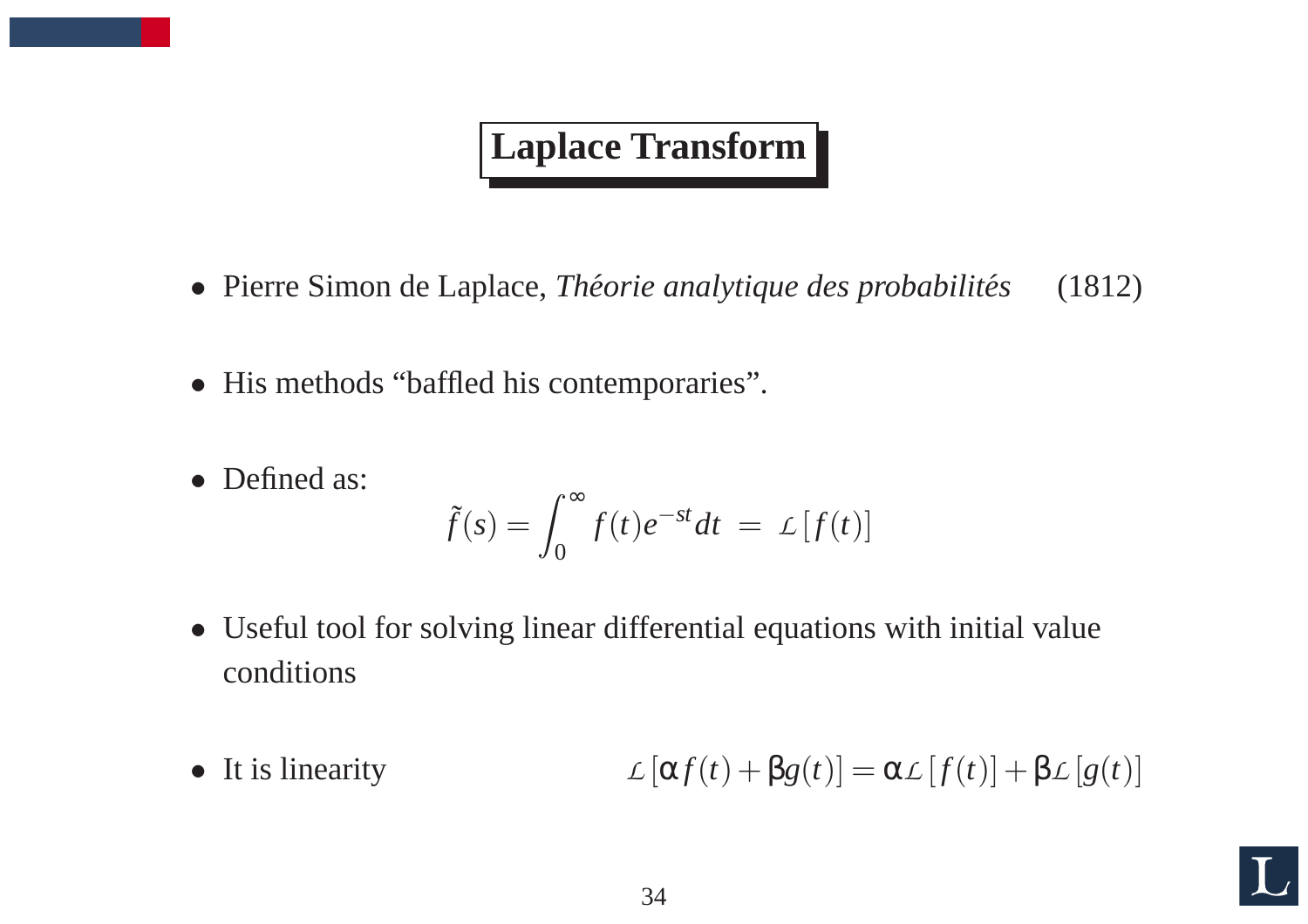# Laplace Transform

- Pierre Simon de Laplace, *Théorie analytique des probabilités* (1812)

- His methods "baffled his contemporaries".

- Defined as:

$$\tilde{f}(s) = \int_0^\infty f(t) e^{-st} dt \;=\; \mathcal{L}[f(t)]$$

- Useful tool for solving linear differential equations with initial value conditions

- It is linearity $\mathcal{L}[\alpha f(t) + \beta g(t)] = \alpha \mathcal{L}[f(t)] + \beta \mathcal{L}[g(t)]$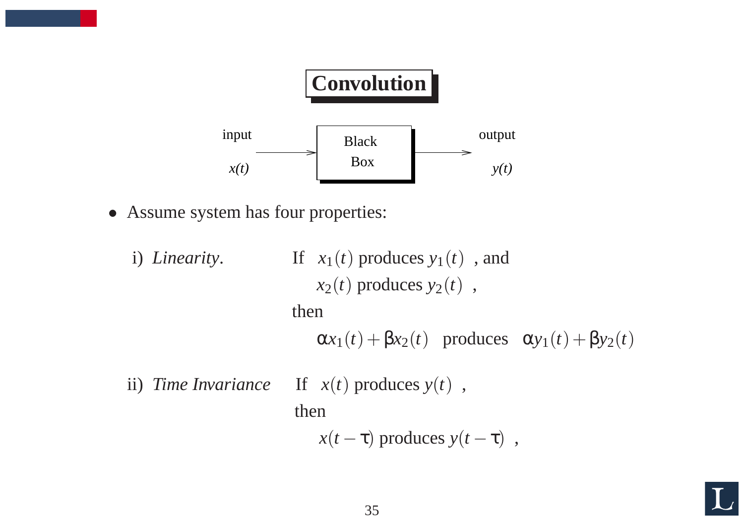# Convolution

input $x(t)$ → Black Box → output $y(t)$

- Assume system has four properties:

  i) *Linearity*. If $x_1(t)$ produces $y_1(t)$, and
  $x_2(t)$ produces $y_2(t)$,
  then
  $\alpha x_1(t) + \beta x_2(t)$ produces $\alpha y_1(t) + \beta y_2(t)$

  ii) *Time Invariance* If $x(t)$ produces $y(t)$,
  then
  $x(t-\tau)$ produces $y(t-\tau)$,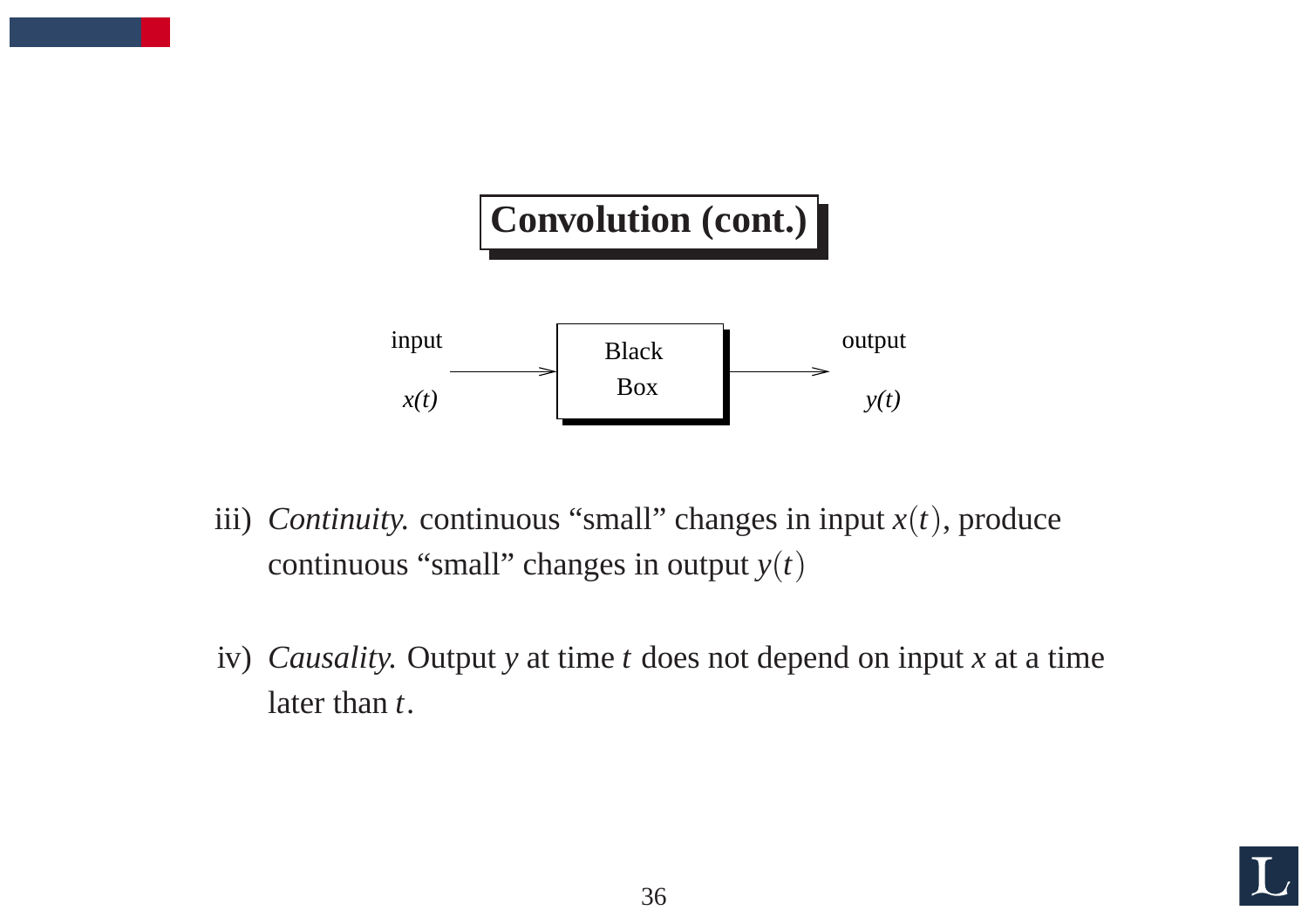# Convolution (cont.)

input $x(t)$ → Black Box → output $y(t)$

iii) *Continuity.* continuous "small" changes in input $x(t)$, produce continuous "small" changes in output $y(t)$

iv) *Causality.* Output $y$ at time $t$ does not depend on input $x$ at a time later than $t$.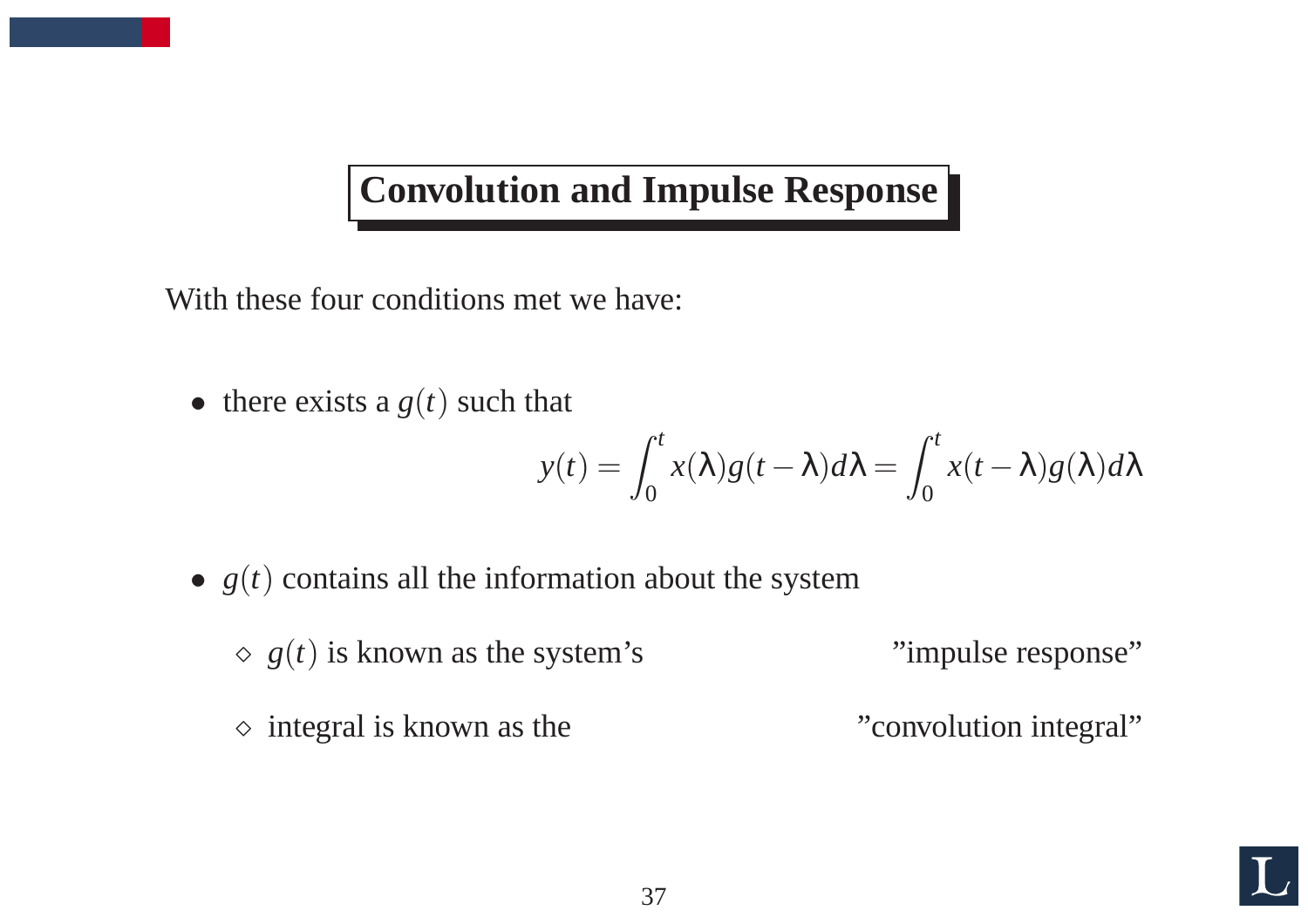## Convolution and Impulse Response

With these four conditions met we have:

- there exists a $g(t)$ such that

$$y(t) = \int_0^t x(\lambda) g(t-\lambda) d\lambda = \int_0^t x(t-\lambda) g(\lambda) d\lambda$$

- $g(t)$ contains all the information about the system
  - ◇ $g(t)$ is known as the system's "impulse response"
  - ◇ integral is known as the "convolution integral"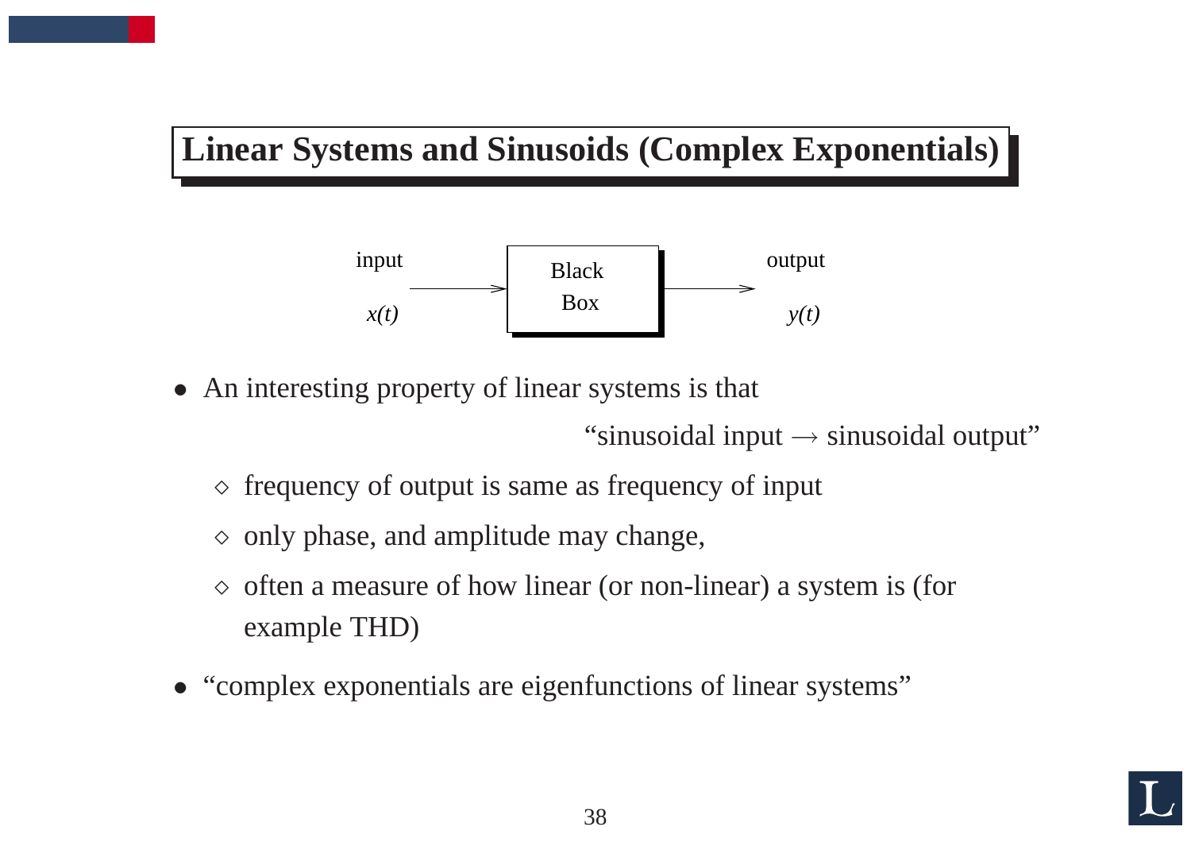## Linear Systems and Sinusoids (Complex Exponentials)

input $x(t)$ → Black Box → output $y(t)$

- An interesting property of linear systems is that

  "sinusoidal input → sinusoidal output"

  - ◇ frequency of output is same as frequency of input
  - ◇ only phase, and amplitude may change,
  - ◇ often a measure of how linear (or non-linear) a system is (for example THD)

- "complex exponentials are eigenfunctions of linear systems"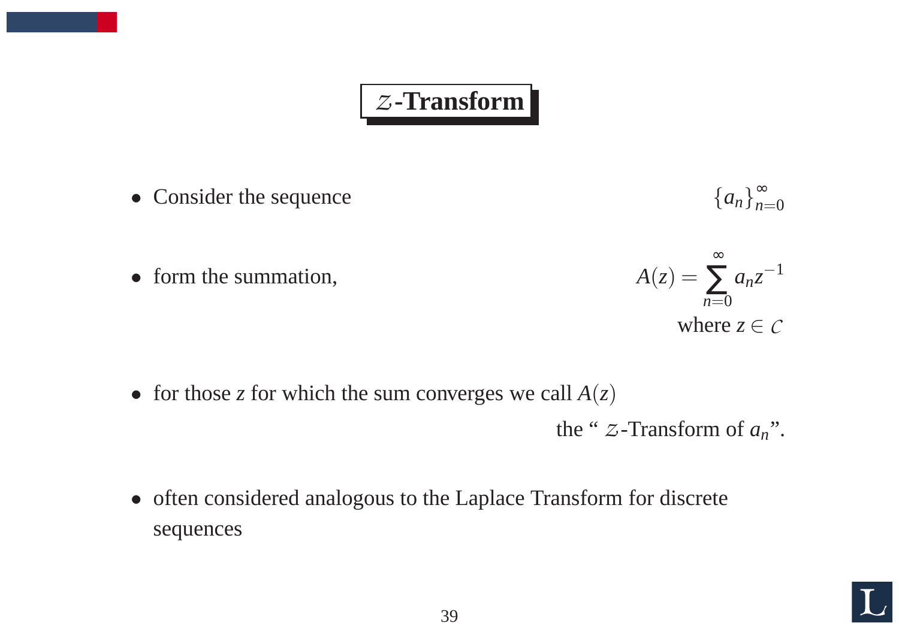# $\mathcal{Z}$-Transform

- Consider the sequence $$\{a_n\}_{n=0}^{\infty}$$

- form the summation, $$A(z) = \sum_{n=0}^{\infty} a_n z^{-1}$$ where $z \in \mathcal{C}$

- for those $z$ for which the sum converges we call $A(z)$ the " $\mathcal{Z}$-Transform of $a_n$".

- often considered analogous to the Laplace Transform for discrete sequences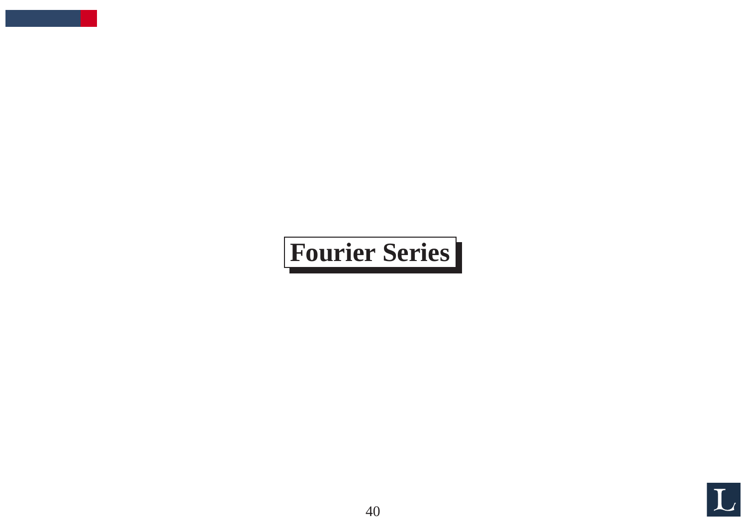# Fourier Series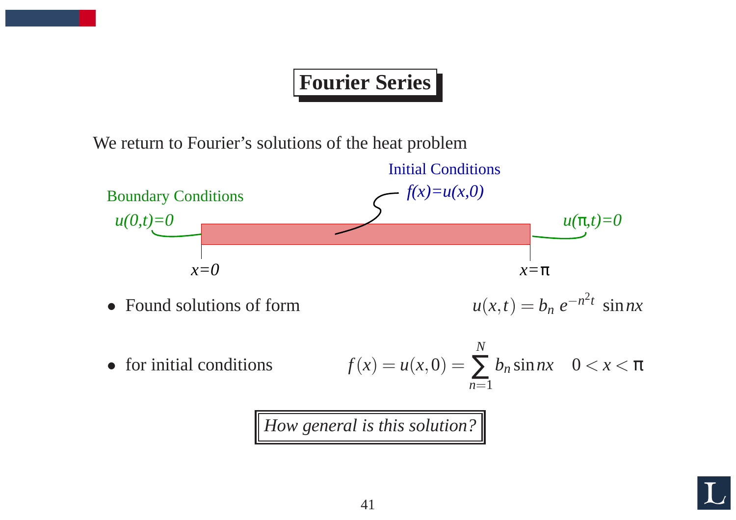# Fourier Series

We return to Fourier's solutions of the heat problem

Initial Conditions

$f(x)=u(x,0)$

Boundary Conditions

$u(0,t)=0$

$u(\pi,t)=0$

$x=0$

$x=\pi$

- Found solutions of form $$u(x,t) = b_n \, e^{-n^2 t} \, \sin nx$$
- for initial conditions $$f(x) = u(x,0) = \sum_{n=1}^{N} b_n \sin nx \quad 0 < x < \pi$$

*How general is this solution?*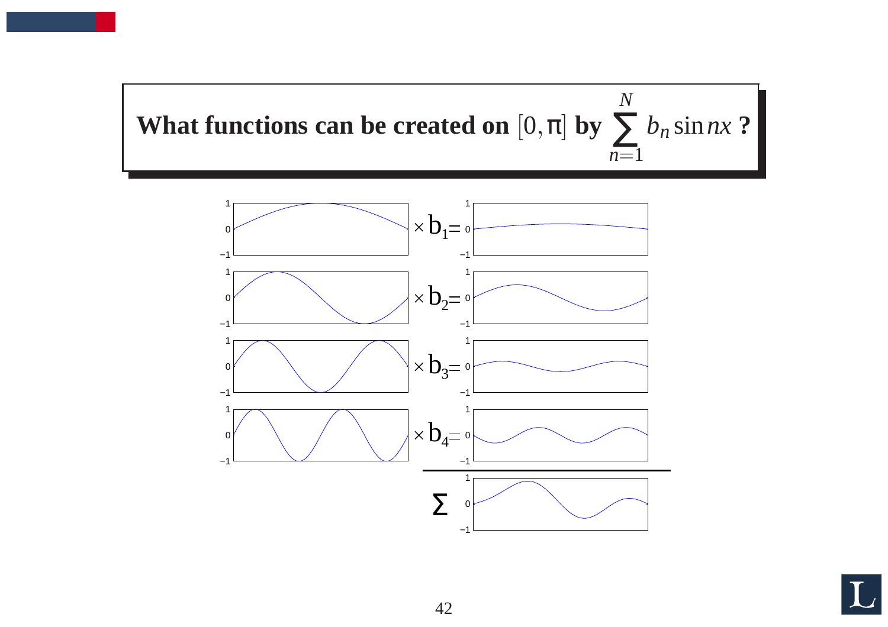**What functions can be created on $[0, \pi]$ by $\sum_{n=1}^{N} b_n \sin nx$ ?**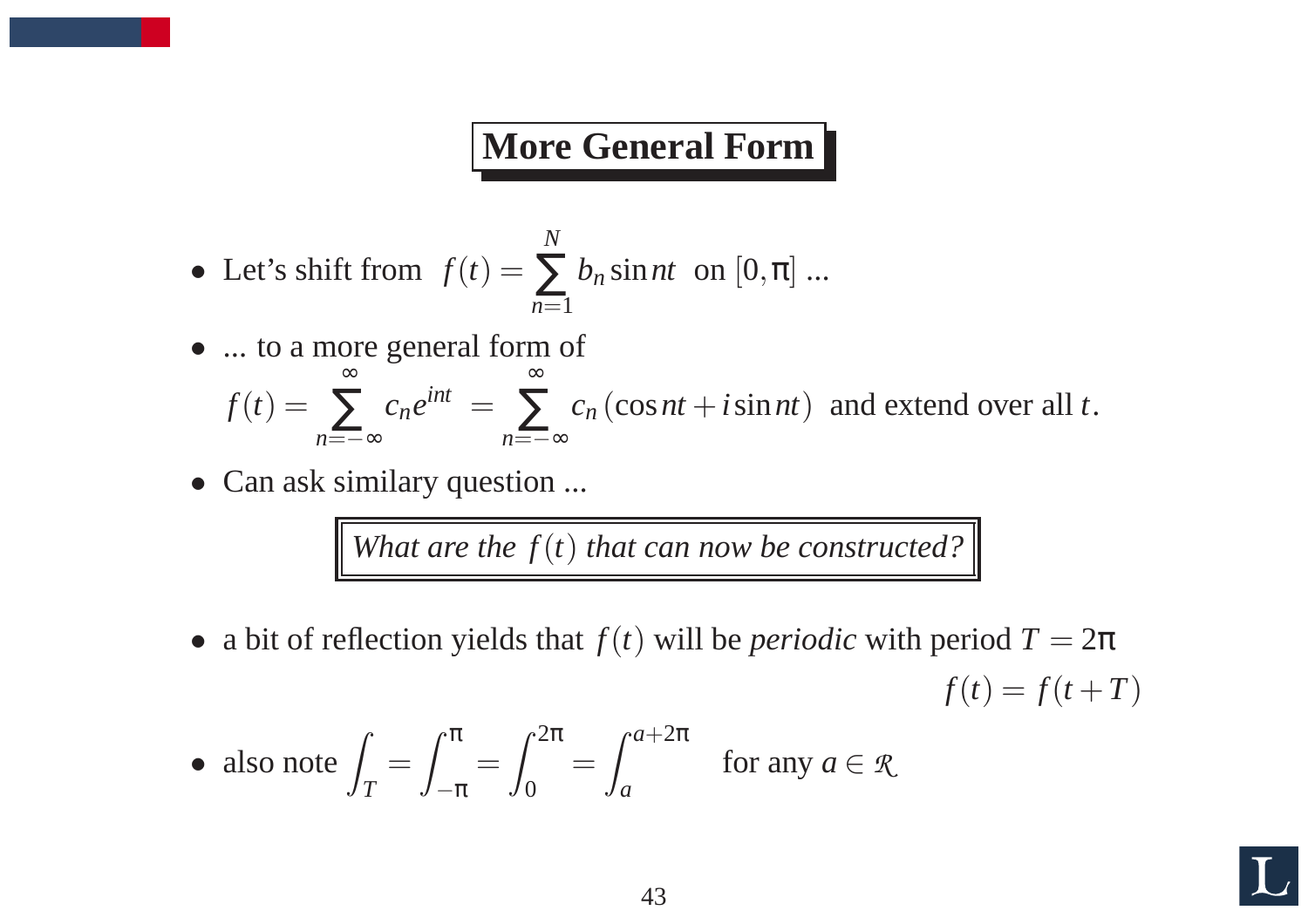# More General Form

- Let's shift from $f(t) = \sum_{n=1}^{N} b_n \sin nt$ on $[0, \pi]$ ...
- ... to a more general form of $f(t) = \sum_{n=-\infty}^{\infty} c_n e^{int} = \sum_{n=-\infty}^{\infty} c_n (\cos nt + i \sin nt)$ and extend over all $t$.
- Can ask similary question ...

  *What are the $f(t)$ that can now be constructed?*

- a bit of reflection yields that $f(t)$ will be *periodic* with period $T = 2\pi$

$$f(t) = f(t+T)$$

- also note $\int_T = \int_{-\pi}^{\pi} = \int_0^{2\pi} = \int_a^{a+2\pi}$ for any $a \in \mathcal{R}$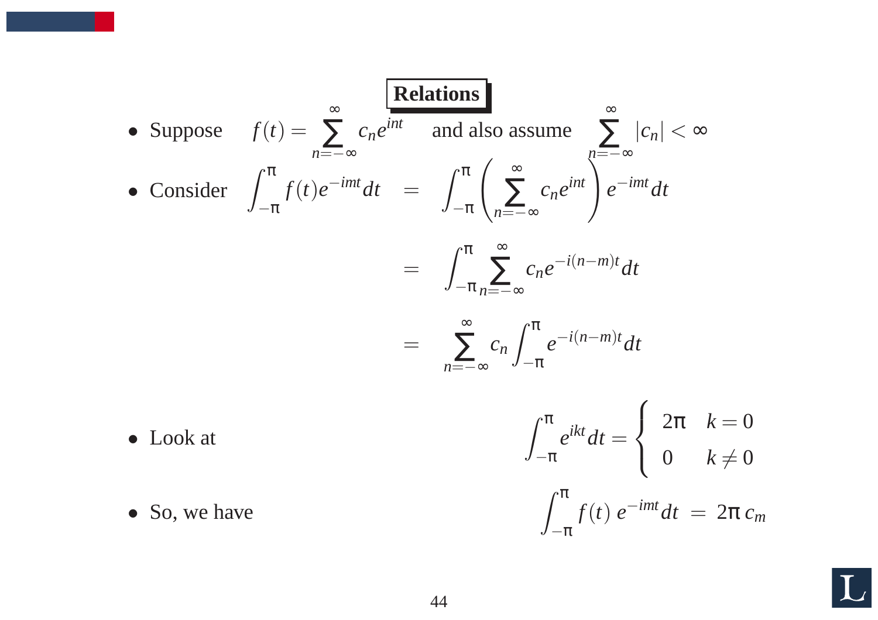## Relations

- Suppose $f(t) = \sum_{n=-\infty}^{\infty} c_n e^{int}$ and also assume $\sum_{n=-\infty}^{\infty} |c_n| < \infty$
- Consider

$$
\begin{aligned}
\int_{-\pi}^{\pi} f(t) e^{-imt} dt &= \int_{-\pi}^{\pi} \left( \sum_{n=-\infty}^{\infty} c_n e^{int} \right) e^{-imt} dt \\
&= \int_{-\pi}^{\pi} \sum_{n=-\infty}^{\infty} c_n e^{-i(n-m)t} dt \\
&= \sum_{n=-\infty}^{\infty} c_n \int_{-\pi}^{\pi} e^{-i(n-m)t} dt
\end{aligned}
$$

- Look at

$$
\int_{-\pi}^{\pi} e^{ikt} dt = \begin{cases} 2\pi & k = 0 \\ 0 & k \neq 0 \end{cases}
$$

- So, we have

$$
\int_{-\pi}^{\pi} f(t)\, e^{-imt} dt \;=\; 2\pi\, c_m
$$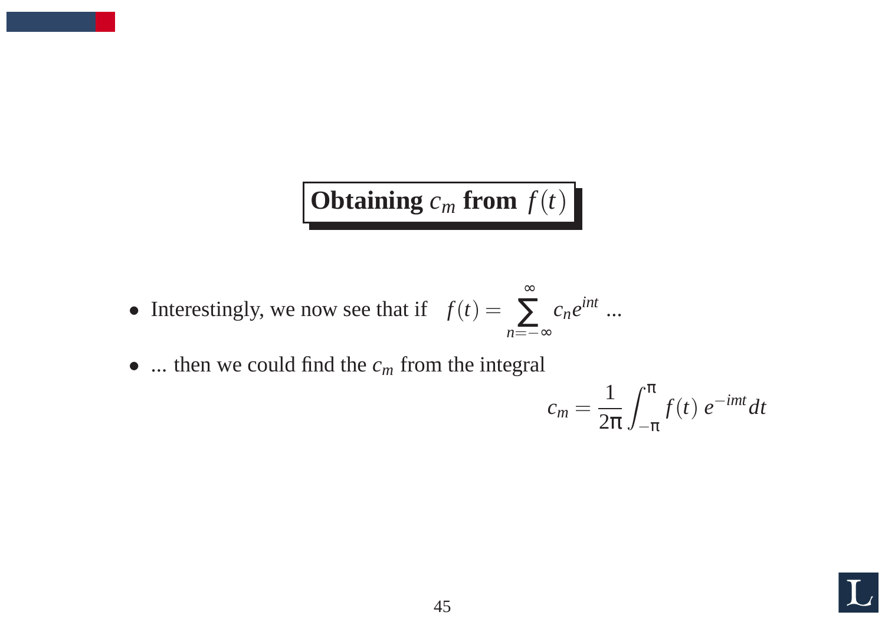## Obtaining $c_m$ from $f(t)$

- Interestingly, we now see that if $f(t) = \sum_{n=-\infty}^{\infty} c_n e^{int}$ ...
- ... then we could find the $c_m$ from the integral

$$c_m = \frac{1}{2\pi} \int_{-\pi}^{\pi} f(t)\, e^{-imt} dt$$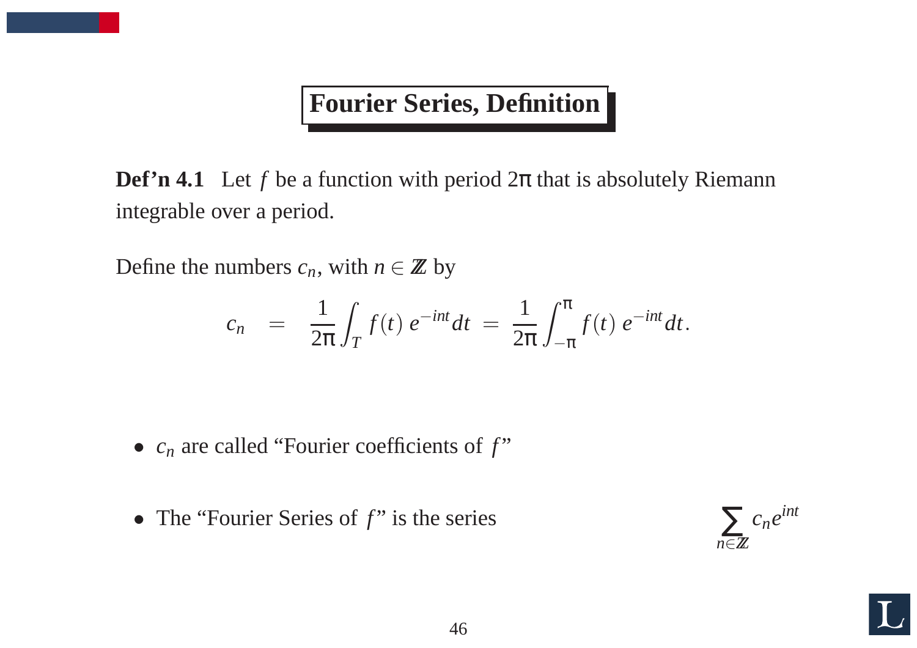## Fourier Series, Definition

**Def'n 4.1** Let $f$ be a function with period $2\pi$ that is absolutely Riemann integrable over a period.

Define the numbers $c_n$, with $n \in \mathbb{Z}$ by

$$c_n = \frac{1}{2\pi}\int_T f(t)\, e^{-int} dt = \frac{1}{2\pi}\int_{-\pi}^{\pi} f(t)\, e^{-int} dt.$$

- $c_n$ are called "Fourier coefficients of $f$"
- The "Fourier Series of $f$" is the series $\displaystyle\sum_{n\in\mathbb{Z}} c_n e^{int}$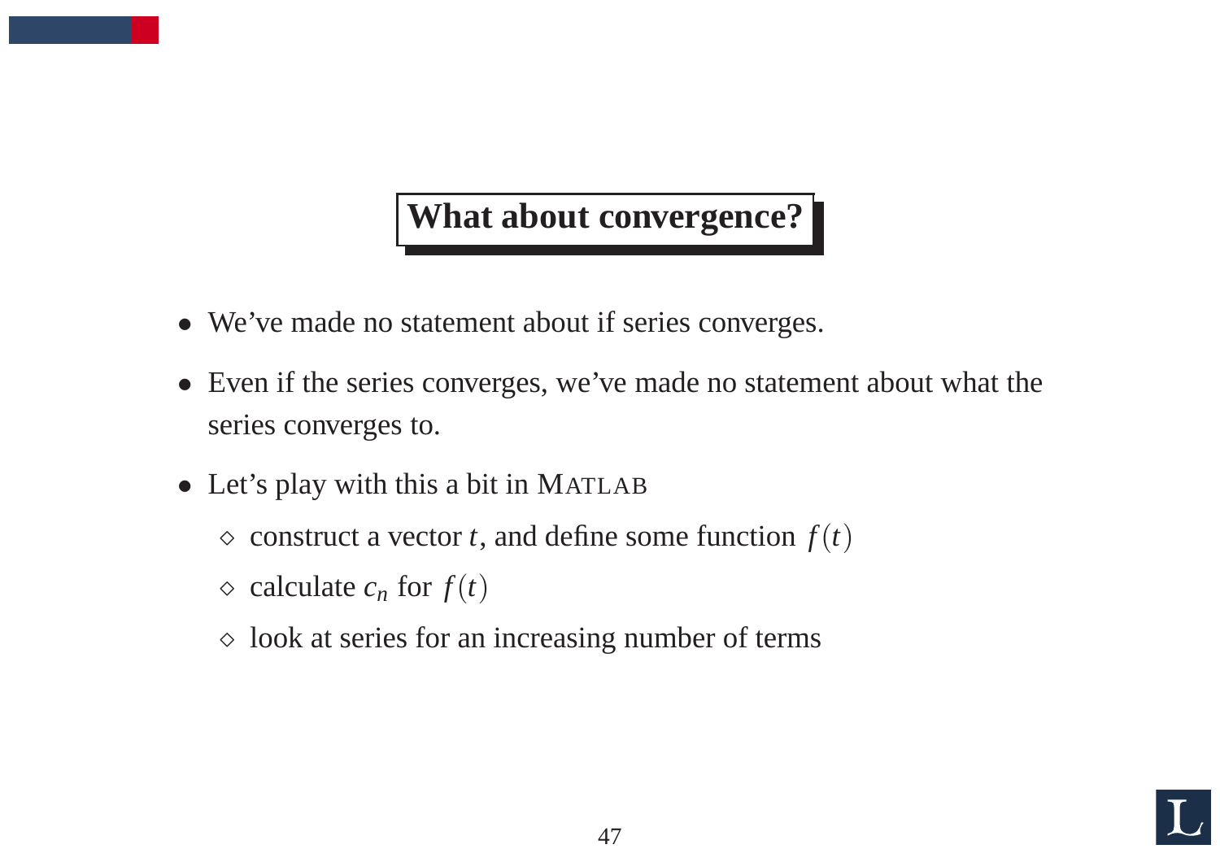## What about convergence?

- We've made no statement about if series converges.
- Even if the series converges, we've made no statement about what the series converges to.
- Let's play with this a bit in MATLAB
  - ◇ construct a vector $t$, and define some function $f(t)$
  - ◇ calculate $c_n$ for $f(t)$
  - ◇ look at series for an increasing number of terms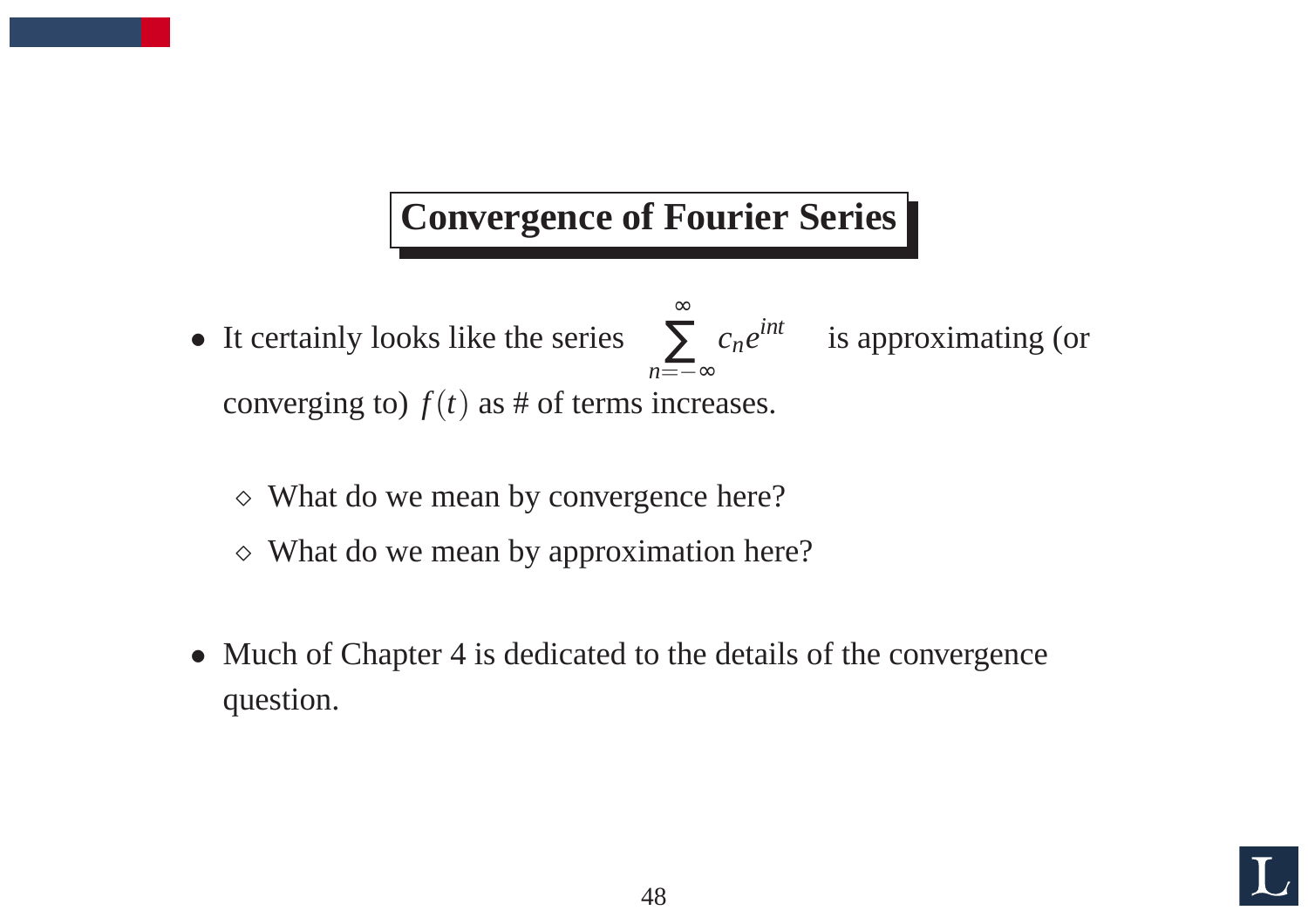# Convergence of Fourier Series

- It certainly looks like the series $\sum_{n=-\infty}^{\infty} c_n e^{int}$ is approximating (or converging to) $f(t)$ as # of terms increases.
  - ◇ What do we mean by convergence here?
  - ◇ What do we mean by approximation here?

- Much of Chapter 4 is dedicated to the details of the convergence question.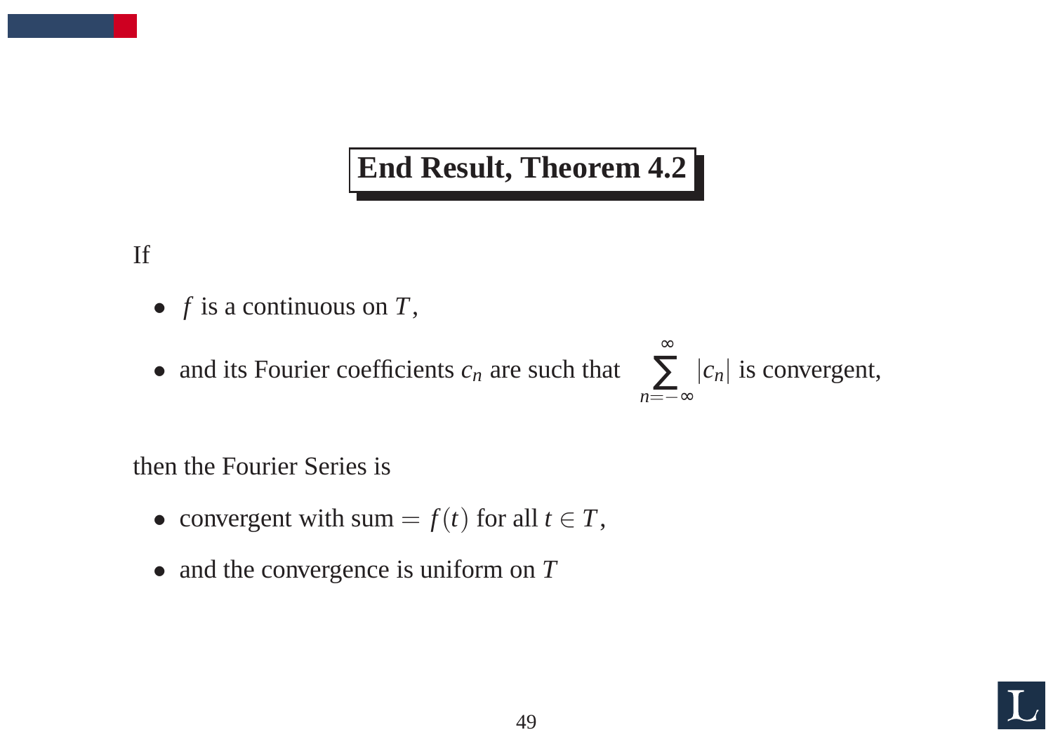# End Result, Theorem 4.2

If

- $f$ is a continuous on $T$,
- and its Fourier coefficients $c_n$ are such that $\sum_{n=-\infty}^{\infty} |c_n|$ is convergent,

then the Fourier Series is

- convergent with sum $= f(t)$ for all $t \in T$,
- and the convergence is uniform on $T$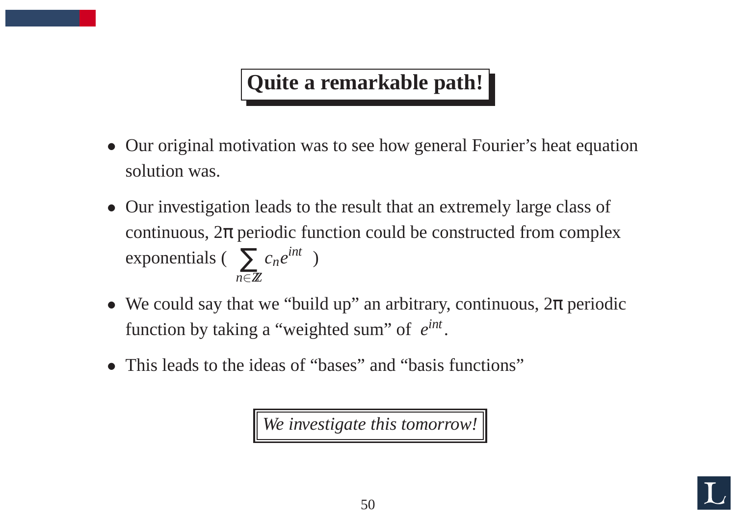# Quite a remarkable path!

- Our original motivation was to see how general Fourier's heat equation solution was.
- Our investigation leads to the result that an extremely large class of continuous, $2\pi$ periodic function could be constructed from complex exponentials ( $\sum_{n \in \mathbb{Z}} c_n e^{int}$ )
- We could say that we "build up" an arbitrary, continuous, $2\pi$ periodic function by taking a "weighted sum" of $e^{int}$.
- This leads to the ideas of "bases" and "basis functions"

*We investigate this tomorrow!*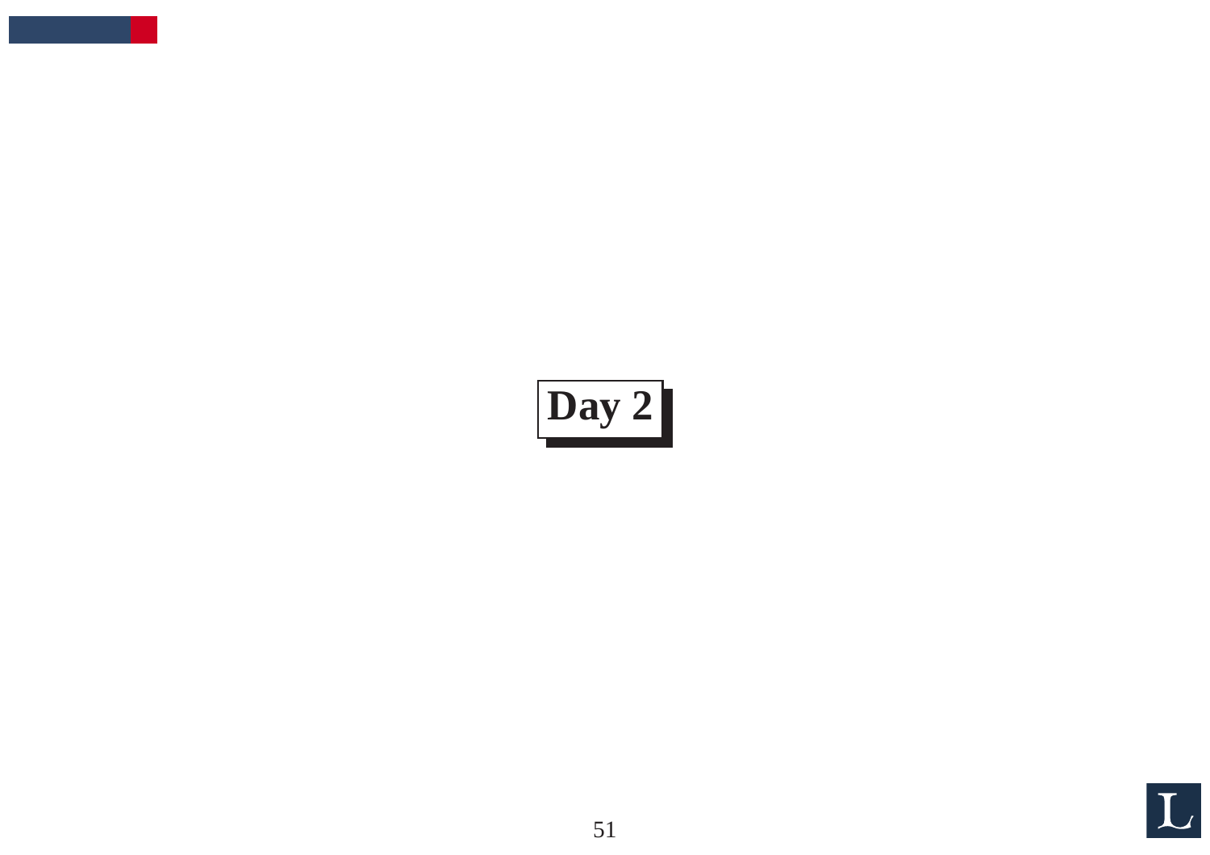# Day 2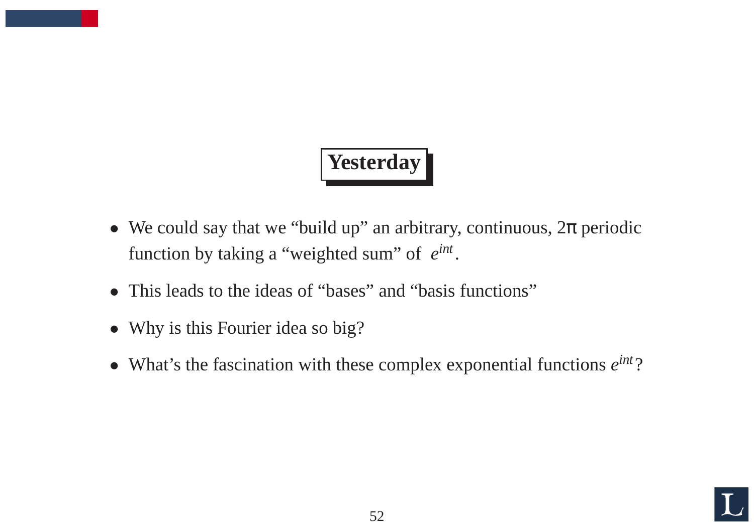# Yesterday

- We could say that we “build up” an arbitrary, continuous, $2\pi$ periodic function by taking a “weighted sum” of $e^{int}$.
- This leads to the ideas of “bases” and “basis functions”
- Why is this Fourier idea so big?
- What’s the fascination with these complex exponential functions $e^{int}$?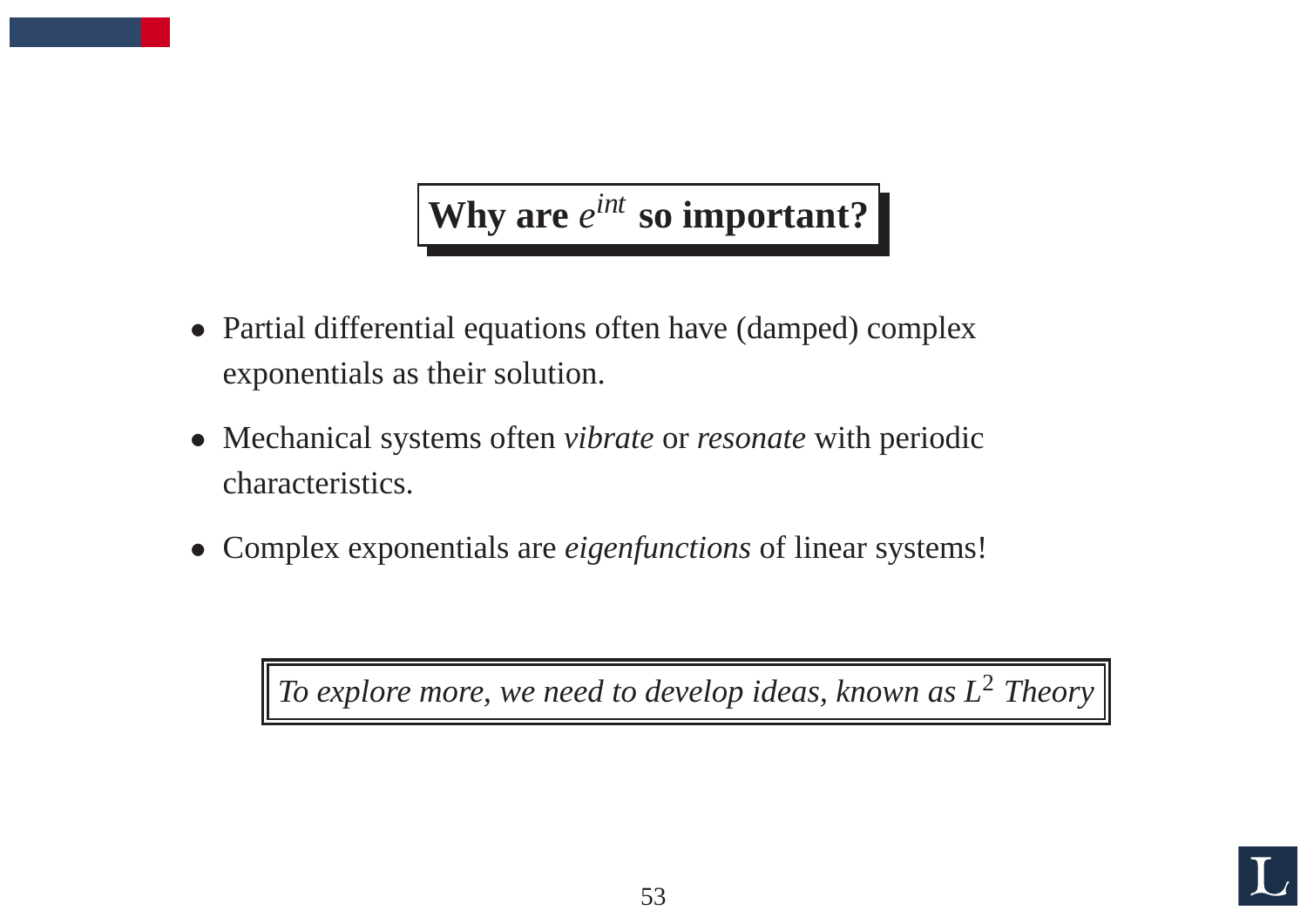# Why are $e^{int}$ so important?

- Partial differential equations often have (damped) complex exponentials as their solution.
- Mechanical systems often *vibrate* or *resonate* with periodic characteristics.
- Complex exponentials are *eigenfunctions* of linear systems!

*To explore more, we need to develop ideas, known as $L^2$ Theory*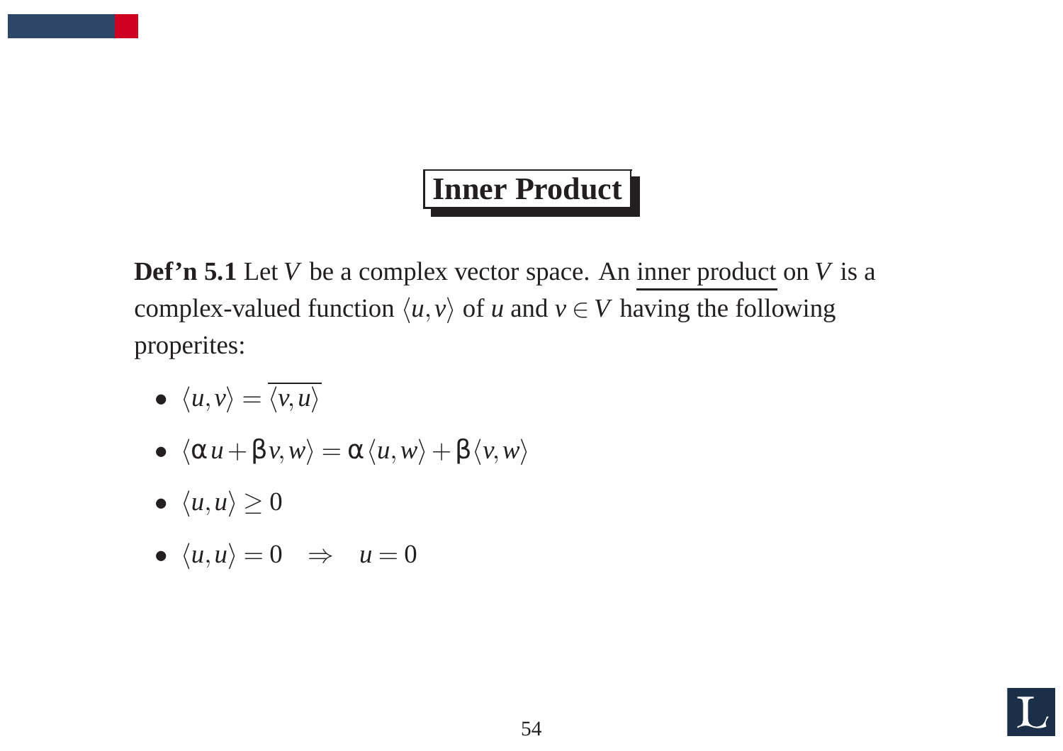# Inner Product

**Def'n 5.1** Let $V$ be a complex vector space. An inner product on $V$ is a complex-valued function $\langle u, v \rangle$ of $u$ and $v \in V$ having the following properites:

- $\langle u, v \rangle = \overline{\langle v, u \rangle}$
- $\langle \alpha u + \beta v, w \rangle = \alpha \langle u, w \rangle + \beta \langle v, w \rangle$
- $\langle u, u \rangle \geq 0$
- $\langle u, u \rangle = 0 \quad \Rightarrow \quad u = 0$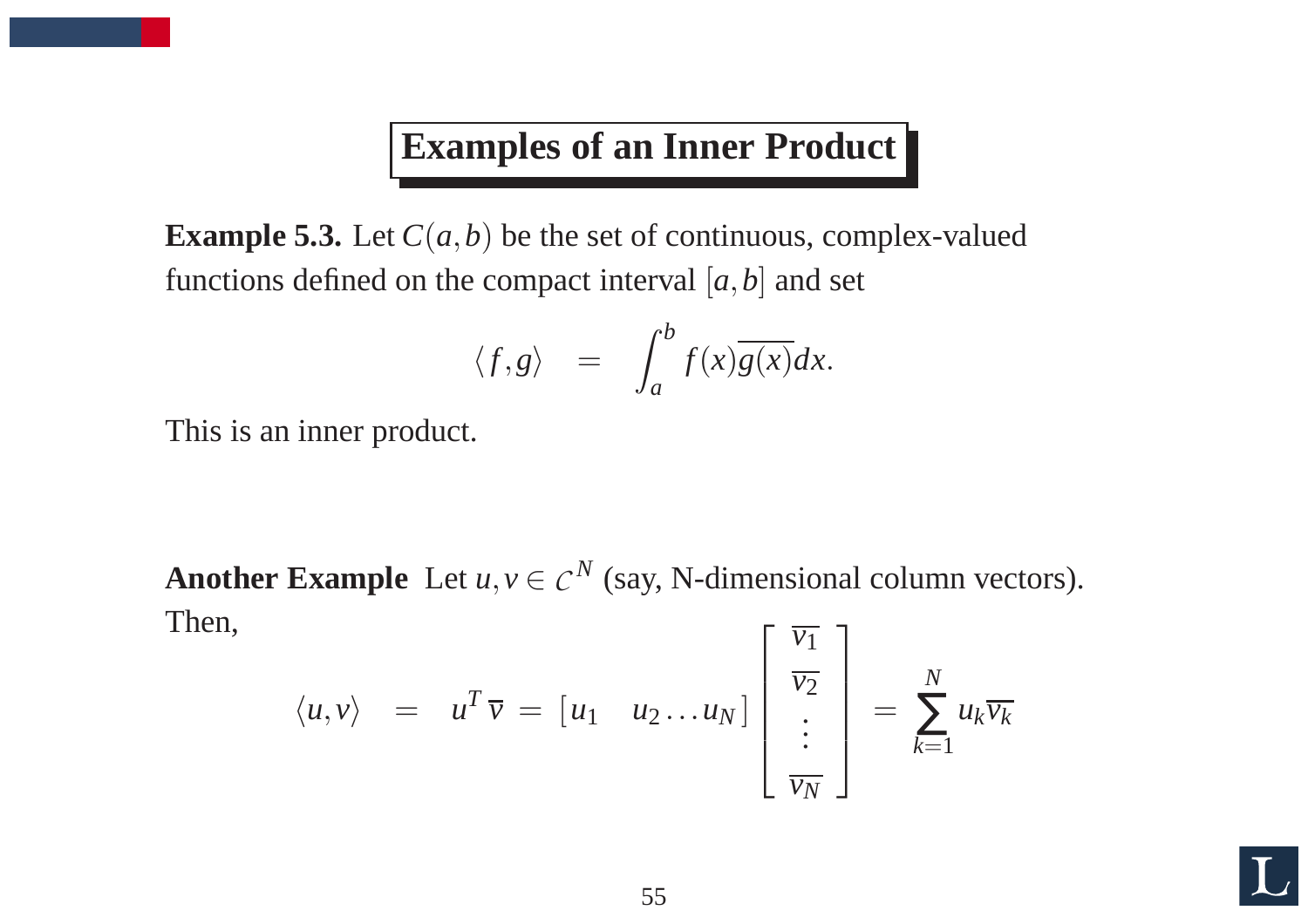# Examples of an Inner Product

**Example 5.3.** Let $C(a,b)$ be the set of continuous, complex-valued functions defined on the compact interval $[a,b]$ and set

$$\langle f,g \rangle = \int_a^b f(x)\overline{g(x)}dx.$$

This is an inner product.

**Another Example** Let $u,v \in \mathcal{C}^N$ (say, N-dimensional column vectors). Then,

$$\langle u,v \rangle = u^T \overline{v} = [u_1 \quad u_2 \ldots u_N] \begin{bmatrix} \overline{v_1} \\ \overline{v_2} \\ \vdots \\ \overline{v_N} \end{bmatrix} = \sum_{k=1}^{N} u_k \overline{v_k}$$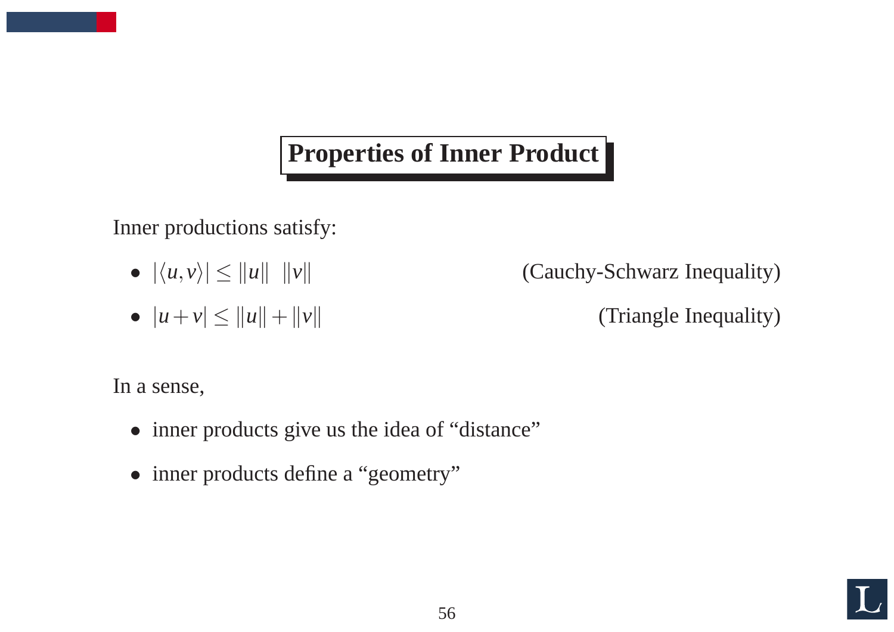# Properties of Inner Product

Inner productions satisfy:

- $|\langle u, v \rangle| \leq \|u\| \ \|v\|$ (Cauchy-Schwarz Inequality)
- $|u + v| \leq \|u\| + \|v\|$ (Triangle Inequality)

In a sense,

- inner products give us the idea of "distance"
- inner products define a "geometry"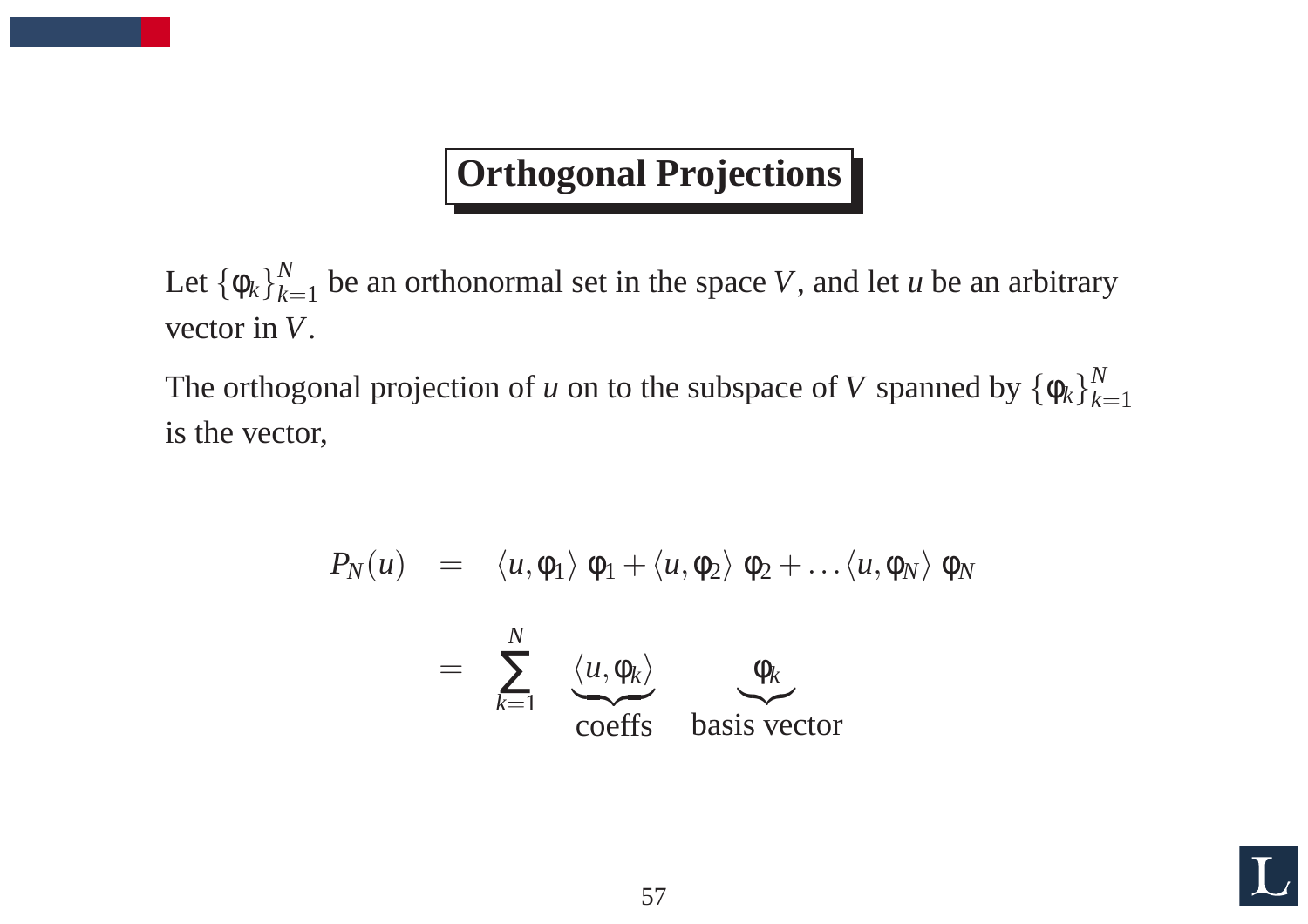# Orthogonal Projections

Let $\{\varphi_k\}_{k=1}^N$ be an orthonormal set in the space $V$, and let $u$ be an arbitrary vector in $V$.

The orthogonal projection of $u$ on to the subspace of $V$ spanned by $\{\varphi_k\}_{k=1}^N$ is the vector,

$$
\begin{aligned}
P_N(u) &= \langle u, \varphi_1 \rangle \, \varphi_1 + \langle u, \varphi_2 \rangle \, \varphi_2 + \ldots \langle u, \varphi_N \rangle \, \varphi_N \\
&= \sum_{k=1}^{N} \underbrace{\langle u, \varphi_k \rangle}_{\text{coeffs}} \quad \underbrace{\varphi_k}_{\text{basis vector}}
\end{aligned}
$$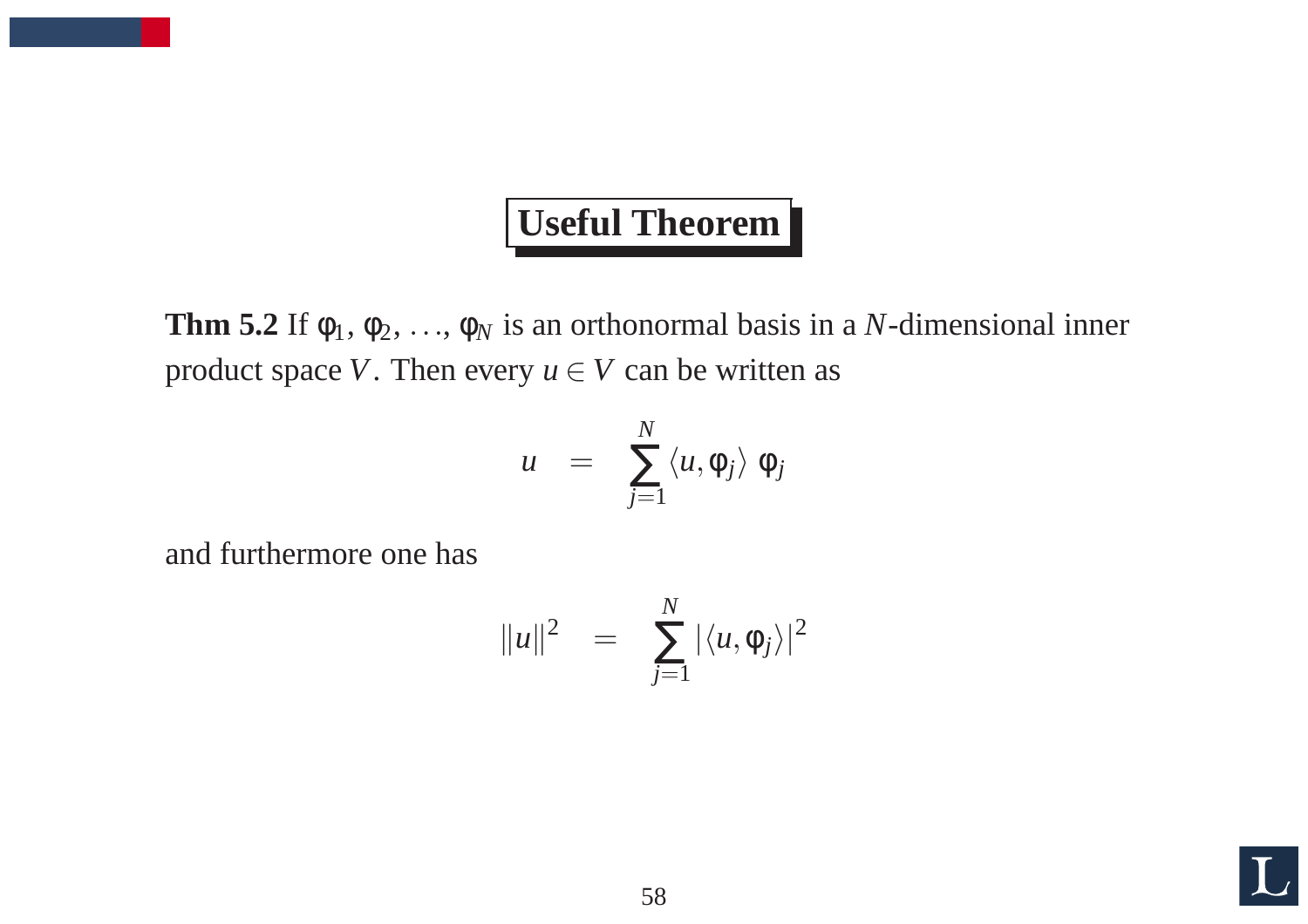## Useful Theorem

**Thm 5.2** If $\varphi_1, \varphi_2, \ldots, \varphi_N$ is an orthonormal basis in a $N$-dimensional inner product space $V$. Then every $u \in V$ can be written as

$$u = \sum_{j=1}^{N} \langle u, \varphi_j \rangle \; \varphi_j$$

and furthermore one has

$$\|u\|^2 = \sum_{j=1}^{N} |\langle u, \varphi_j \rangle|^2$$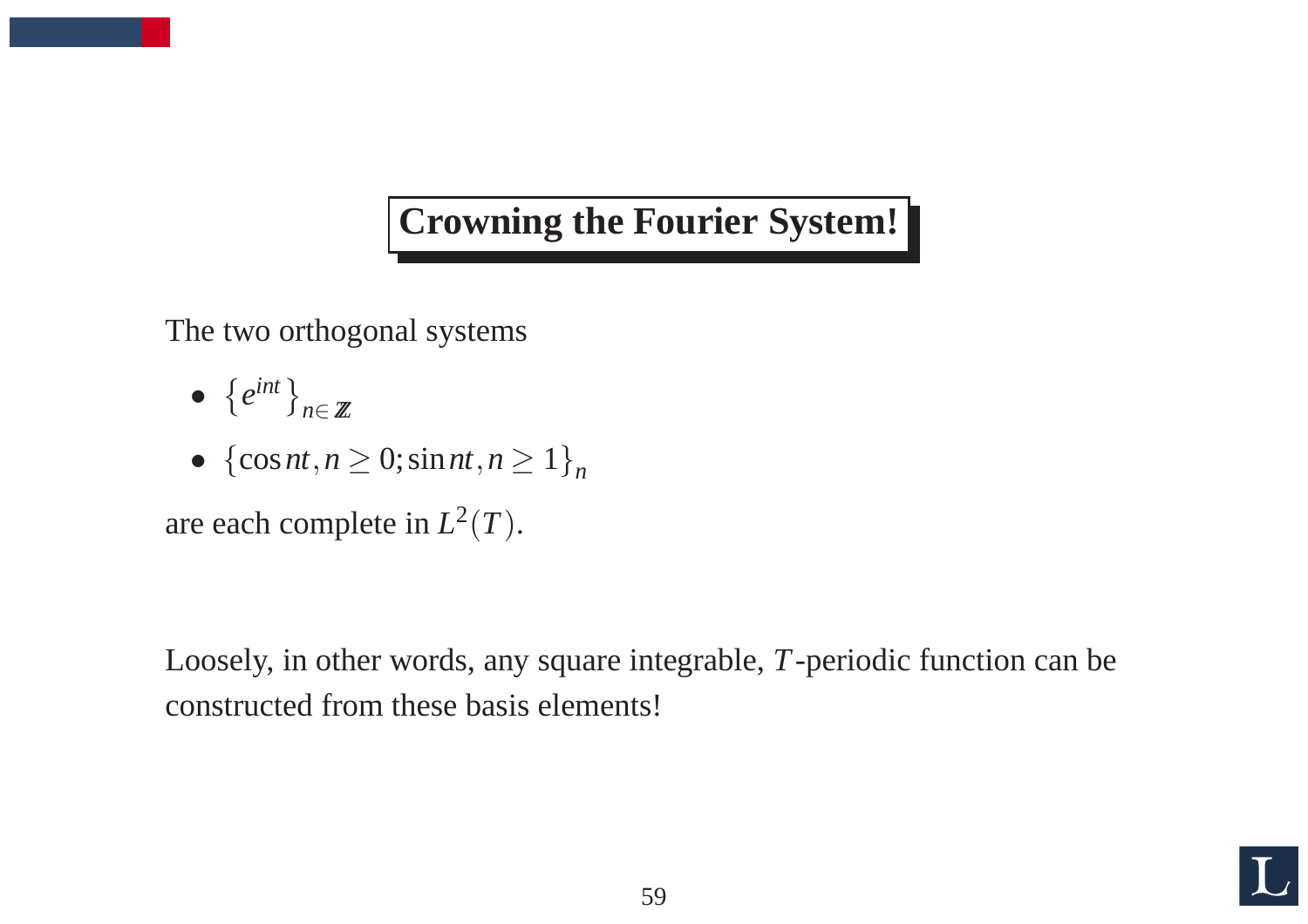## Crowning the Fourier System!

The two orthogonal systems

- $\left\{e^{int}\right\}_{n\in\mathbb{Z}}$
- $\{\cos nt, n \geq 0; \sin nt, n \geq 1\}_n$

are each complete in $L^2(T)$.

Loosely, in other words, any square integrable, $T$-periodic function can be constructed from these basis elements!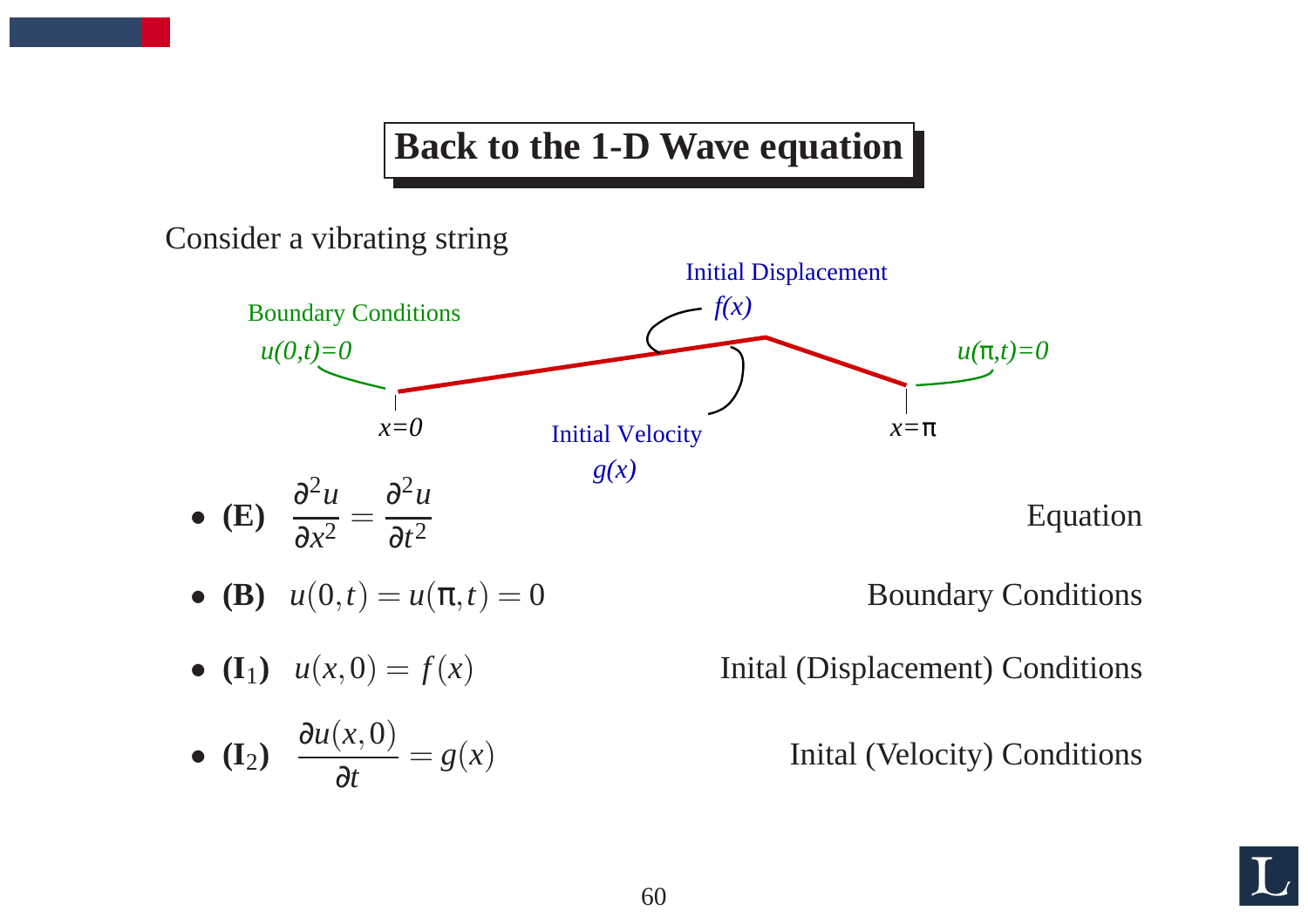# Back to the 1-D Wave equation

Consider a vibrating string

Boundary Conditions
$u(0,t)=0$

Initial Displacement
$f(x)$

$u(\pi,t)=0$

$x=0$

Initial Velocity
$g(x)$

$x=\pi$

- **(E)** $\dfrac{\partial^2 u}{\partial x^2} = \dfrac{\partial^2 u}{\partial t^2}$ — Equation
- **(B)** $u(0,t) = u(\pi,t) = 0$ — Boundary Conditions
- **($\mathbf{I}_1$)** $u(x,0) = f(x)$ — Inital (Displacement) Conditions
- **($\mathbf{I}_2$)** $\dfrac{\partial u(x,0)}{\partial t} = g(x)$ — Inital (Velocity) Conditions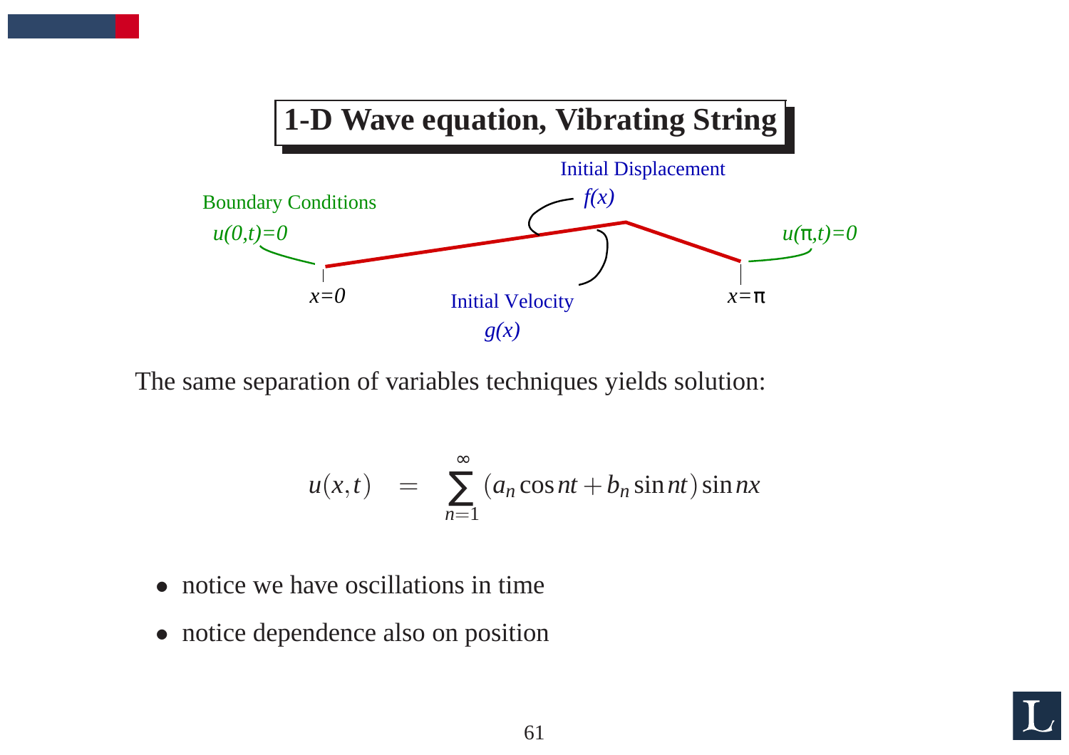## 1-D Wave equation, Vibrating String

Boundary Conditions

$u(0,t)=0$

Initial Displacement

$f(x)$

$u(\pi,t)=0$

$x=0$

Initial Velocity

$g(x)$

$x=\pi$

The same separation of variables techniques yields solution:

$$u(x,t) = \sum_{n=1}^{\infty} (a_n \cos nt + b_n \sin nt) \sin nx$$

- notice we have oscillations in time
- notice dependence also on position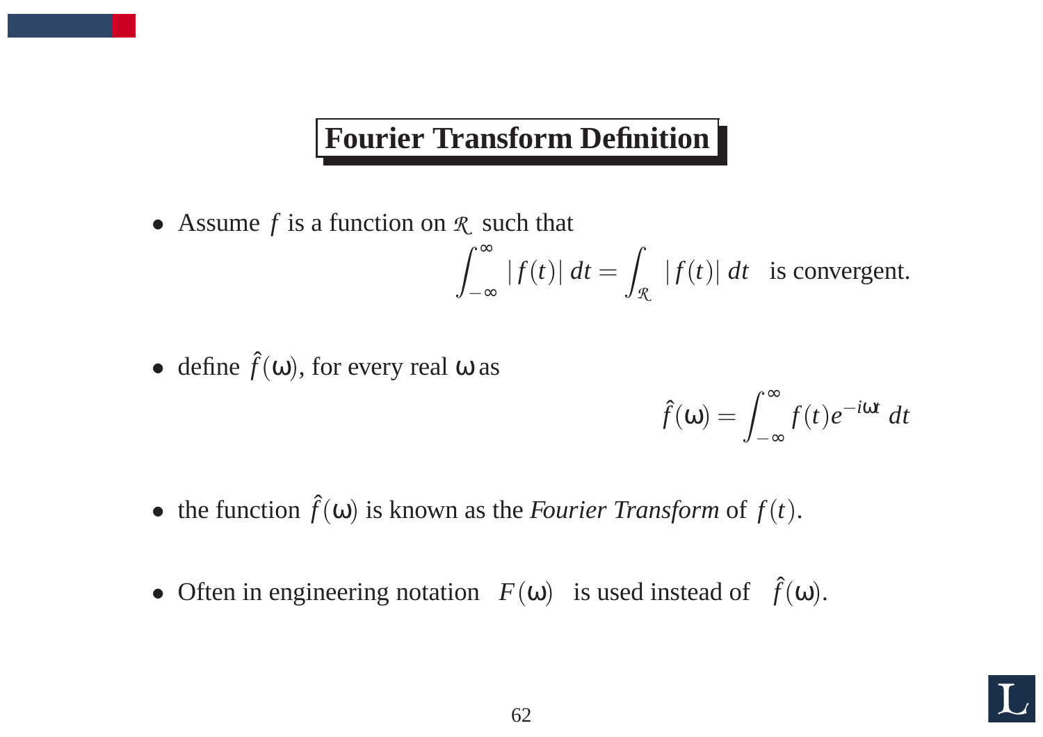# Fourier Transform Definition

- Assume $f$ is a function on $\mathcal{R}$ such that

$$\int_{-\infty}^{\infty} |f(t)| \, dt = \int_{\mathcal{R}} |f(t)| \, dt \quad \text{is convergent.}$$

- define $\hat{f}(\omega)$, for every real $\omega$ as

$$\hat{f}(\omega) = \int_{-\infty}^{\infty} f(t) e^{-i\omega t} \, dt$$

- the function $\hat{f}(\omega)$ is known as the *Fourier Transform* of $f(t)$.

- Often in engineering notation $F(\omega)$ is used instead of $\hat{f}(\omega)$.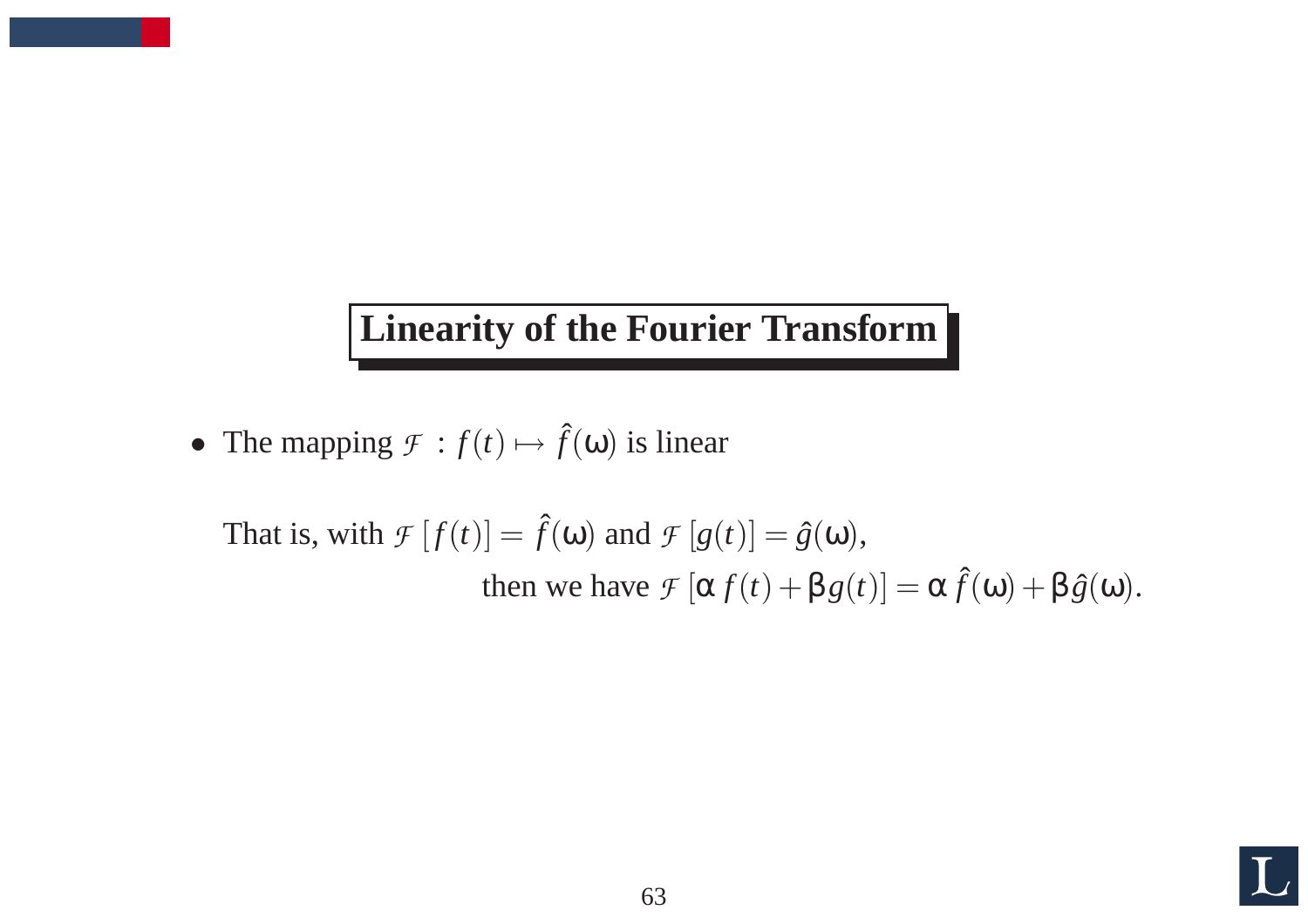## Linearity of the Fourier Transform

- The mapping $\mathcal{F} : f(t) \mapsto \hat{f}(\omega)$ is linear

  That is, with $\mathcal{F}[f(t)] = \hat{f}(\omega)$ and $\mathcal{F}[g(t)] = \hat{g}(\omega)$,

  then we have $\mathcal{F}[\alpha f(t) + \beta g(t)] = \alpha \hat{f}(\omega) + \beta \hat{g}(\omega)$.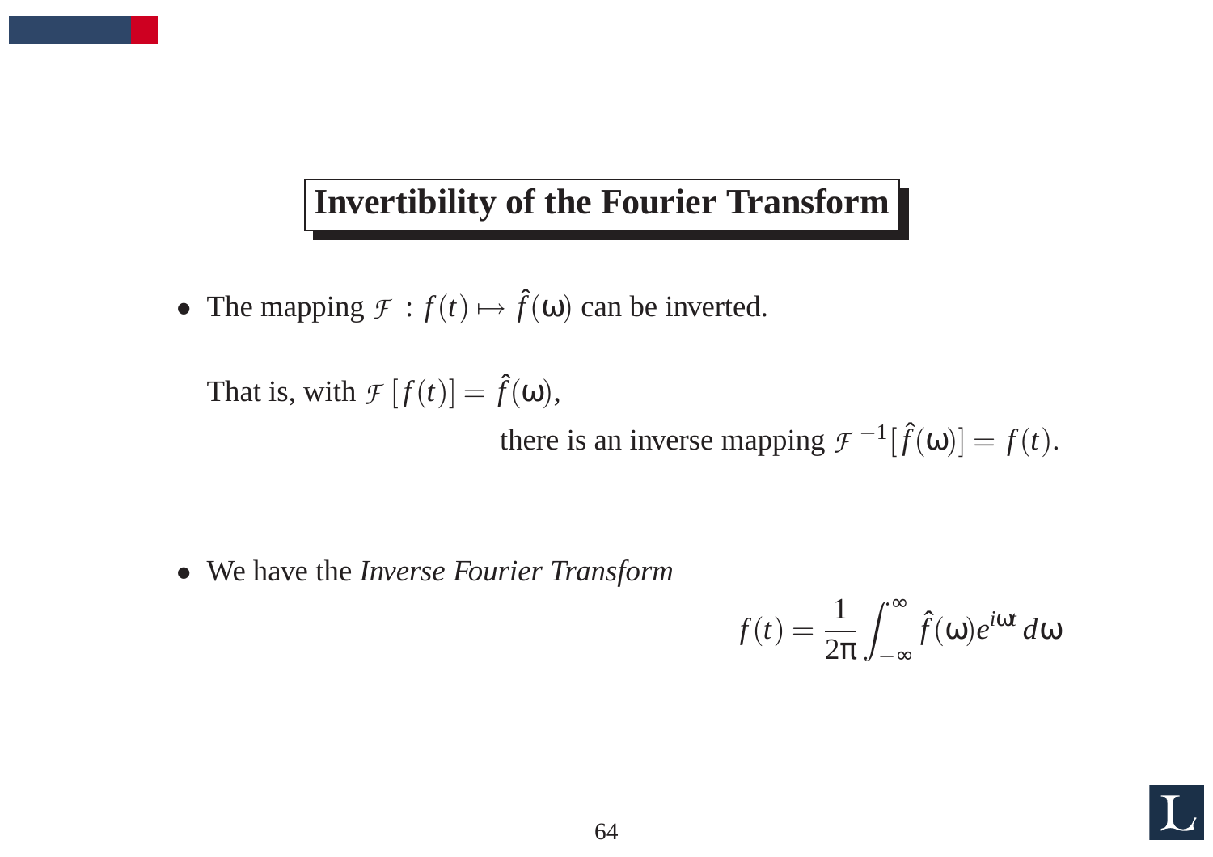## Invertibility of the Fourier Transform

- The mapping $\mathcal{F} : f(t) \mapsto \hat{f}(\omega)$ can be inverted.

  That is, with $\mathcal{F}[f(t)] = \hat{f}(\omega)$,

  there is an inverse mapping $\mathcal{F}^{-1}[\hat{f}(\omega)] = f(t)$.

- We have the *Inverse Fourier Transform*

$$f(t) = \frac{1}{2\pi} \int_{-\infty}^{\infty} \hat{f}(\omega) e^{i\omega t} \, d\omega$$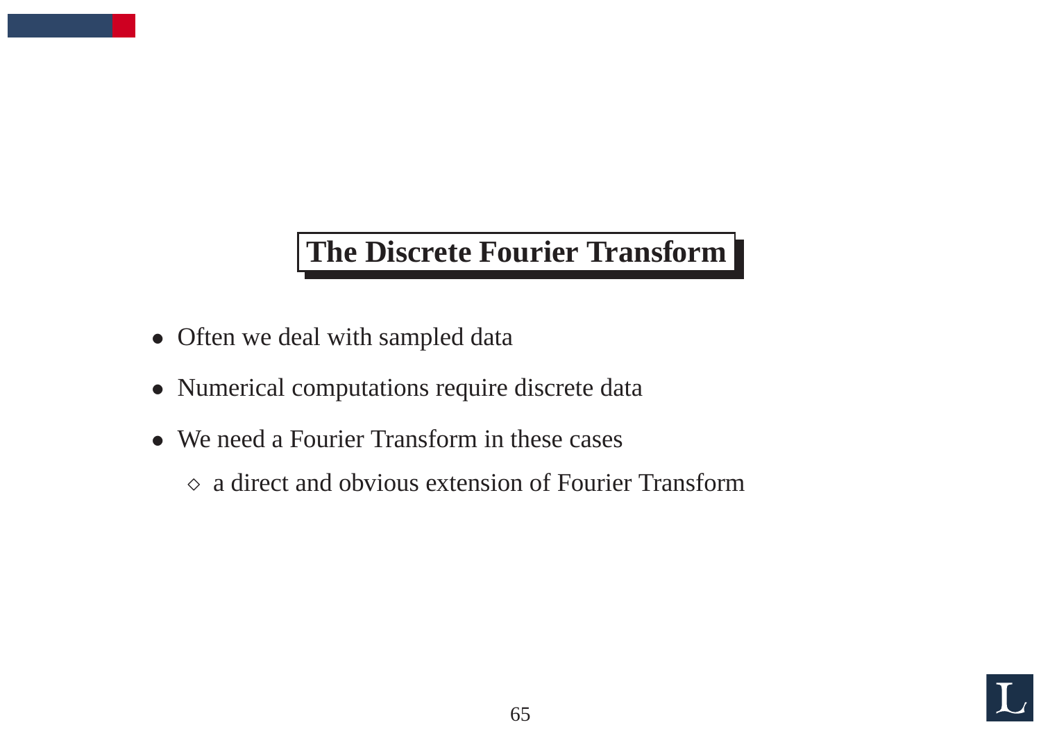# The Discrete Fourier Transform

- Often we deal with sampled data
- Numerical computations require discrete data
- We need a Fourier Transform in these cases
  - a direct and obvious extension of Fourier Transform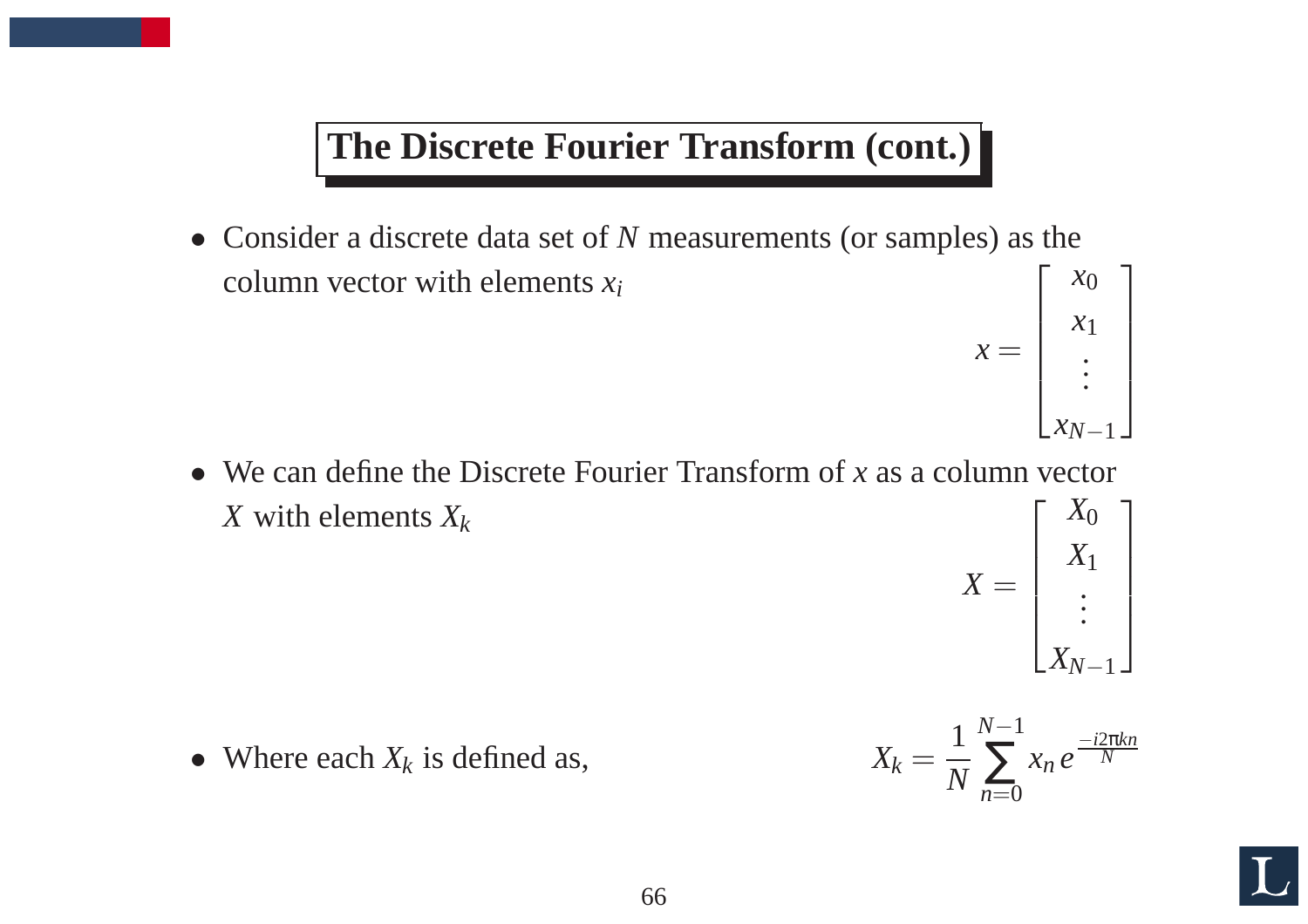## The Discrete Fourier Transform (cont.)

- Consider a discrete data set of $N$ measurements (or samples) as the column vector with elements $x_i$

$$x = \begin{bmatrix} x_0 \\ x_1 \\ \vdots \\ x_{N-1} \end{bmatrix}$$

- We can define the Discrete Fourier Transform of $x$ as a column vector $X$ with elements $X_k$

$$X = \begin{bmatrix} X_0 \\ X_1 \\ \vdots \\ X_{N-1} \end{bmatrix}$$

- Where each $X_k$ is defined as,

$$X_k = \frac{1}{N} \sum_{n=0}^{N-1} x_n \, e^{\frac{-i2\pi kn}{N}}$$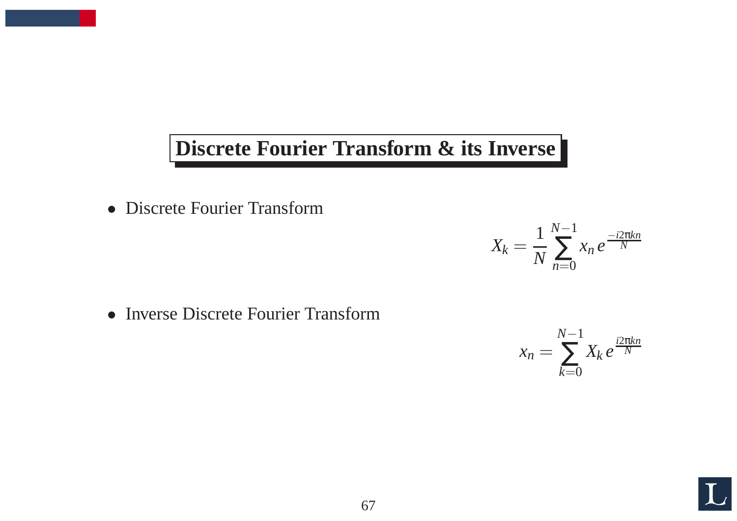## Discrete Fourier Transform & its Inverse

- Discrete Fourier Transform

$$X_k = \frac{1}{N}\sum_{n=0}^{N-1} x_n \, e^{\frac{-i2\pi kn}{N}}$$

- Inverse Discrete Fourier Transform

$$x_n = \sum_{k=0}^{N-1} X_k \, e^{\frac{i2\pi kn}{N}}$$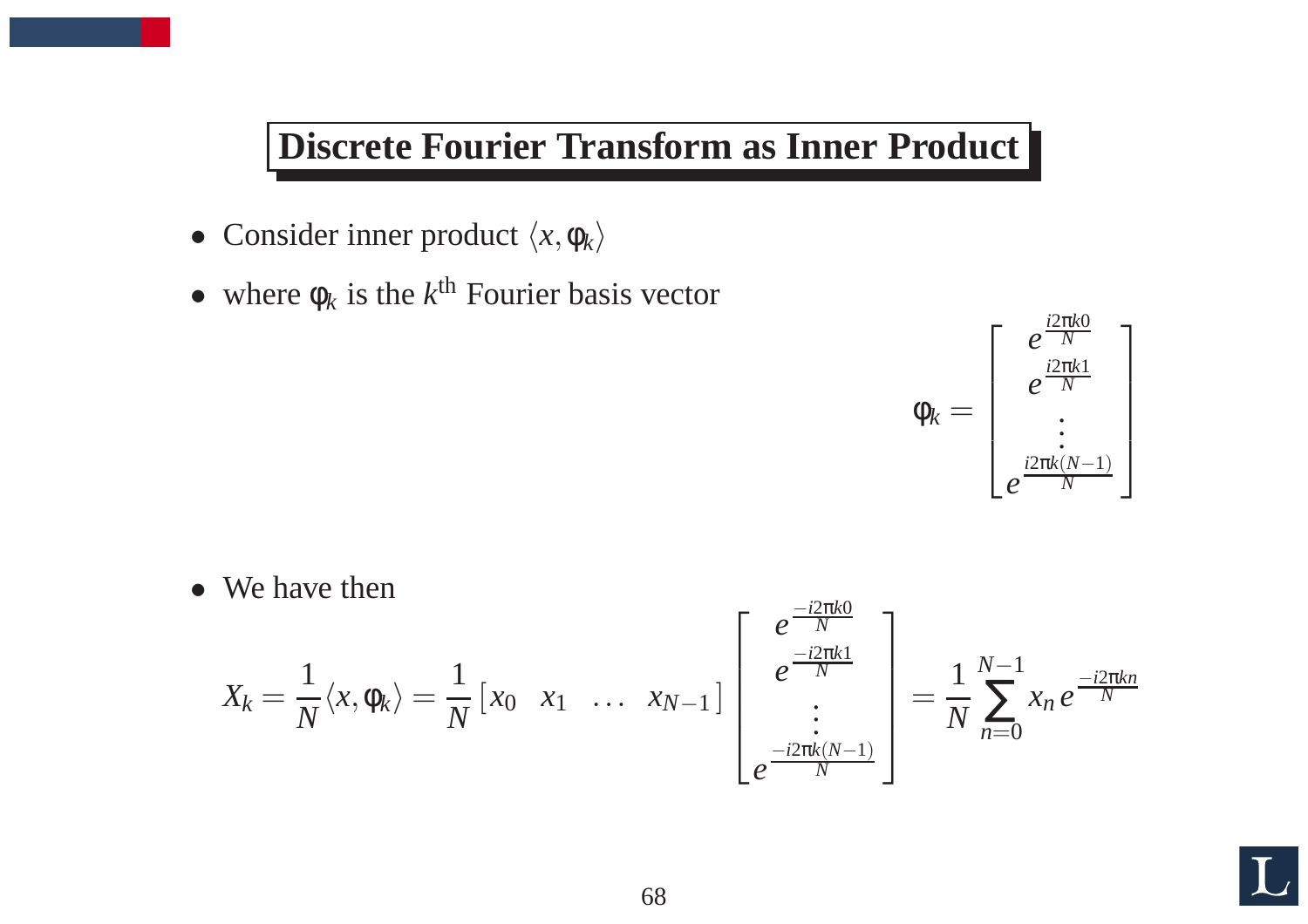## Discrete Fourier Transform as Inner Product

- Consider inner product $\langle x, \varphi_k \rangle$
- where $\varphi_k$ is the $k^{\text{th}}$ Fourier basis vector

$$\varphi_k = \begin{bmatrix} e^{\frac{i2\pi k0}{N}} \\ e^{\frac{i2\pi k1}{N}} \\ \vdots \\ e^{\frac{i2\pi k(N-1)}{N}} \end{bmatrix}$$

- We have then

$$X_k = \frac{1}{N}\langle x, \varphi_k \rangle = \frac{1}{N}\begin{bmatrix} x_0 & x_1 & \dots & x_{N-1} \end{bmatrix} \begin{bmatrix} e^{\frac{-i2\pi k0}{N}} \\ e^{\frac{-i2\pi k1}{N}} \\ \vdots \\ e^{\frac{-i2\pi k(N-1)}{N}} \end{bmatrix} = \frac{1}{N}\sum_{n=0}^{N-1} x_n e^{\frac{-i2\pi kn}{N}}$$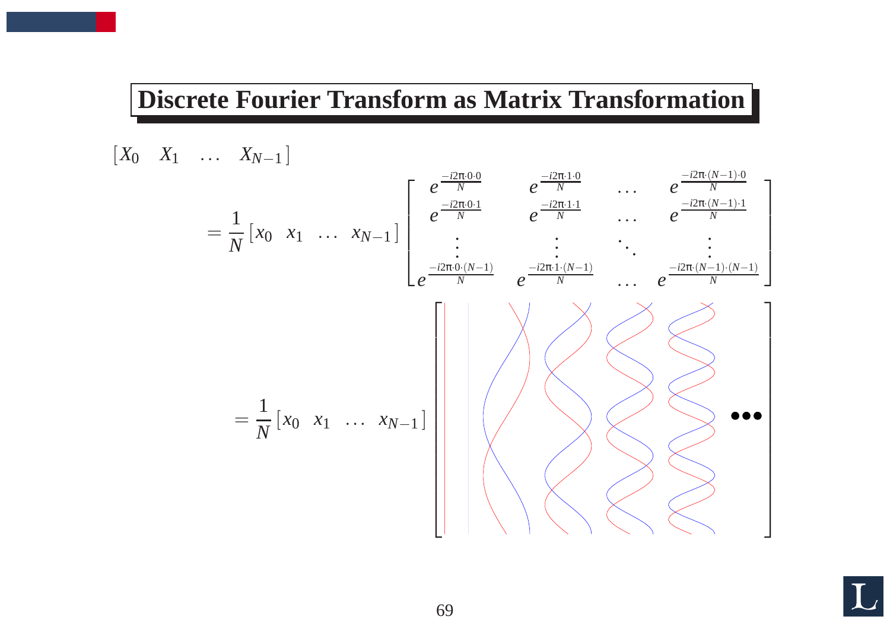# Discrete Fourier Transform as Matrix Transformation

$$\begin{bmatrix} X_0 & X_1 & \dots & X_{N-1} \end{bmatrix}$$

$$= \frac{1}{N} \begin{bmatrix} x_0 & x_1 & \dots & x_{N-1} \end{bmatrix} \begin{bmatrix} e^{\frac{-i2\pi \cdot 0 \cdot 0}{N}} & e^{\frac{-i2\pi \cdot 1 \cdot 0}{N}} & \dots & e^{\frac{-i2\pi \cdot (N-1) \cdot 0}{N}} \\ e^{\frac{-i2\pi \cdot 0 \cdot 1}{N}} & e^{\frac{-i2\pi \cdot 1 \cdot 1}{N}} & \dots & e^{\frac{-i2\pi \cdot (N-1) \cdot 1}{N}} \\ \vdots & \vdots & \ddots & \vdots \\ e^{\frac{-i2\pi \cdot 0 \cdot (N-1)}{N}} & e^{\frac{-i2\pi \cdot 1 \cdot (N-1)}{N}} & \dots & e^{\frac{-i2\pi \cdot (N-1) \cdot (N-1)}{N}} \end{bmatrix}$$

$$= \frac{1}{N} \begin{bmatrix} x_0 & x_1 & \dots & x_{N-1} \end{bmatrix}$$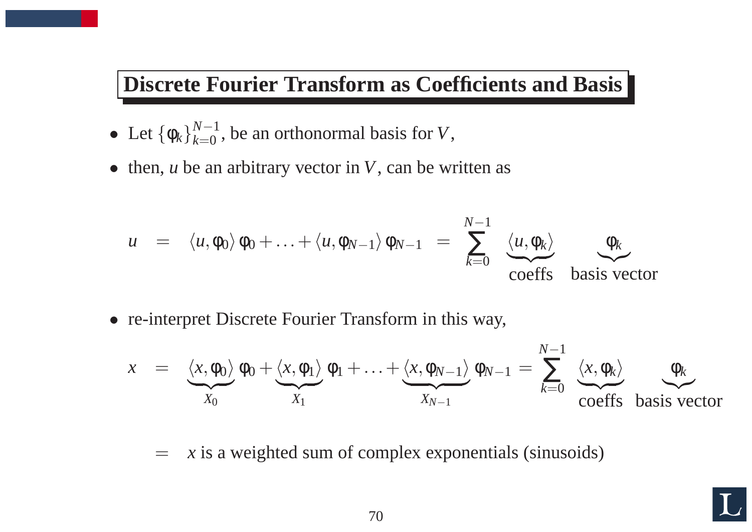# Discrete Fourier Transform as Coefficients and Basis

- Let $\{\varphi_k\}_{k=0}^{N-1}$, be an orthonormal basis for $V$,
- then, $u$ be an arbitrary vector in $V$, can be written as

$$u \;=\; \langle u, \varphi_0 \rangle \, \varphi_0 + \ldots + \langle u, \varphi_{N-1} \rangle \, \varphi_{N-1} \;=\; \sum_{k=0}^{N-1} \underbrace{\langle u, \varphi_k \rangle}_{\text{coeffs}} \quad \underbrace{\varphi_k}_{\text{basis vector}}$$

- re-interpret Discrete Fourier Transform in this way,

$$x \;=\; \underbrace{\langle x, \varphi_0 \rangle}_{X_0} \varphi_0 + \underbrace{\langle x, \varphi_1 \rangle}_{X_1} \varphi_1 + \ldots + \underbrace{\langle x, \varphi_{N-1} \rangle}_{X_{N-1}} \varphi_{N-1} = \sum_{k=0}^{N-1} \underbrace{\langle x, \varphi_k \rangle}_{\text{coeffs}} \quad \underbrace{\varphi_k}_{\text{basis vector}}$$

$$= \quad x \text{ is a weighted sum of complex exponentials (sinusoids)}$$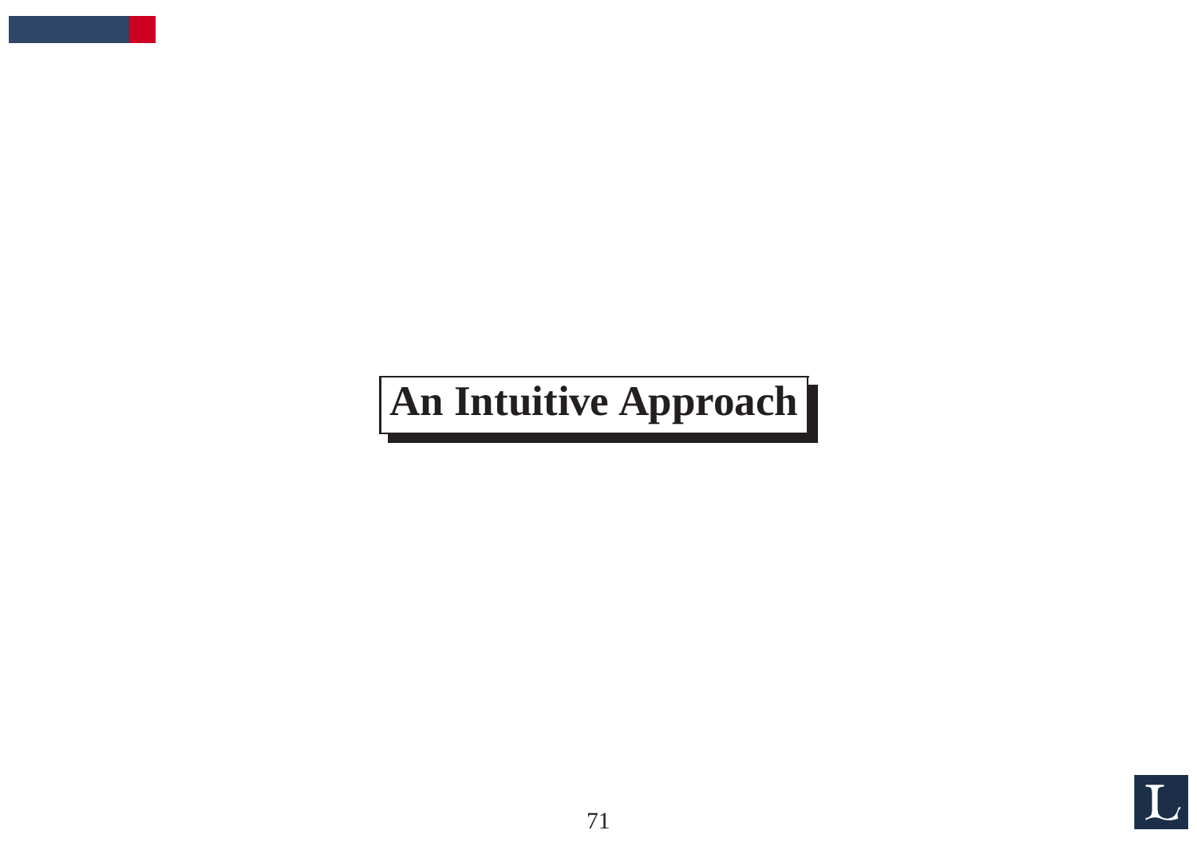# An Intuitive Approach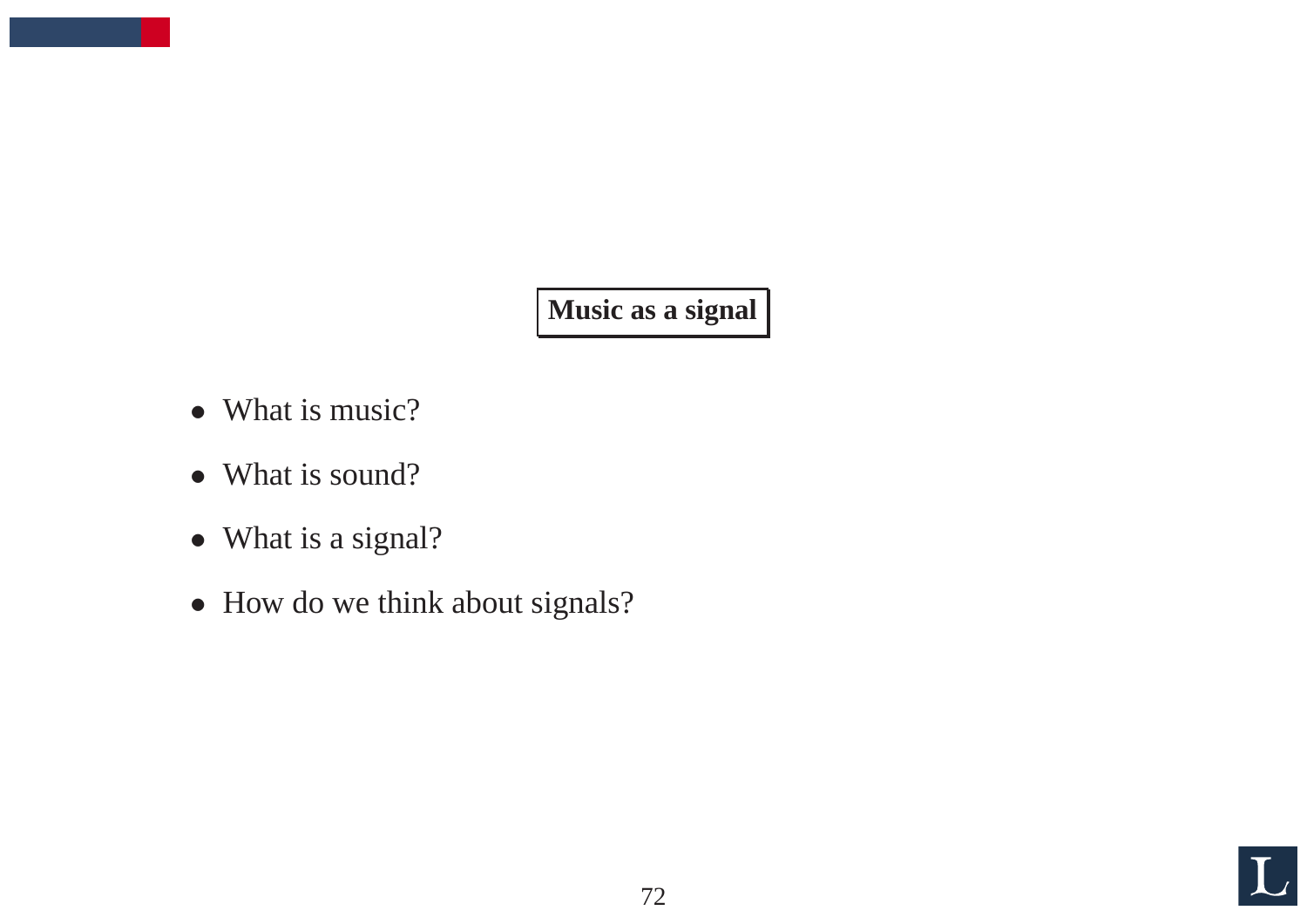## Music as a signal

- What is music?
- What is sound?
- What is a signal?
- How do we think about signals?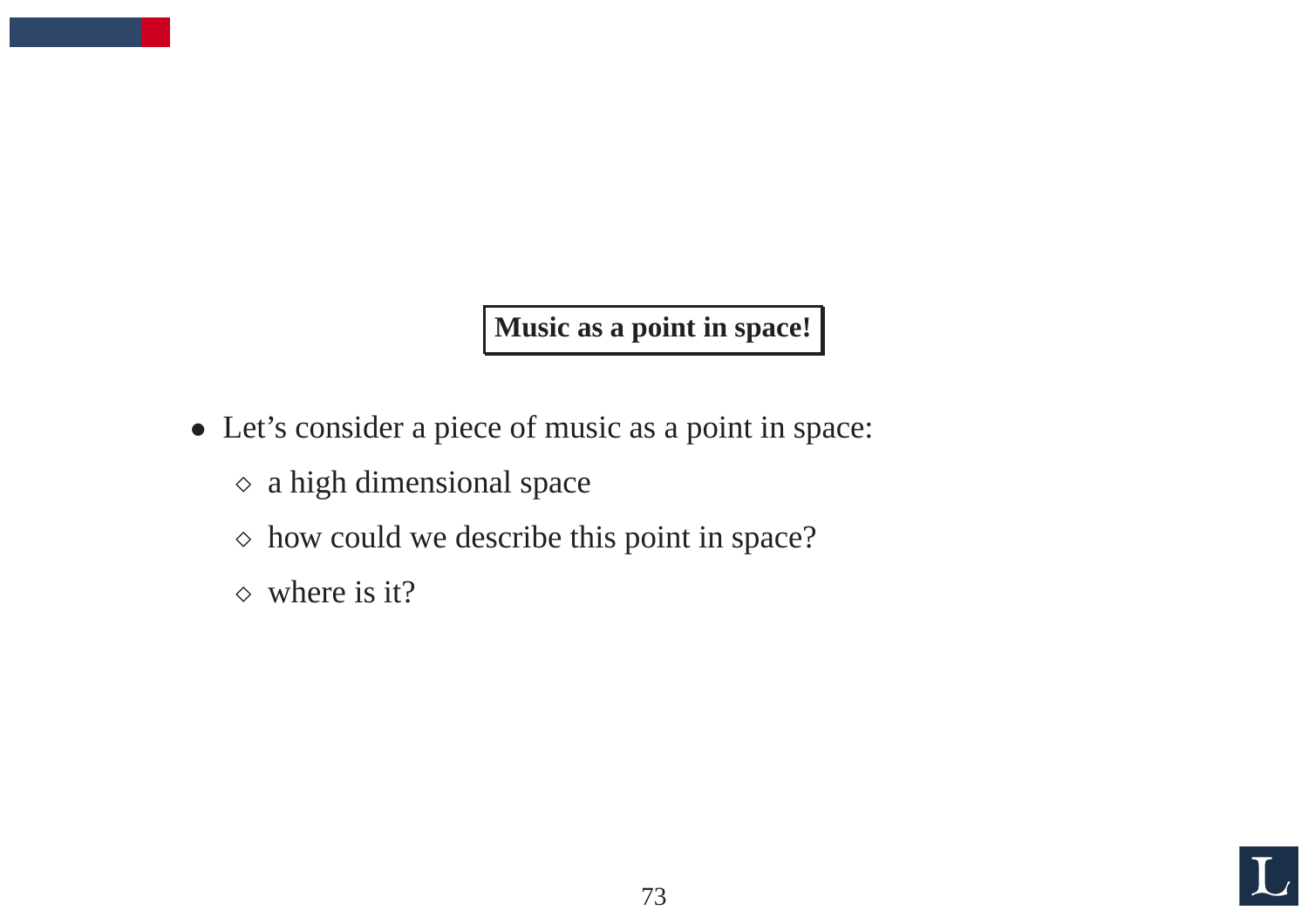## Music as a point in space!

- Let's consider a piece of music as a point in space:
  - a high dimensional space
  - how could we describe this point in space?
  - where is it?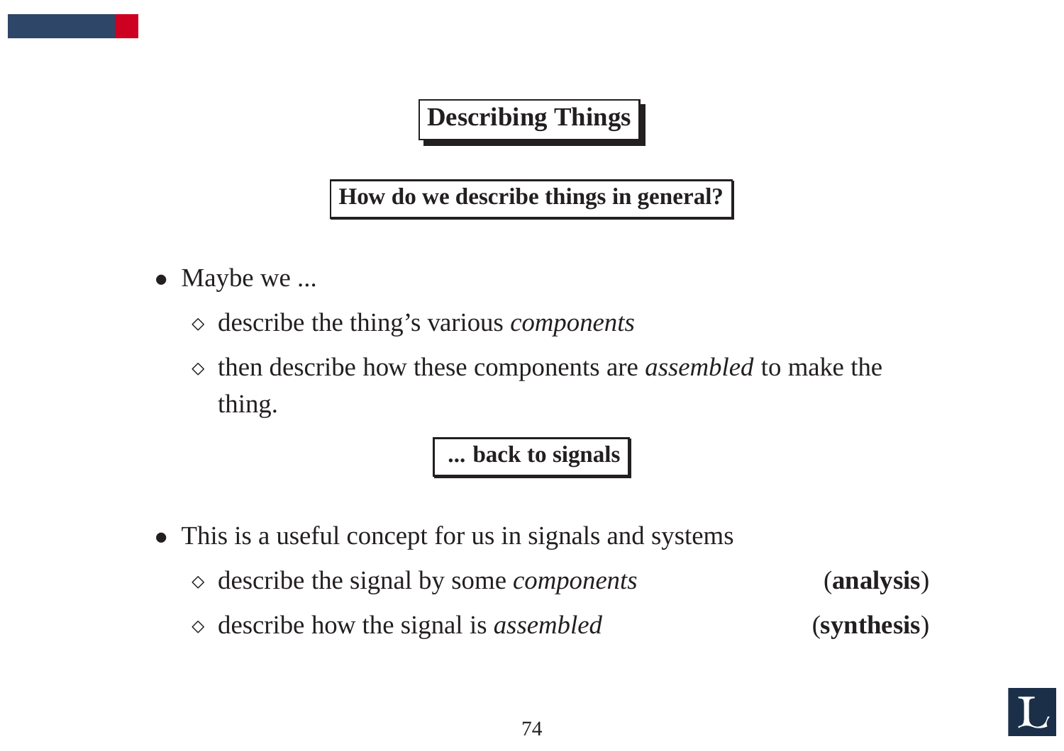# Describing Things

## How do we describe things in general?

- Maybe we ...
  - describe the thing's various *components*
  - then describe how these components are *assembled* to make the thing.

## ... back to signals

- This is a useful concept for us in signals and systems
  - describe the signal by some *components* (**analysis**)
  - describe how the signal is *assembled* (**synthesis**)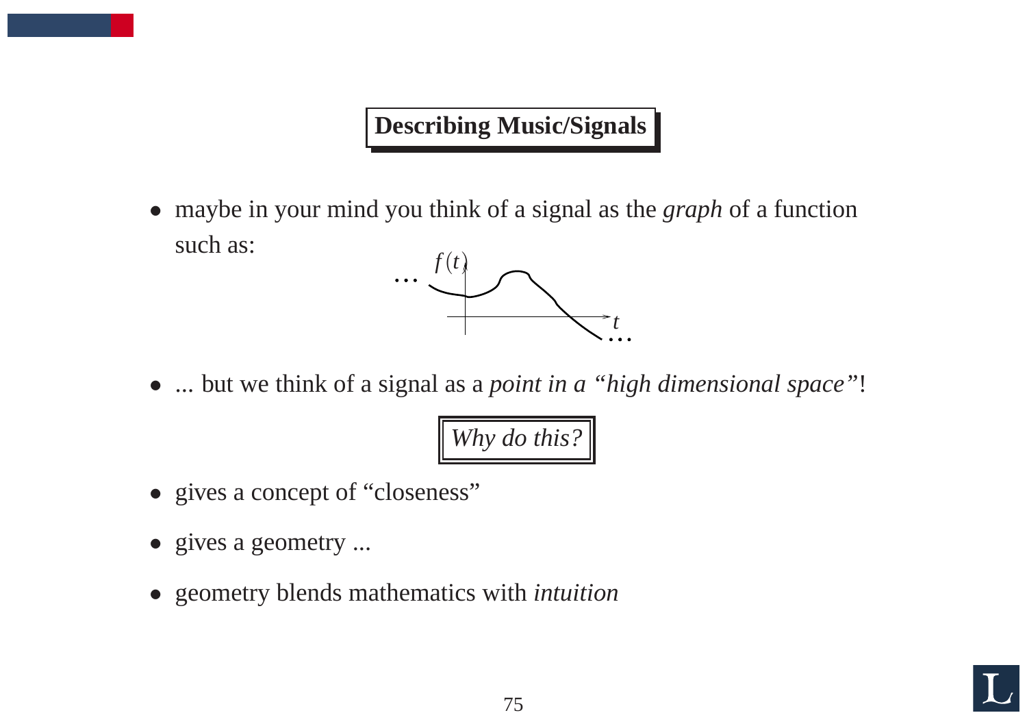## Describing Music/Signals

- maybe in your mind you think of a signal as the *graph* of a function such as:

- ... but we think of a signal as a *point in a "high dimensional space"*!

*Why do this?*

- gives a concept of "closeness"
- gives a geometry ...
- geometry blends mathematics with *intuition*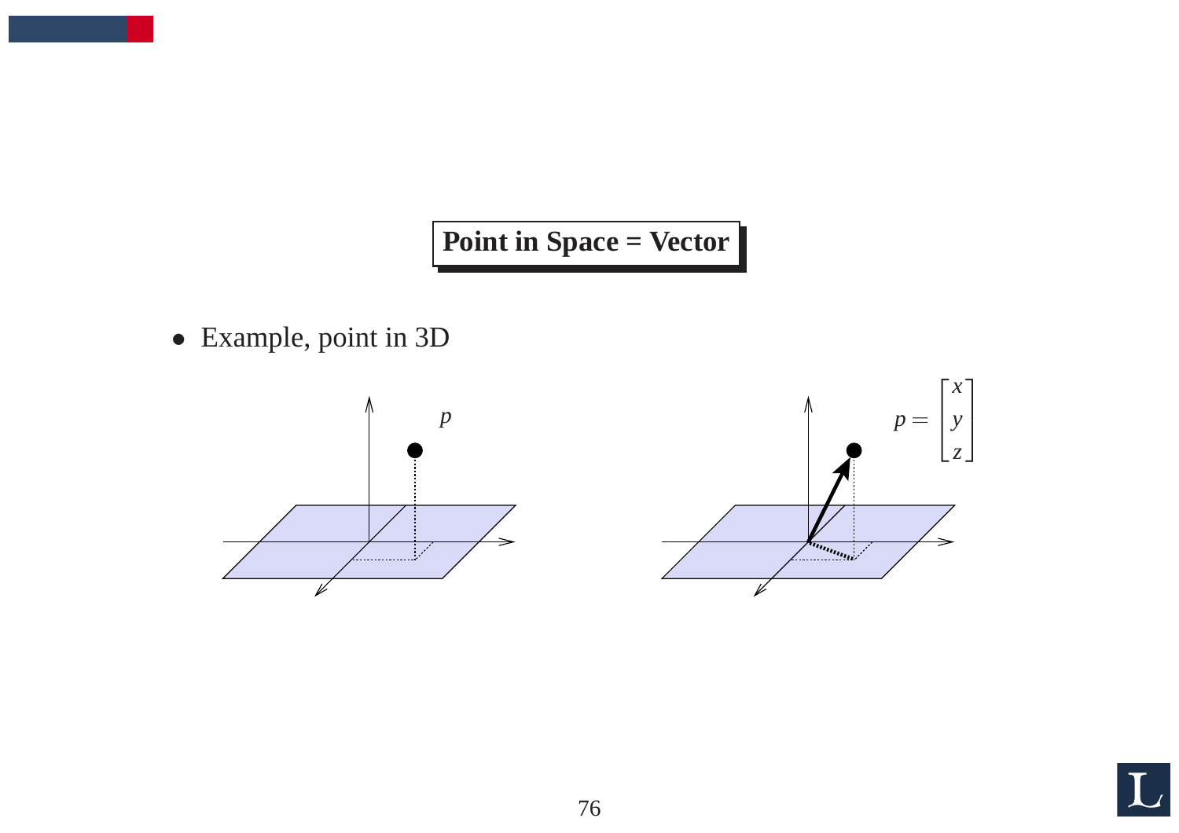# Point in Space = Vector

- Example, point in 3D

$p$

$$p = \begin{bmatrix} x \\ y \\ z \end{bmatrix}$$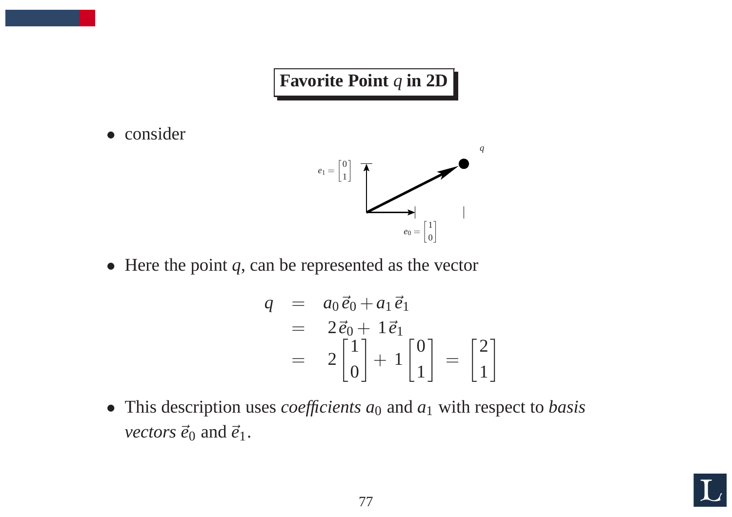## Favorite Point $q$ in 2D

- consider

$e_1 = \begin{bmatrix} 0 \\ 1 \end{bmatrix}$

$q$

$e_0 = \begin{bmatrix} 1 \\ 0 \end{bmatrix}$

- Here the point $q$, can be represented as the vector

$$
\begin{aligned}
q &= a_0 \vec{e}_0 + a_1 \vec{e}_1 \\
&= 2\vec{e}_0 + 1\vec{e}_1 \\
&= 2\begin{bmatrix} 1 \\ 0 \end{bmatrix} + 1\begin{bmatrix} 0 \\ 1 \end{bmatrix} = \begin{bmatrix} 2 \\ 1 \end{bmatrix}
\end{aligned}
$$

- This description uses *coefficients* $a_0$ and $a_1$ with respect to *basis vectors* $\vec{e}_0$ and $\vec{e}_1$.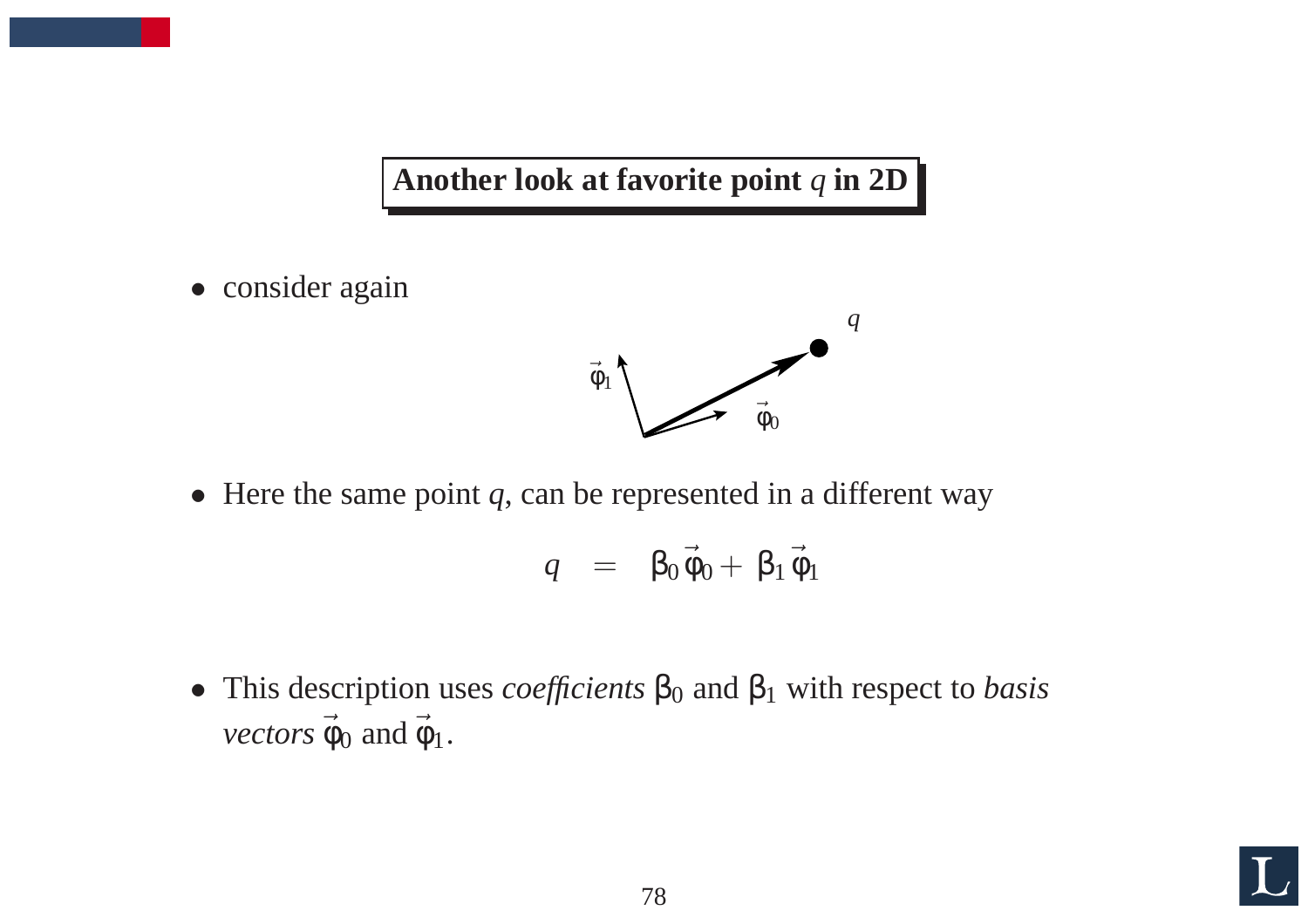## Another look at favorite point $q$ in 2D

- consider again

- Here the same point $q$, can be represented in a different way

$$q = \beta_0 \vec{\varphi}_0 + \beta_1 \vec{\varphi}_1$$

- This description uses *coefficients* $\beta_0$ and $\beta_1$ with respect to *basis vectors* $\vec{\varphi}_0$ and $\vec{\varphi}_1$.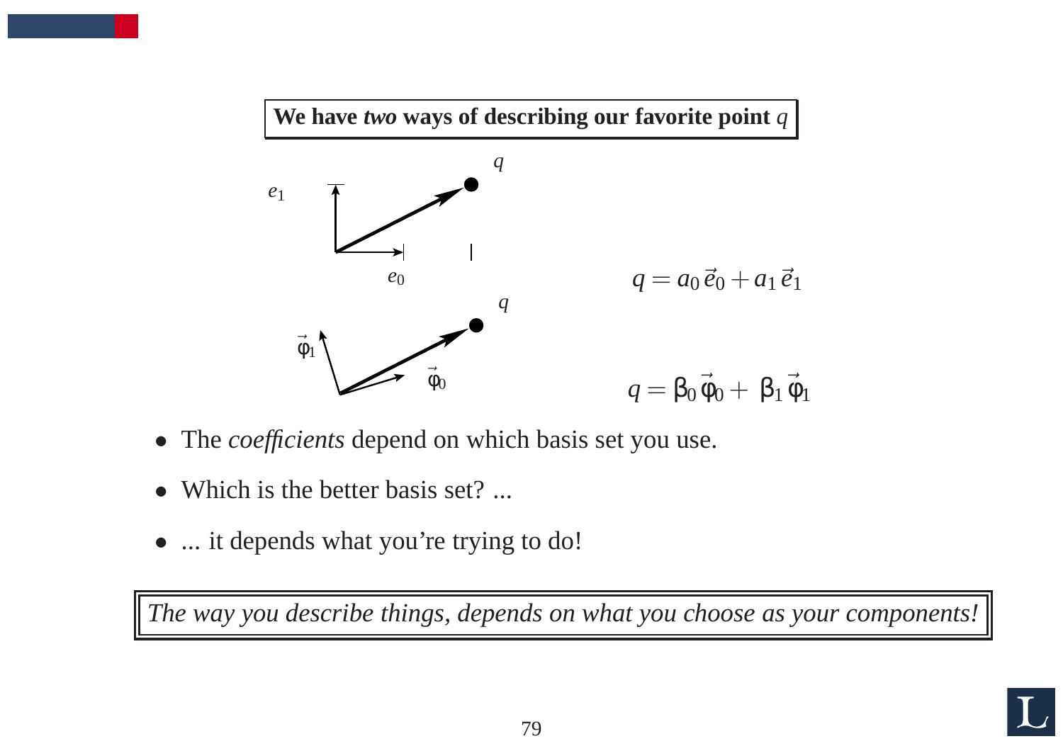**We have *two* ways of describing our favorite point $q$**

$$q = a_0 \vec{e}_0 + a_1 \vec{e}_1$$

$$q = \beta_0 \vec{\varphi}_0 + \beta_1 \vec{\varphi}_1$$

- The *coefficients* depend on which basis set you use.
- Which is the better basis set? ...
- ... it depends what you're trying to do!

*The way you describe things, depends on what you choose as your components!*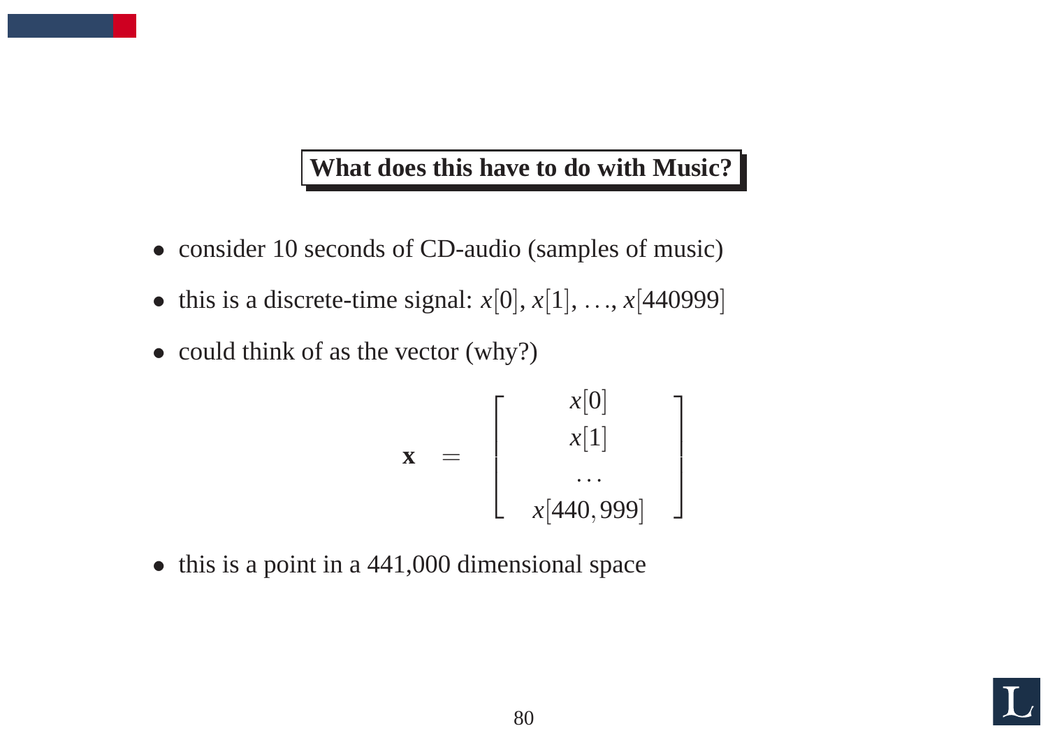## What does this have to do with Music?

- consider 10 seconds of CD-audio (samples of music)
- this is a discrete-time signal: $x[0]$, $x[1]$, ..., $x[440999]$
- could think of as the vector (why?)

$$
\mathbf{x} = \begin{bmatrix} x[0] \\ x[1] \\ \dots \\ x[440,999] \end{bmatrix}
$$

- this is a point in a 441,000 dimensional space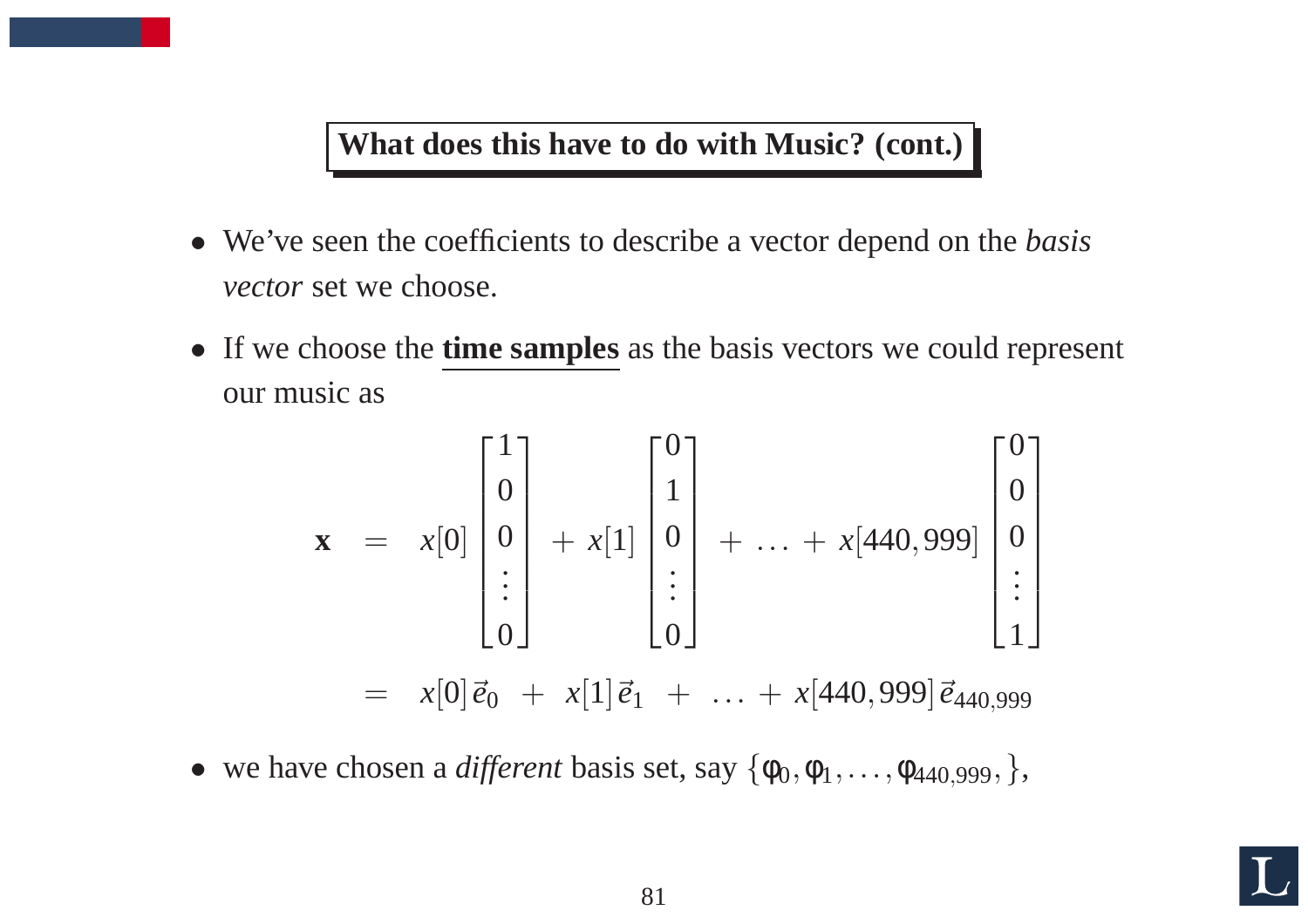## What does this have to do with Music? (cont.)

- We've seen the coefficients to describe a vector depend on the *basis vector* set we choose.
- If we choose the **time samples** as the basis vectors we could represent our music as

$$
\begin{aligned}
\mathbf{x} &= x[0]\begin{bmatrix}1\\0\\0\\\vdots\\0\end{bmatrix} + x[1]\begin{bmatrix}0\\1\\0\\\vdots\\0\end{bmatrix} + \ldots + x[440,999]\begin{bmatrix}0\\0\\0\\\vdots\\1\end{bmatrix} \\
&= x[0]\,\vec{e}_0 \;+\; x[1]\,\vec{e}_1 \;+\; \ldots + x[440,999]\,\vec{e}_{440,999}
\end{aligned}
$$

- we have chosen a *different* basis set, say $\{\phi_0, \phi_1, \ldots, \phi_{440,999},\}$,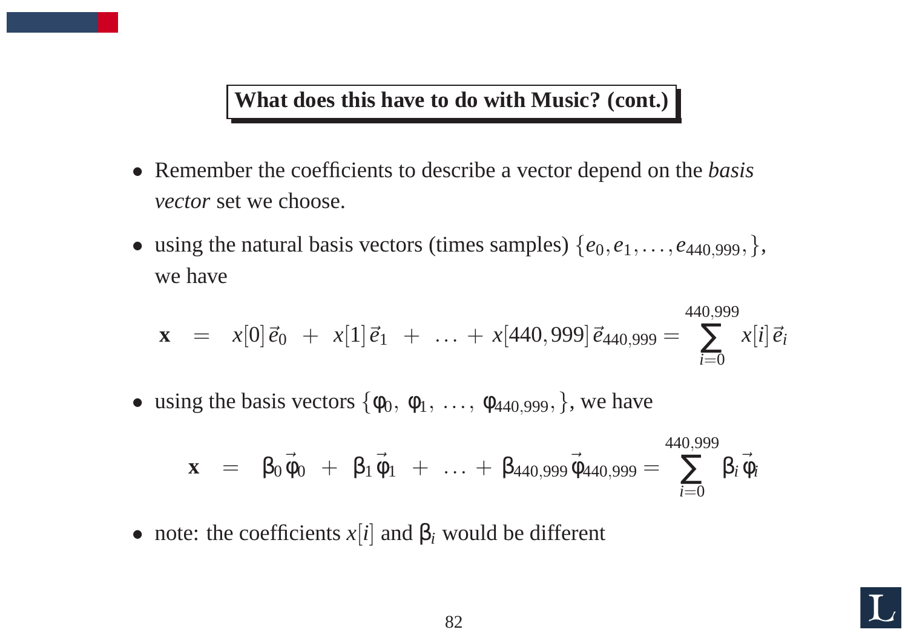## What does this have to do with Music? (cont.)

- Remember the coefficients to describe a vector depend on the *basis vector* set we choose.
- using the natural basis vectors (times samples) $\{e_0, e_1, \ldots, e_{440,999}, \}$, we have

$$\mathbf{x} \;=\; x[0]\,\vec{e}_0 \;+\; x[1]\,\vec{e}_1 \;+\; \ldots + x[440,999]\,\vec{e}_{440,999} = \sum_{i=0}^{440,999} x[i]\,\vec{e}_i$$

- using the basis vectors $\{\varphi_0,\; \varphi_1,\; \ldots,\; \varphi_{440,999}, \}$, we have

$$\mathbf{x} \;=\; \beta_0\,\vec{\varphi}_0 \;+\; \beta_1\,\vec{\varphi}_1 \;+\; \ldots + \beta_{440,999}\,\vec{\varphi}_{440,999} = \sum_{i=0}^{440,999} \beta_i\,\vec{\varphi}_i$$

- note: the coefficients $x[i]$ and $\beta_i$ would be different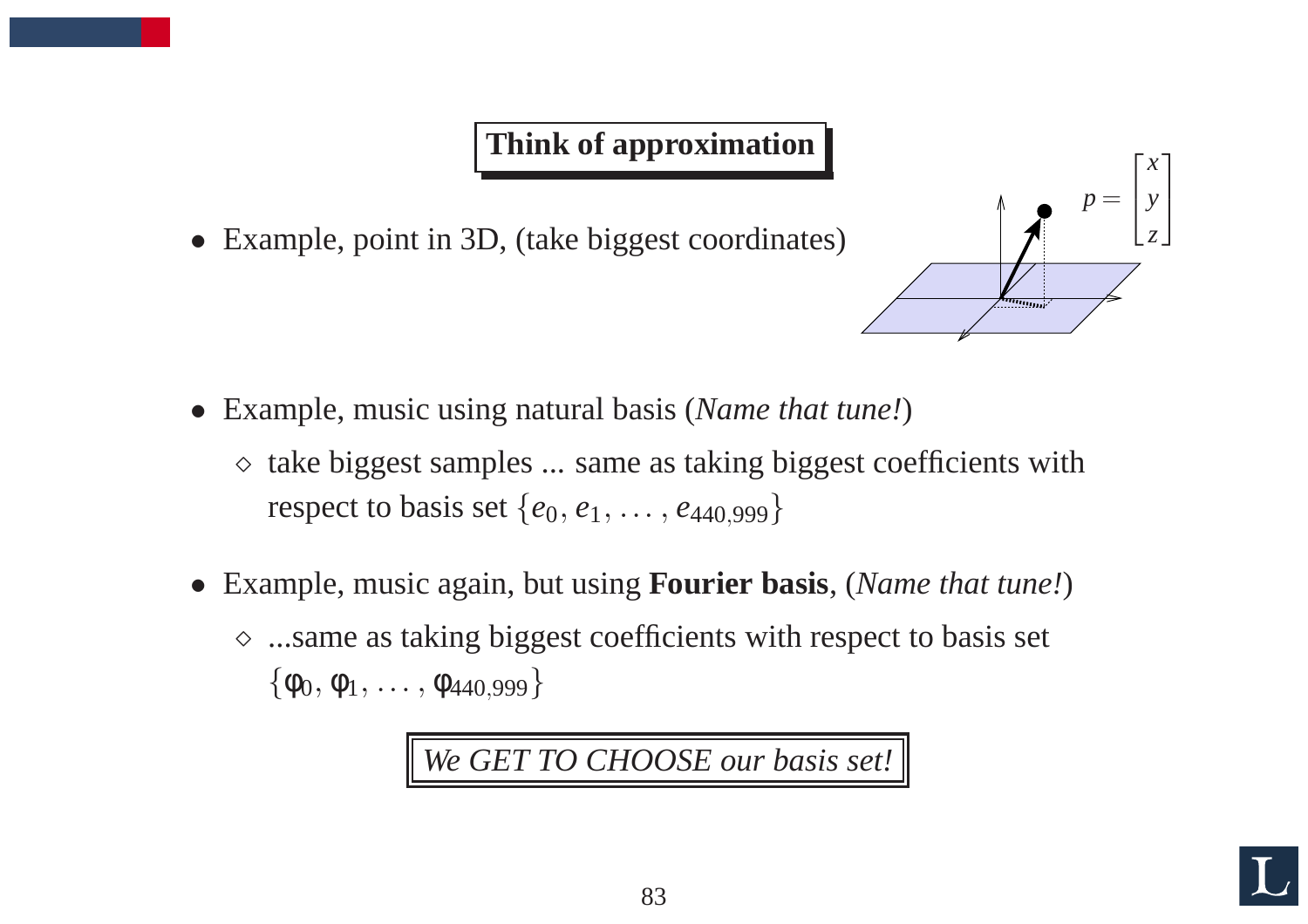## Think of approximation

- Example, point in 3D, (take biggest coordinates)

$$p = \begin{bmatrix} x \\ y \\ z \end{bmatrix}$$

- Example, music using natural basis (*Name that tune!*)
  - take biggest samples ... same as taking biggest coefficients with respect to basis set $\{e_0, e_1, \ldots, e_{440,999}\}$

- Example, music again, but using **Fourier basis**, (*Name that tune!*)
  - ...same as taking biggest coefficients with respect to basis set $\{\varphi_0, \varphi_1, \ldots, \varphi_{440,999}\}$

*We GET TO CHOOSE our basis set!*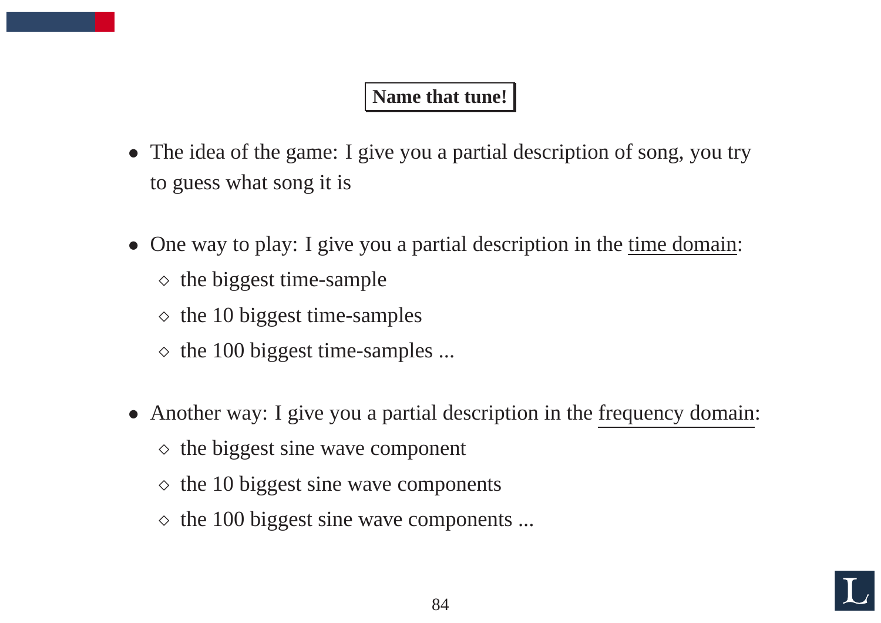## Name that tune!

- The idea of the game: I give you a partial description of song, you try to guess what song it is

- One way to play: I give you a partial description in the <u>time domain</u>:
  - the biggest time-sample
  - the 10 biggest time-samples
  - the 100 biggest time-samples ...

- Another way: I give you a partial description in the <u>frequency domain</u>:
  - the biggest sine wave component
  - the 10 biggest sine wave components
  - the 100 biggest sine wave components ...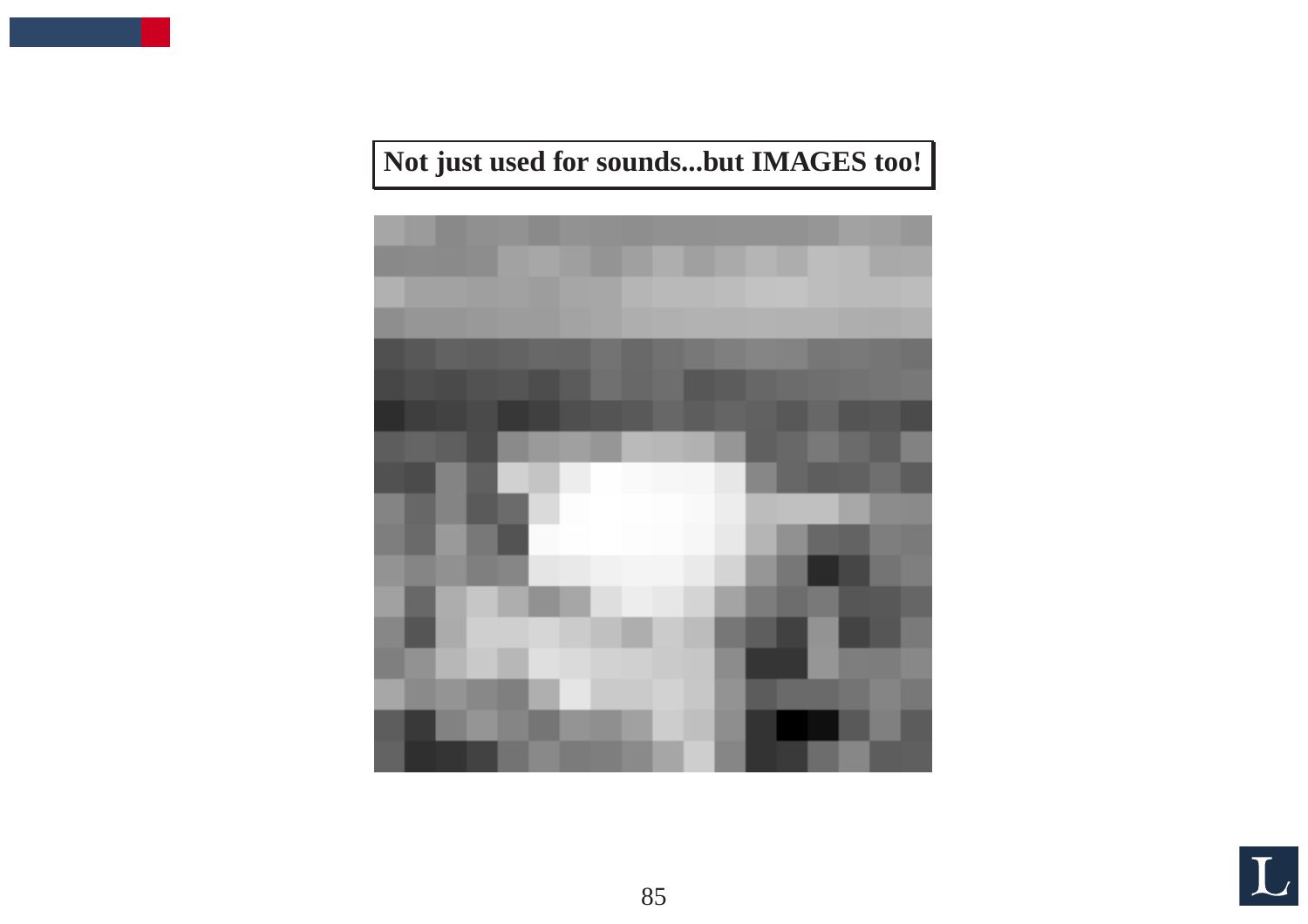**Not just used for sounds...but IMAGES too!**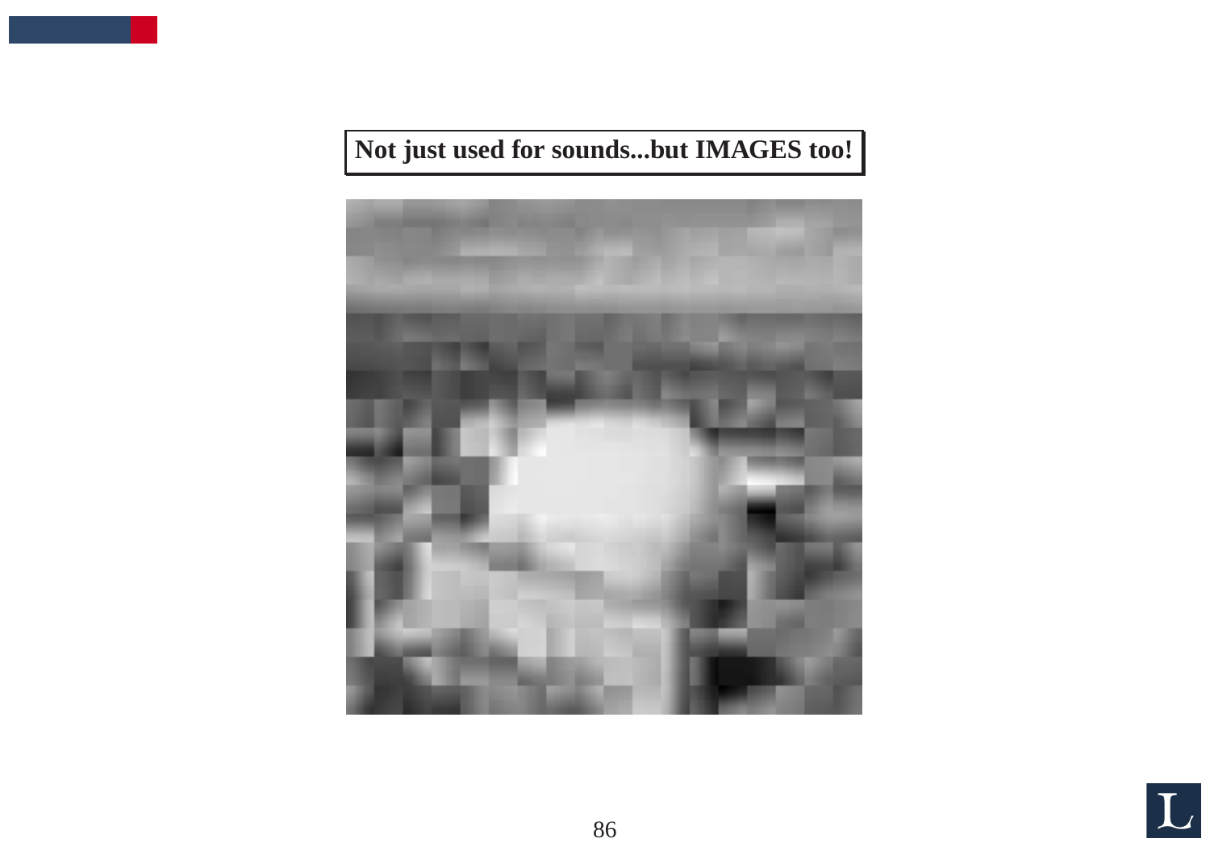**Not just used for sounds...but IMAGES too!**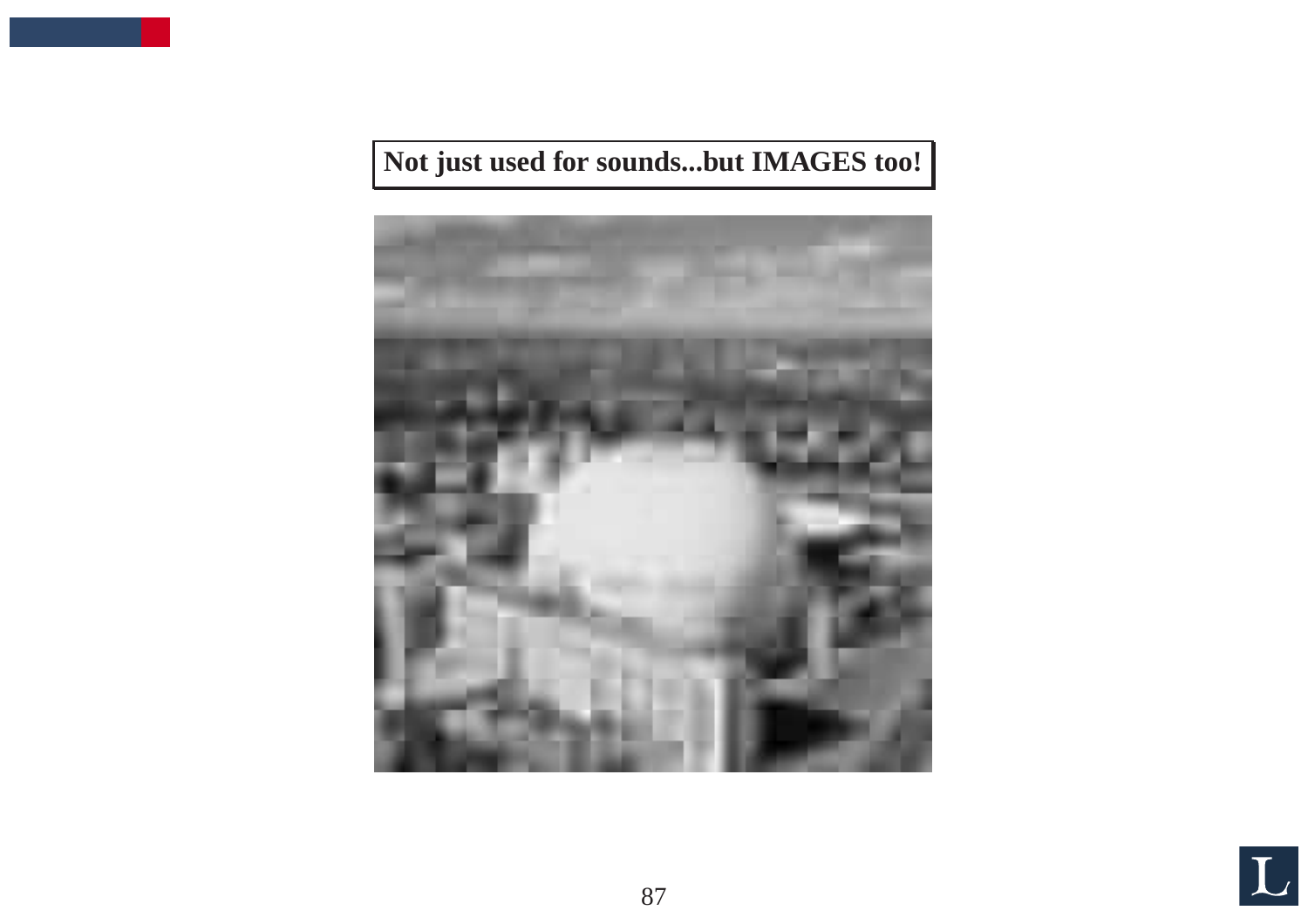**Not just used for sounds...but IMAGES too!**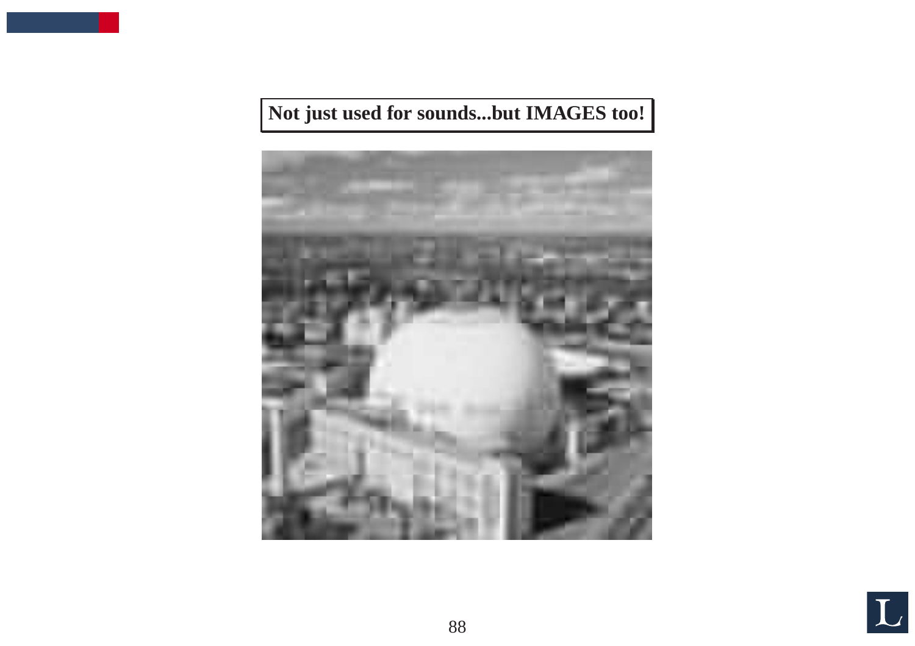**Not just used for sounds...but IMAGES too!**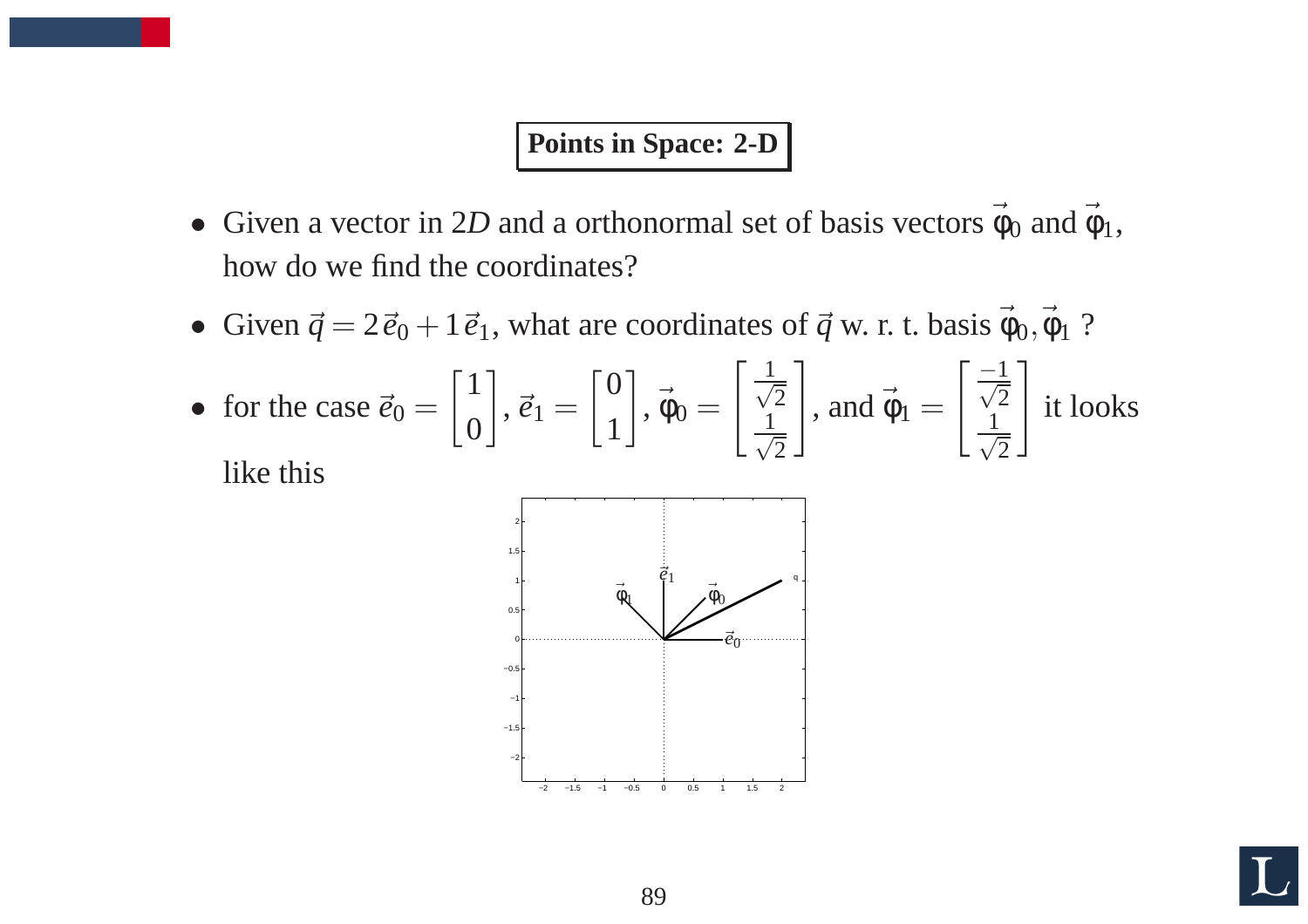## Points in Space: 2-D

- Given a vector in 2$D$ and a orthonormal set of basis vectors $\vec{\phi}_0$ and $\vec{\phi}_1$, how do we find the coordinates?
- Given $\vec{q} = 2\vec{e}_0 + 1\vec{e}_1$, what are coordinates of $\vec{q}$ w. r. t. basis $\vec{\phi}_0, \vec{\phi}_1$ ?
- for the case $\vec{e}_0 = \begin{bmatrix} 1 \\ 0 \end{bmatrix}$, $\vec{e}_1 = \begin{bmatrix} 0 \\ 1 \end{bmatrix}$, $\vec{\phi}_0 = \begin{bmatrix} \frac{1}{\sqrt{2}} \\ \frac{1}{\sqrt{2}} \end{bmatrix}$, and $\vec{\phi}_1 = \begin{bmatrix} \frac{-1}{\sqrt{2}} \\ \frac{1}{\sqrt{2}} \end{bmatrix}$ it looks like this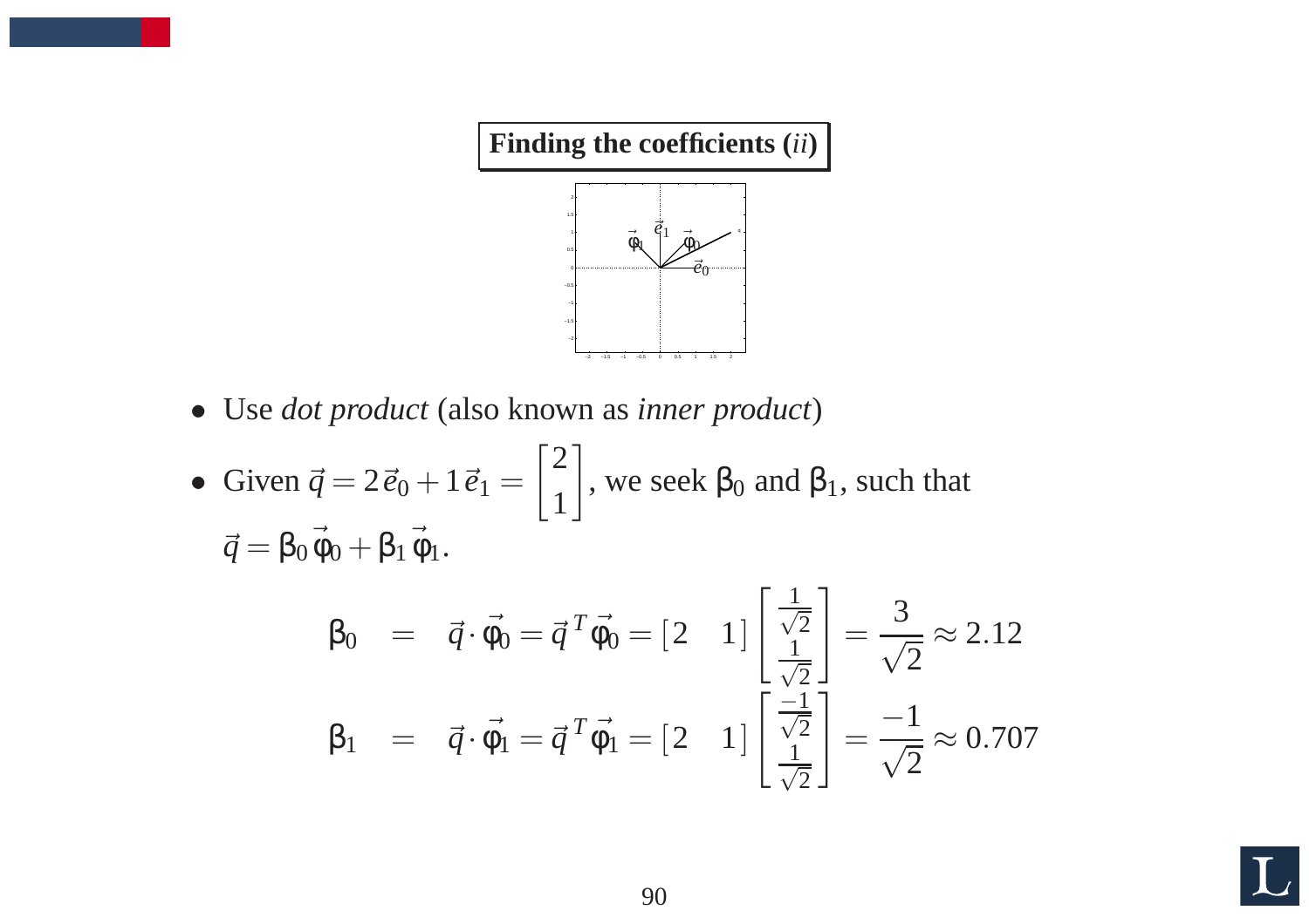## Finding the coefficients (*ii*)

- Use *dot product* (also known as *inner product*)
- Given $\vec{q} = 2\vec{e}_0 + 1\vec{e}_1 = \begin{bmatrix} 2 \\ 1 \end{bmatrix}$, we seek $\beta_0$ and $\beta_1$, such that $\vec{q} = \beta_0 \vec{\varphi}_0 + \beta_1 \vec{\varphi}_1$.

$$
\begin{aligned}
\beta_0 &= \vec{q} \cdot \vec{\varphi}_0 = \vec{q}^{\,T} \vec{\varphi}_0 = \begin{bmatrix} 2 & 1 \end{bmatrix} \begin{bmatrix} \frac{1}{\sqrt{2}} \\ \frac{1}{\sqrt{2}} \end{bmatrix} = \frac{3}{\sqrt{2}} \approx 2.12 \\
\beta_1 &= \vec{q} \cdot \vec{\varphi}_1 = \vec{q}^{\,T} \vec{\varphi}_1 = \begin{bmatrix} 2 & 1 \end{bmatrix} \begin{bmatrix} \frac{-1}{\sqrt{2}} \\ \frac{1}{\sqrt{2}} \end{bmatrix} = \frac{-1}{\sqrt{2}} \approx 0.707
\end{aligned}
$$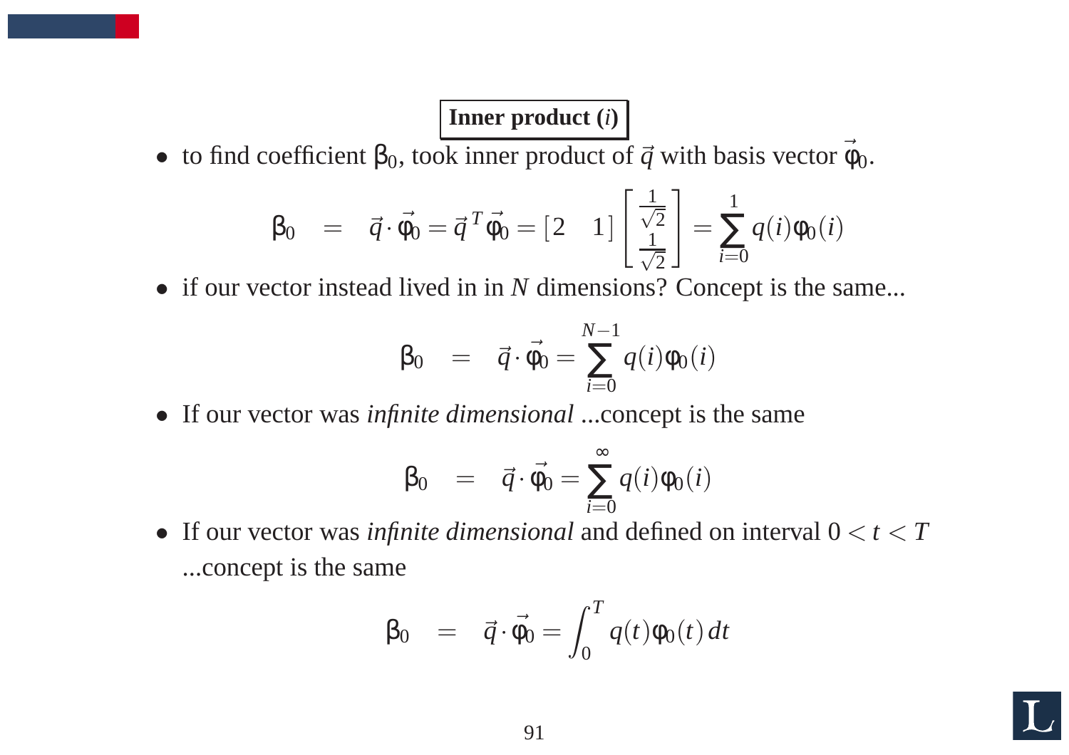**Inner product (*i*)**

- to find coefficient $\beta_0$, took inner product of $\vec{q}$ with basis vector $\vec{\varphi}_0$.

$$\beta_0 = \vec{q} \cdot \vec{\varphi}_0 = \vec{q}^{\,T} \vec{\varphi}_0 = [2 \quad 1] \begin{bmatrix} \frac{1}{\sqrt{2}} \\ \frac{1}{\sqrt{2}} \end{bmatrix} = \sum_{i=0}^{1} q(i)\varphi_0(i)$$

- if our vector instead lived in in $N$ dimensions? Concept is the same...

$$\beta_0 = \vec{q} \cdot \vec{\varphi}_0 = \sum_{i=0}^{N-1} q(i)\varphi_0(i)$$

- If our vector was *infinite dimensional* ...concept is the same

$$\beta_0 = \vec{q} \cdot \vec{\varphi}_0 = \sum_{i=0}^{\infty} q(i)\varphi_0(i)$$

- If our vector was *infinite dimensional* and defined on interval $0 < t < T$ ...concept is the same

$$\beta_0 = \vec{q} \cdot \vec{\varphi}_0 = \int_0^T q(t)\varphi_0(t)\, dt$$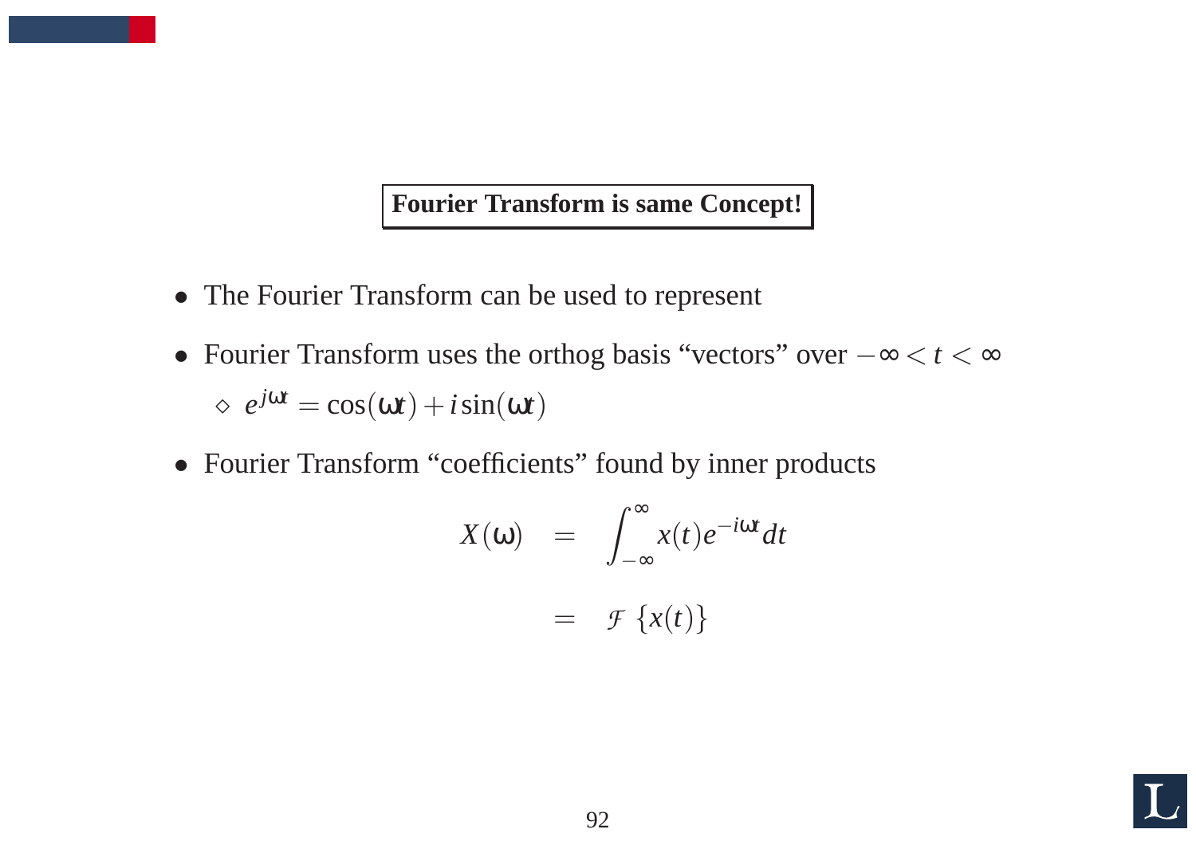## Fourier Transform is same Concept!

- The Fourier Transform can be used to represent
- Fourier Transform uses the orthog basis "vectors" over $-\infty < t < \infty$
  - $e^{j\omega t} = \cos(\omega t) + i\sin(\omega t)$
- Fourier Transform "coefficients" found by inner products

$$
\begin{aligned}
X(\omega) &= \int_{-\infty}^{\infty} x(t) e^{-i\omega t} dt \\
&= \mathcal{F}\{x(t)\}
\end{aligned}
$$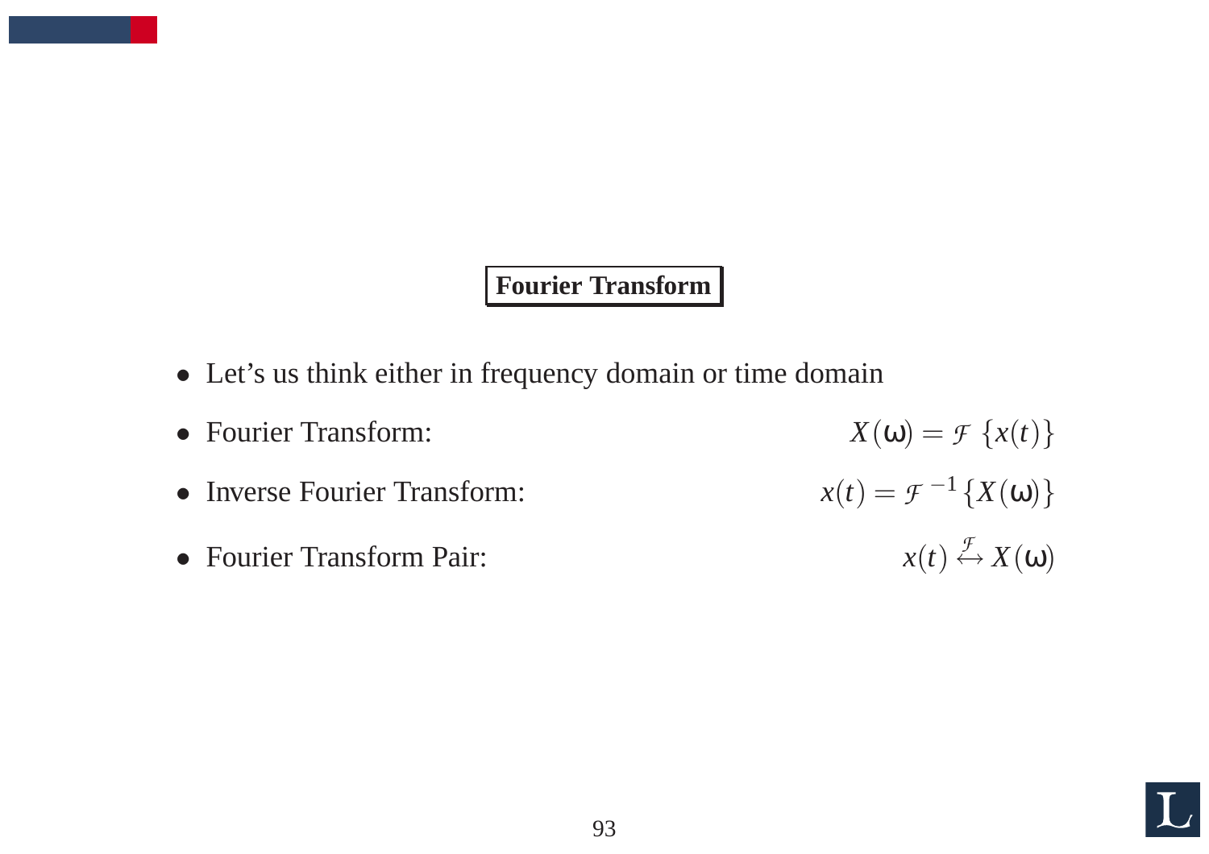## Fourier Transform

- Let's us think either in frequency domain or time domain
- Fourier Transform: $X(\omega) = \mathcal{F}\{x(t)\}$
- Inverse Fourier Transform: $x(t) = \mathcal{F}^{-1}\{X(\omega)\}$
- Fourier Transform Pair: $x(t) \overset{\mathcal{F}}{\leftrightarrow} X(\omega)$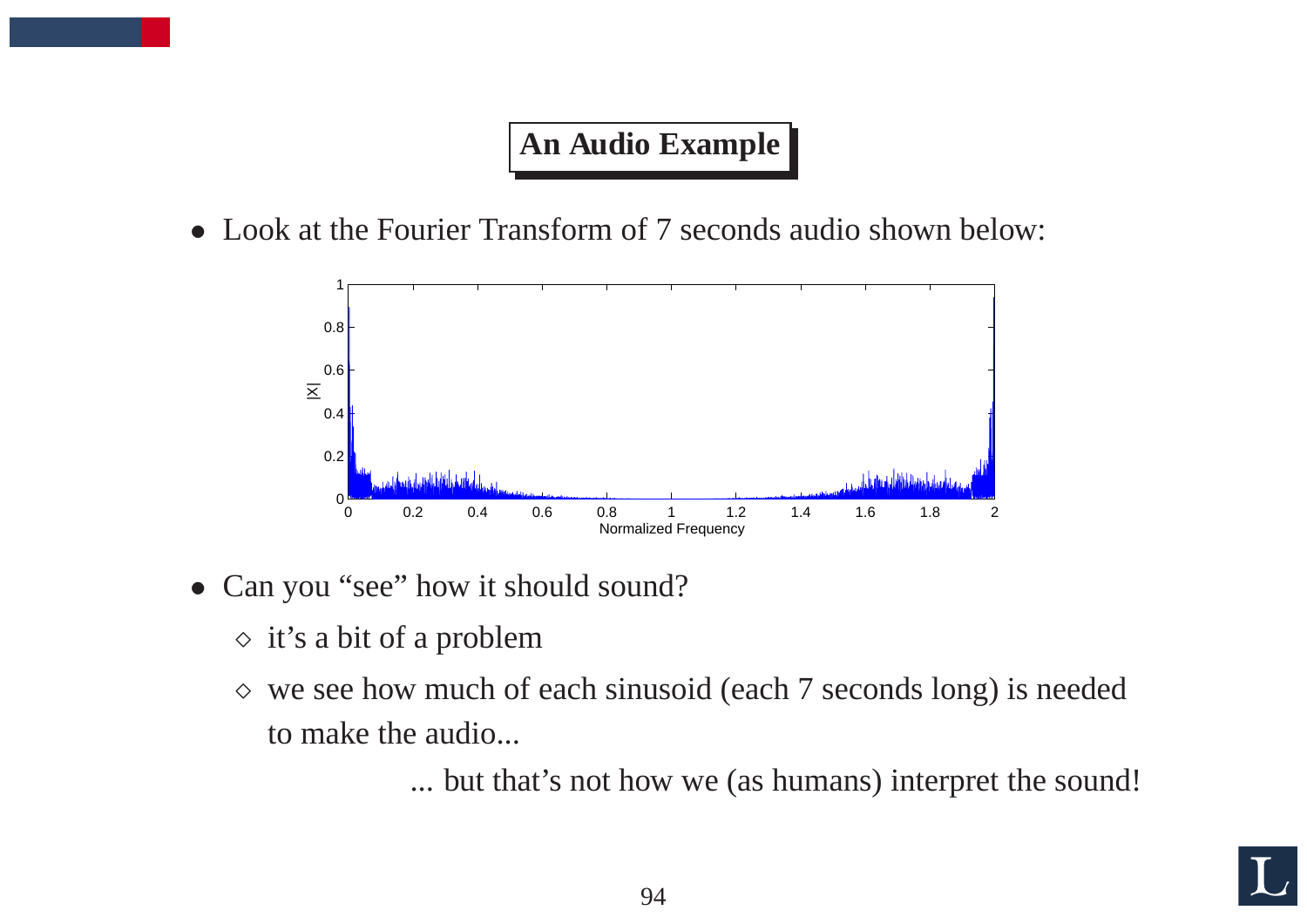# An Audio Example

- Look at the Fourier Transform of 7 seconds audio shown below:

- Can you “see” how it should sound?
  - it’s a bit of a problem
  - we see how much of each sinusoid (each 7 seconds long) is needed to make the audio...

    ... but that’s not how we (as humans) interpret the sound!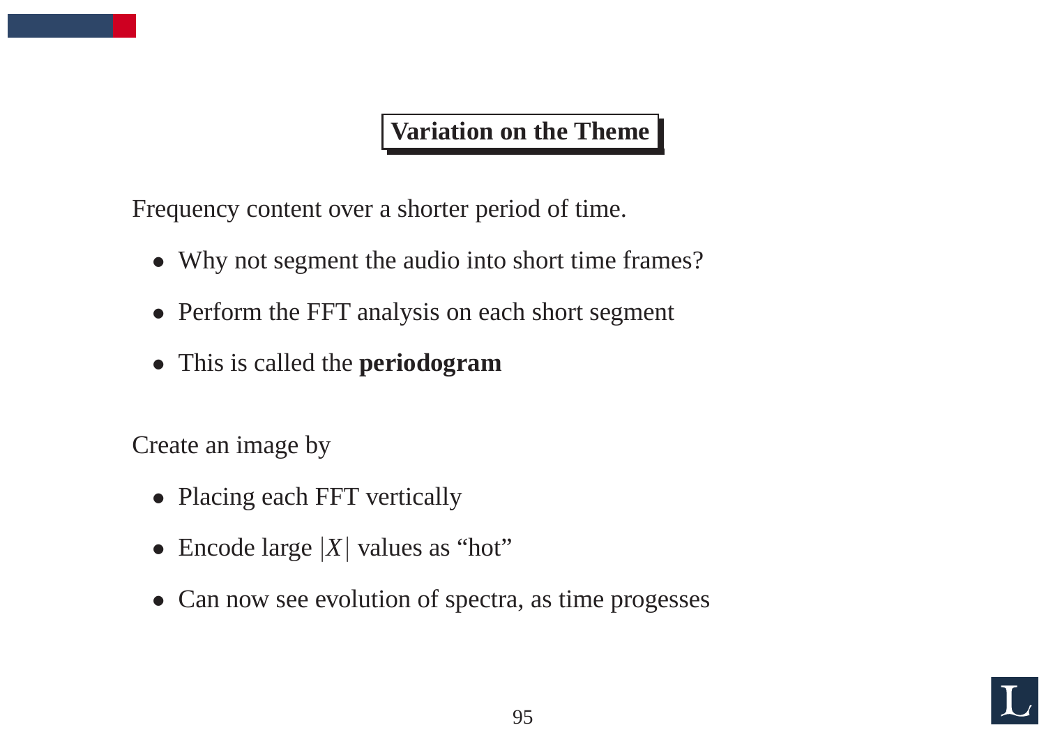## Variation on the Theme

Frequency content over a shorter period of time.

- Why not segment the audio into short time frames?
- Perform the FFT analysis on each short segment
- This is called the **periodogram**

Create an image by

- Placing each FFT vertically
- Encode large $|X|$ values as “hot”
- Can now see evolution of spectra, as time progesses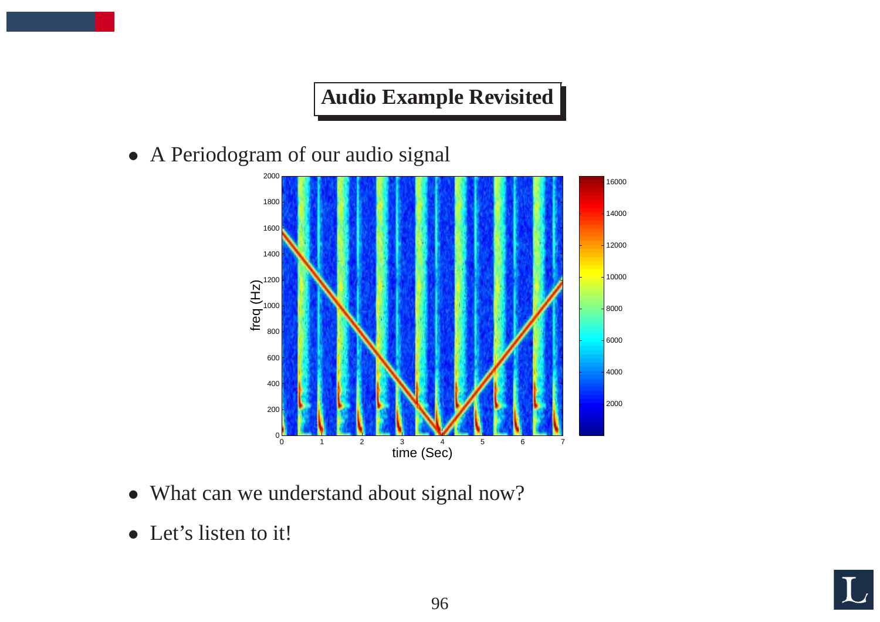# Audio Example Revisited

- A Periodogram of our audio signal

- What can we understand about signal now?

- Let's listen to it!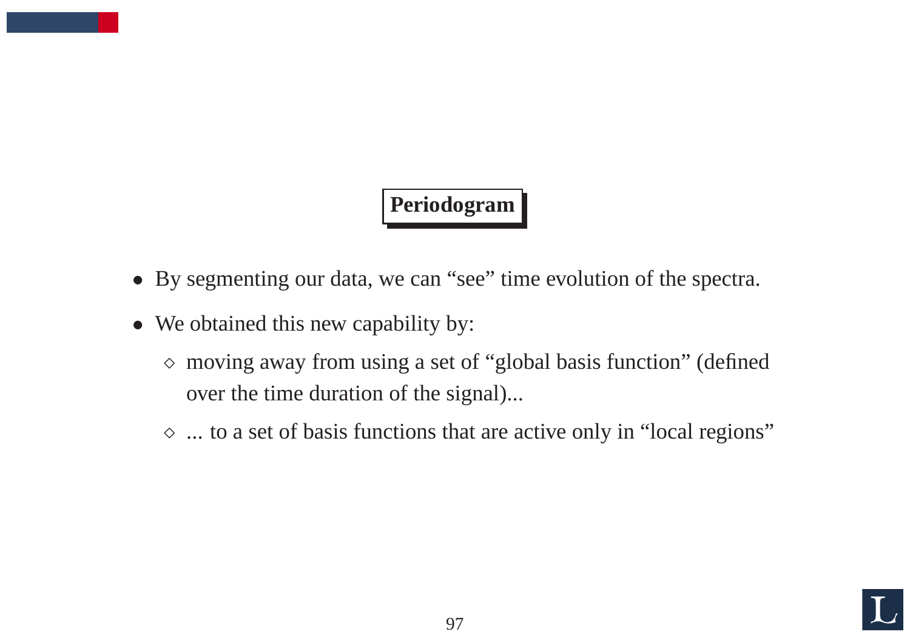## Periodogram

- By segmenting our data, we can “see” time evolution of the spectra.
- We obtained this new capability by:
  - moving away from using a set of “global basis function” (defined over the time duration of the signal)...
  - ... to a set of basis functions that are active only in “local regions”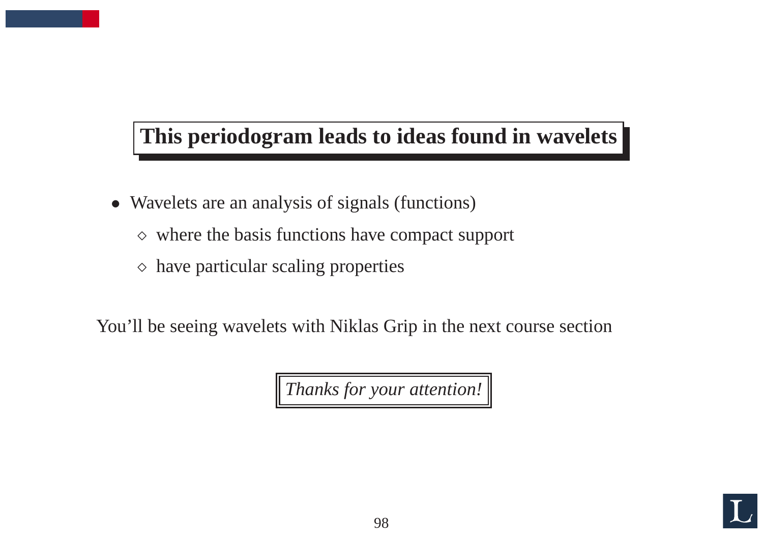## This periodogram leads to ideas found in wavelets

- Wavelets are an analysis of signals (functions)
  - where the basis functions have compact support
  - have particular scaling properties

You'll be seeing wavelets with Niklas Grip in the next course section

*Thanks for your attention!*